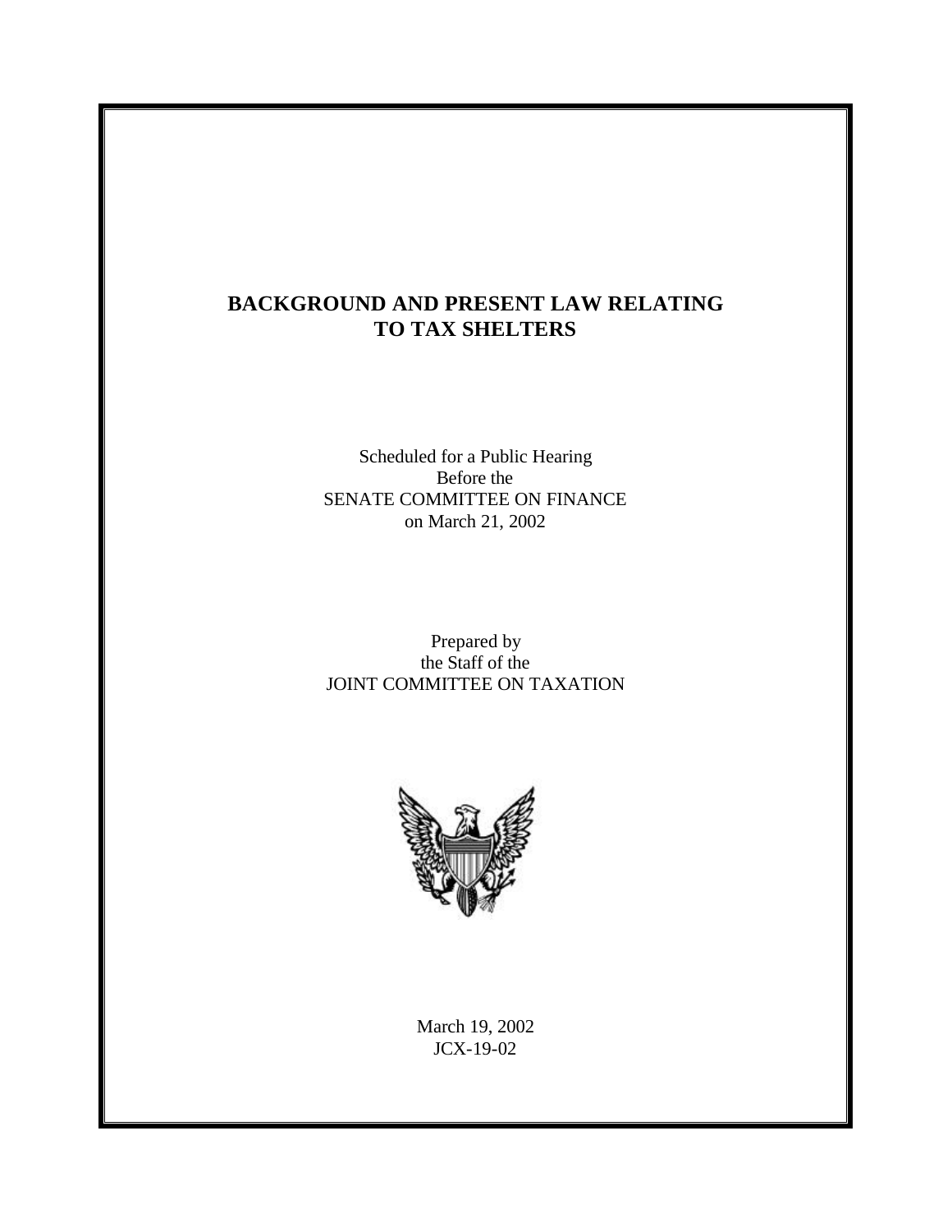# BACKGROUND AND PRESENT LAW RELATING TO TAX SHELTERS

Scheduled for a Public Hearing
Before the
SENATE COMMITTEE ON FINANCE
on March 21, 2002

Prepared by
the Staff of the
JOINT COMMITTEE ON TAXATION

March 19, 2002
JCX-19-02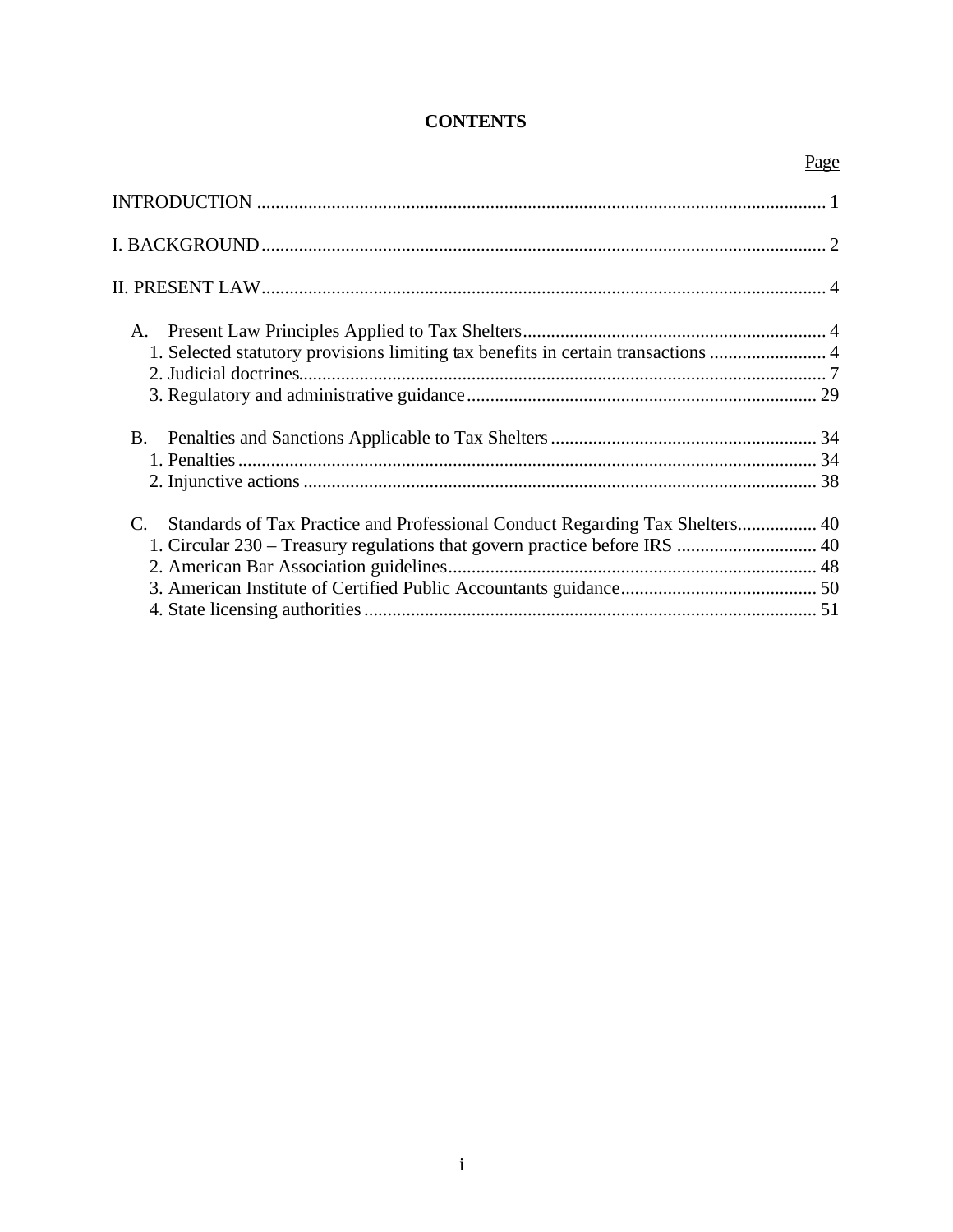# CONTENTS

| | Page |
|---|---|
| INTRODUCTION | 1 |
| I. BACKGROUND | 2 |
| II. PRESENT LAW | 4 |
| A. Present Law Principles Applied to Tax Shelters | 4 |
| 1. Selected statutory provisions limiting tax benefits in certain transactions | 4 |
| 2. Judicial doctrines | 7 |
| 3. Regulatory and administrative guidance | 29 |
| B. Penalties and Sanctions Applicable to Tax Shelters | 34 |
| 1. Penalties | 34 |
| 2. Injunctive actions | 38 |
| C. Standards of Tax Practice and Professional Conduct Regarding Tax Shelters | 40 |
| 1. Circular 230 – Treasury regulations that govern practice before IRS | 40 |
| 2. American Bar Association guidelines | 48 |
| 3. American Institute of Certified Public Accountants guidance | 50 |
| 4. State licensing authorities | 51 |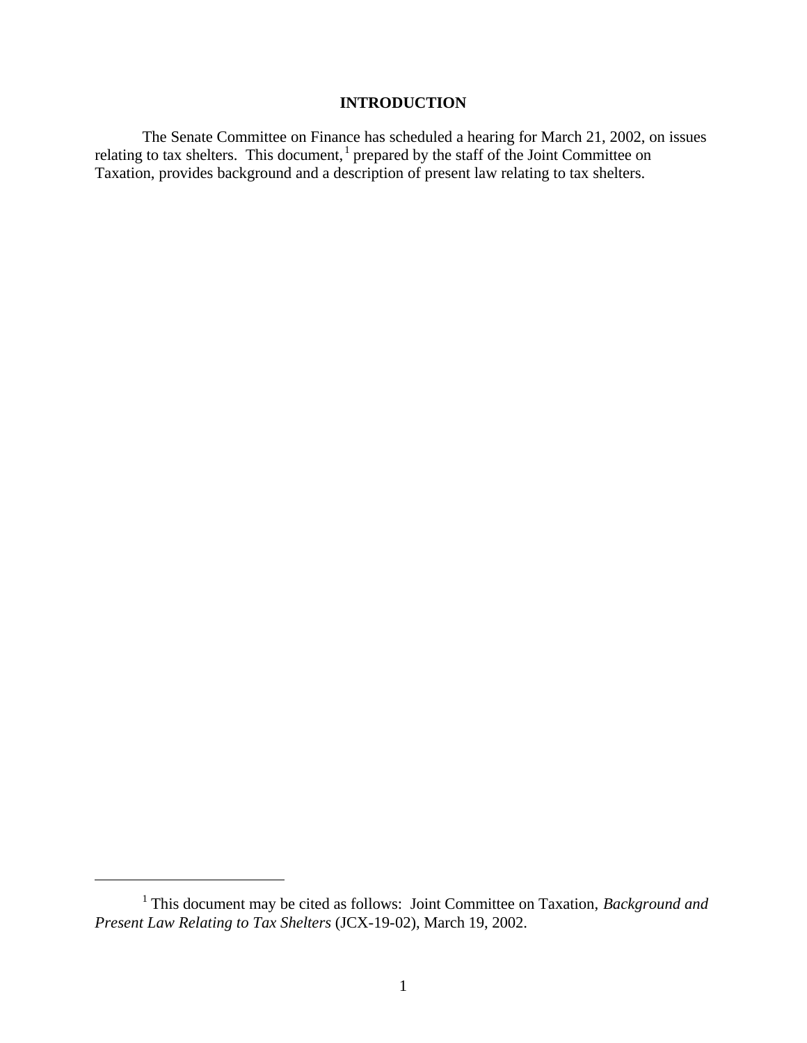# INTRODUCTION

The Senate Committee on Finance has scheduled a hearing for March 21, 2002, on issues relating to tax shelters. This document,[1] prepared by the staff of the Joint Committee on Taxation, provides background and a description of present law relating to tax shelters.

---

[1] This document may be cited as follows: Joint Committee on Taxation, *Background and Present Law Relating to Tax Shelters* (JCX-19-02), March 19, 2002.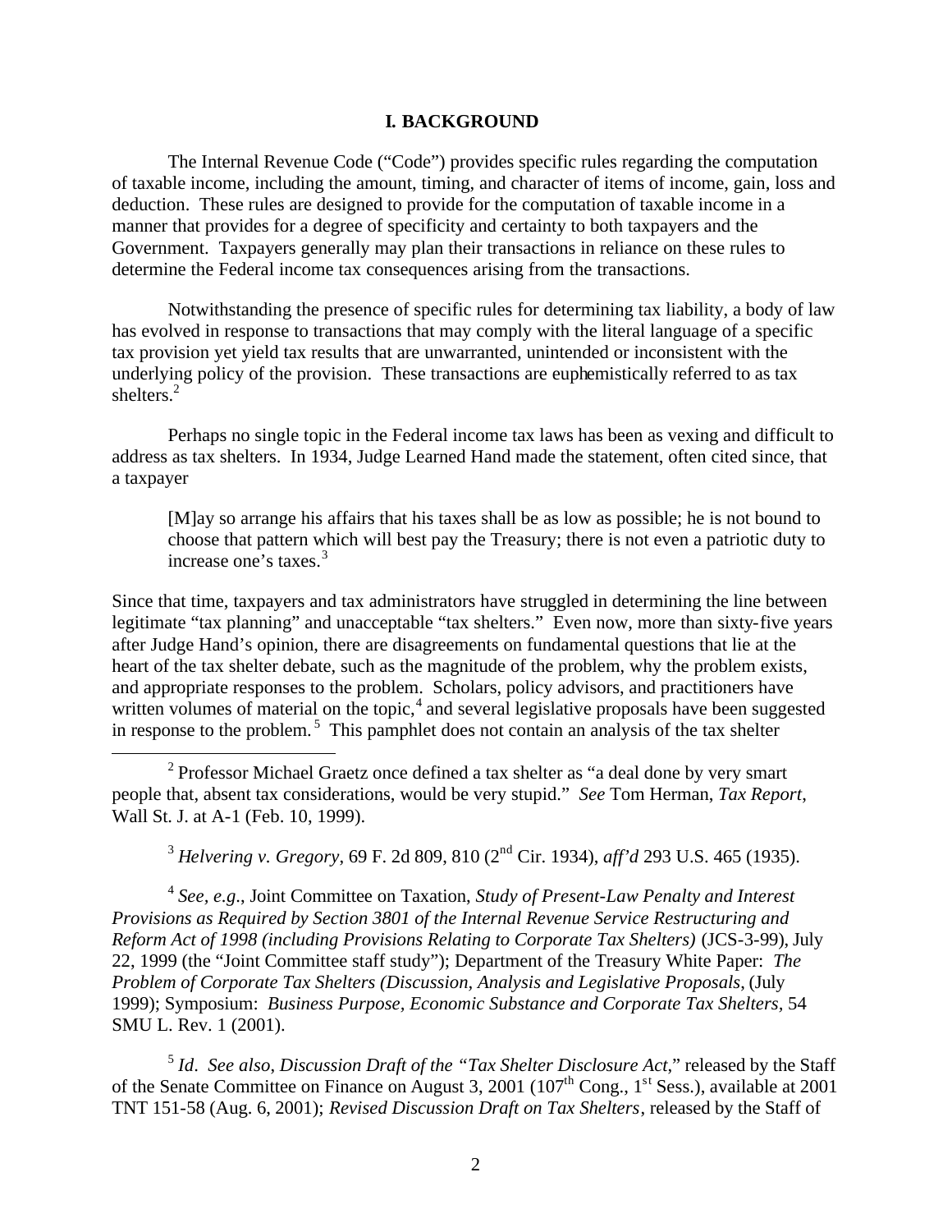## I. BACKGROUND

The Internal Revenue Code ("Code") provides specific rules regarding the computation of taxable income, including the amount, timing, and character of items of income, gain, loss and deduction. These rules are designed to provide for the computation of taxable income in a manner that provides for a degree of specificity and certainty to both taxpayers and the Government. Taxpayers generally may plan their transactions in reliance on these rules to determine the Federal income tax consequences arising from the transactions.

Notwithstanding the presence of specific rules for determining tax liability, a body of law has evolved in response to transactions that may comply with the literal language of a specific tax provision yet yield tax results that are unwarranted, unintended or inconsistent with the underlying policy of the provision. These transactions are euphemistically referred to as tax shelters.[2]

Perhaps no single topic in the Federal income tax laws has been as vexing and difficult to address as tax shelters. In 1934, Judge Learned Hand made the statement, often cited since, that a taxpayer

> [M]ay so arrange his affairs that his taxes shall be as low as possible; he is not bound to choose that pattern which will best pay the Treasury; there is not even a patriotic duty to increase one's taxes.[3]

Since that time, taxpayers and tax administrators have struggled in determining the line between legitimate "tax planning" and unacceptable "tax shelters." Even now, more than sixty-five years after Judge Hand's opinion, there are disagreements on fundamental questions that lie at the heart of the tax shelter debate, such as the magnitude of the problem, why the problem exists, and appropriate responses to the problem. Scholars, policy advisors, and practitioners have written volumes of material on the topic,[4] and several legislative proposals have been suggested in response to the problem.[5] This pamphlet does not contain an analysis of the tax shelter

---

[2] Professor Michael Graetz once defined a tax shelter as "a deal done by very smart people that, absent tax considerations, would be very stupid." *See* Tom Herman, *Tax Report*, Wall St. J. at A-1 (Feb. 10, 1999).

[3] *Helvering v. Gregory*, 69 F. 2d 809, 810 (2nd Cir. 1934), *aff'd* 293 U.S. 465 (1935).

[4] *See, e.g.*, Joint Committee on Taxation, *Study of Present-Law Penalty and Interest Provisions as Required by Section 3801 of the Internal Revenue Service Restructuring and Reform Act of 1998 (including Provisions Relating to Corporate Tax Shelters)* (JCS-3-99), July 22, 1999 (the "Joint Committee staff study"); Department of the Treasury White Paper: *The Problem of Corporate Tax Shelters (Discussion, Analysis and Legislative Proposals*, (July 1999); Symposium: *Business Purpose, Economic Substance and Corporate Tax Shelters*, 54 SMU L. Rev. 1 (2001).

[5] *Id*. *See also*, *Discussion Draft of the "Tax Shelter Disclosure Act*," released by the Staff of the Senate Committee on Finance on August 3, 2001 (107th Cong., 1st Sess.), available at 2001 TNT 151-58 (Aug. 6, 2001); *Revised Discussion Draft on Tax Shelters*, released by the Staff of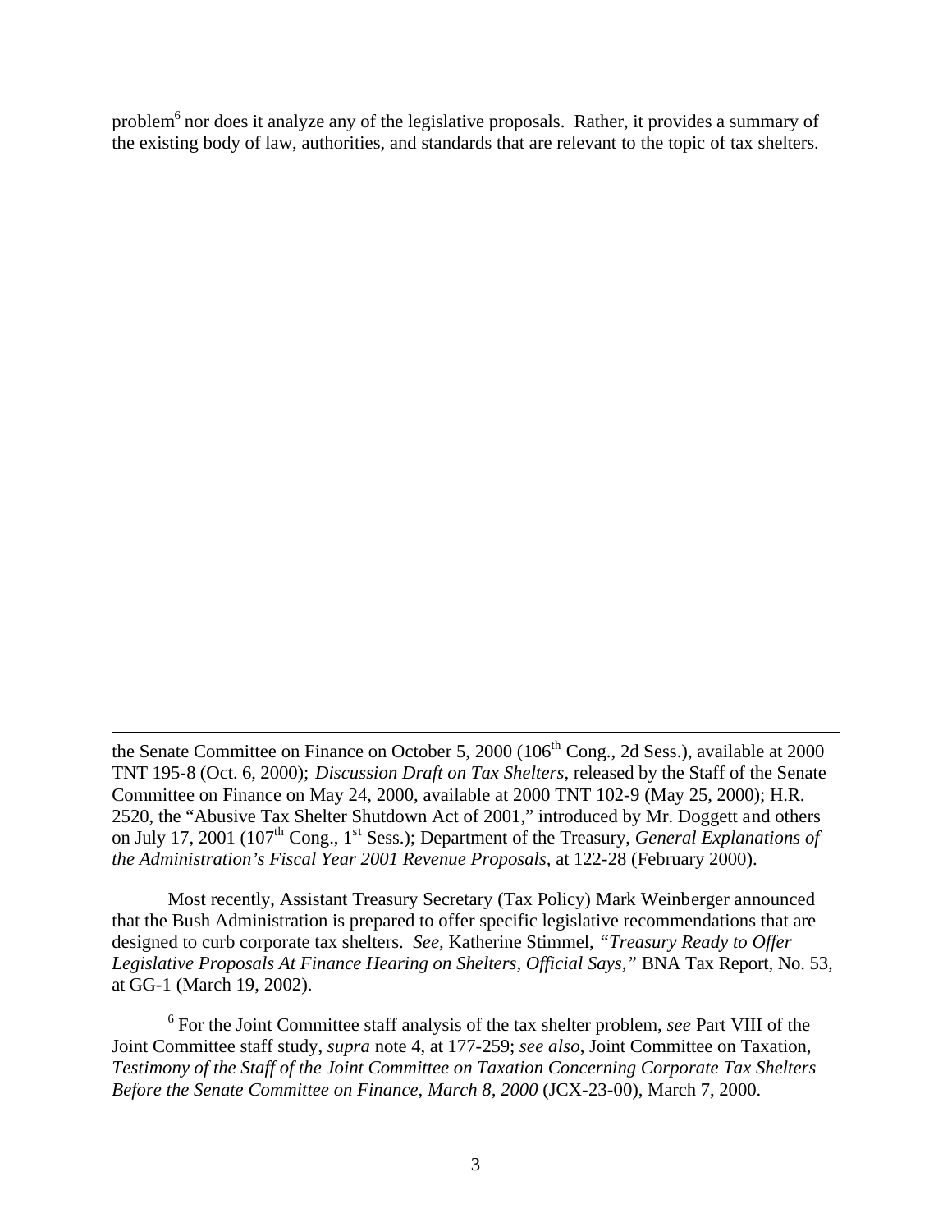problem[6] nor does it analyze any of the legislative proposals. Rather, it provides a summary of the existing body of law, authorities, and standards that are relevant to the topic of tax shelters.

---

the Senate Committee on Finance on October 5, 2000 (106th Cong., 2d Sess.), available at 2000 TNT 195-8 (Oct. 6, 2000); *Discussion Draft on Tax Shelters*, released by the Staff of the Senate Committee on Finance on May 24, 2000, available at 2000 TNT 102-9 (May 25, 2000); H.R. 2520, the "Abusive Tax Shelter Shutdown Act of 2001," introduced by Mr. Doggett and others on July 17, 2001 (107th Cong., 1st Sess.); Department of the Treasury, *General Explanations of the Administration's Fiscal Year 2001 Revenue Proposals*, at 122-28 (February 2000).

Most recently, Assistant Treasury Secretary (Tax Policy) Mark Weinberger announced that the Bush Administration is prepared to offer specific legislative recommendations that are designed to curb corporate tax shelters. *See,* Katherine Stimmel, *"Treasury Ready to Offer Legislative Proposals At Finance Hearing on Shelters, Official Says,"* BNA Tax Report, No. 53, at GG-1 (March 19, 2002).

[6] For the Joint Committee staff analysis of the tax shelter problem, *see* Part VIII of the Joint Committee staff study, *supra* note 4, at 177-259; *see also*, Joint Committee on Taxation, *Testimony of the Staff of the Joint Committee on Taxation Concerning Corporate Tax Shelters Before the Senate Committee on Finance, March 8, 2000* (JCX-23-00), March 7, 2000.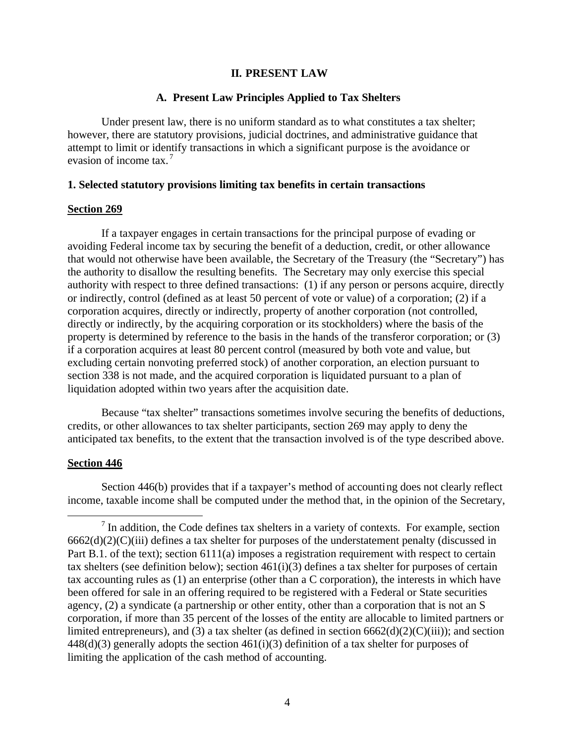## II. PRESENT LAW

### A. Present Law Principles Applied to Tax Shelters

Under present law, there is no uniform standard as to what constitutes a tax shelter; however, there are statutory provisions, judicial doctrines, and administrative guidance that attempt to limit or identify transactions in which a significant purpose is the avoidance or evasion of income tax.[7]

#### 1. Selected statutory provisions limiting tax benefits in certain transactions

**Section 269**

If a taxpayer engages in certain transactions for the principal purpose of evading or avoiding Federal income tax by securing the benefit of a deduction, credit, or other allowance that would not otherwise have been available, the Secretary of the Treasury (the "Secretary") has the authority to disallow the resulting benefits. The Secretary may only exercise this special authority with respect to three defined transactions: (1) if any person or persons acquire, directly or indirectly, control (defined as at least 50 percent of vote or value) of a corporation; (2) if a corporation acquires, directly or indirectly, property of another corporation (not controlled, directly or indirectly, by the acquiring corporation or its stockholders) where the basis of the property is determined by reference to the basis in the hands of the transferor corporation; or (3) if a corporation acquires at least 80 percent control (measured by both vote and value, but excluding certain nonvoting preferred stock) of another corporation, an election pursuant to section 338 is not made, and the acquired corporation is liquidated pursuant to a plan of liquidation adopted within two years after the acquisition date.

Because "tax shelter" transactions sometimes involve securing the benefits of deductions, credits, or other allowances to tax shelter participants, section 269 may apply to deny the anticipated tax benefits, to the extent that the transaction involved is of the type described above.

**Section 446**

Section 446(b) provides that if a taxpayer's method of accounting does not clearly reflect income, taxable income shall be computed under the method that, in the opinion of the Secretary,

[7] In addition, the Code defines tax shelters in a variety of contexts. For example, section 6662(d)(2)(C)(iii) defines a tax shelter for purposes of the understatement penalty (discussed in Part B.1. of the text); section 6111(a) imposes a registration requirement with respect to certain tax shelters (see definition below); section 461(i)(3) defines a tax shelter for purposes of certain tax accounting rules as (1) an enterprise (other than a C corporation), the interests in which have been offered for sale in an offering required to be registered with a Federal or State securities agency, (2) a syndicate (a partnership or other entity, other than a corporation that is not an S corporation, if more than 35 percent of the losses of the entity are allocable to limited partners or limited entrepreneurs), and (3) a tax shelter (as defined in section 6662(d)(2)(C)(iii)); and section 448(d)(3) generally adopts the section 461(i)(3) definition of a tax shelter for purposes of limiting the application of the cash method of accounting.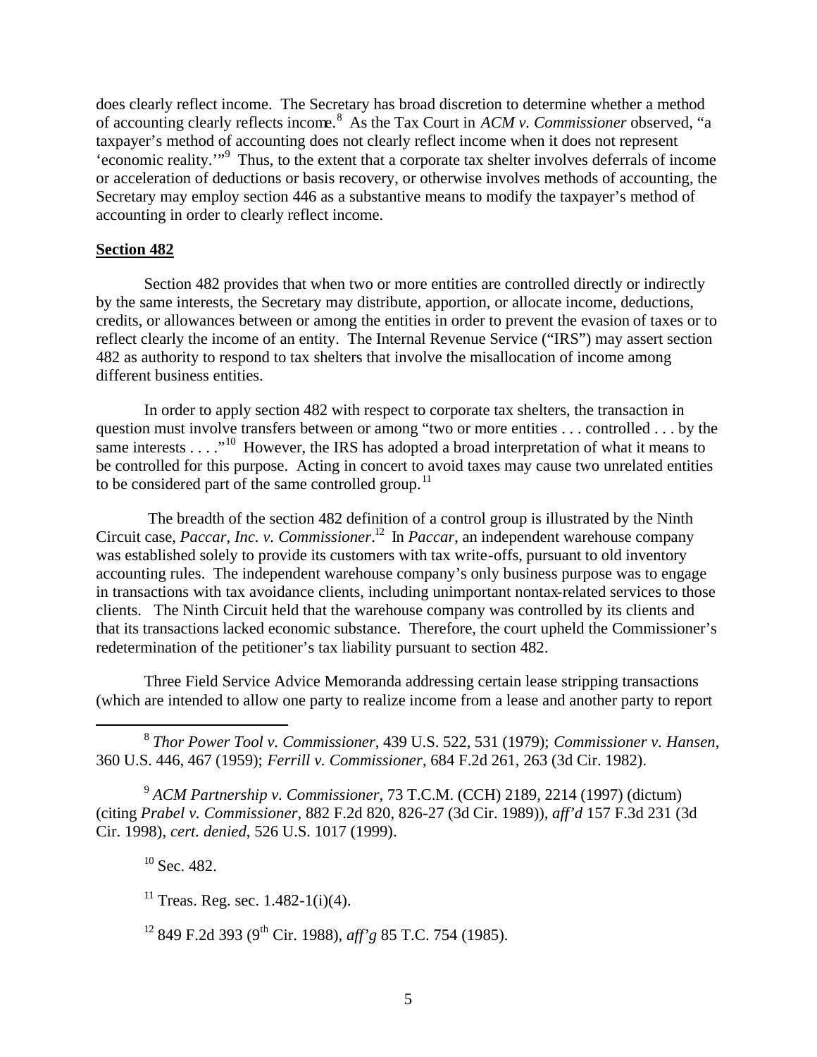does clearly reflect income. The Secretary has broad discretion to determine whether a method of accounting clearly reflects income.[8] As the Tax Court in *ACM v. Commissioner* observed, "a taxpayer's method of accounting does not clearly reflect income when it does not represent 'economic reality.'"[9] Thus, to the extent that a corporate tax shelter involves deferrals of income or acceleration of deductions or basis recovery, or otherwise involves methods of accounting, the Secretary may employ section 446 as a substantive means to modify the taxpayer's method of accounting in order to clearly reflect income.

**Section 482**

Section 482 provides that when two or more entities are controlled directly or indirectly by the same interests, the Secretary may distribute, apportion, or allocate income, deductions, credits, or allowances between or among the entities in order to prevent the evasion of taxes or to reflect clearly the income of an entity. The Internal Revenue Service ("IRS") may assert section 482 as authority to respond to tax shelters that involve the misallocation of income among different business entities.

In order to apply section 482 with respect to corporate tax shelters, the transaction in question must involve transfers between or among "two or more entities . . . controlled . . . by the same interests . . . ."[10] However, the IRS has adopted a broad interpretation of what it means to be controlled for this purpose. Acting in concert to avoid taxes may cause two unrelated entities to be considered part of the same controlled group.[11]

The breadth of the section 482 definition of a control group is illustrated by the Ninth Circuit case, *Paccar, Inc. v. Commissioner*.[12] In *Paccar*, an independent warehouse company was established solely to provide its customers with tax write-offs, pursuant to old inventory accounting rules. The independent warehouse company's only business purpose was to engage in transactions with tax avoidance clients, including unimportant nontax-related services to those clients. The Ninth Circuit held that the warehouse company was controlled by its clients and that its transactions lacked economic substance. Therefore, the court upheld the Commissioner's redetermination of the petitioner's tax liability pursuant to section 482.

Three Field Service Advice Memoranda addressing certain lease stripping transactions (which are intended to allow one party to realize income from a lease and another party to report

---

[8] *Thor Power Tool v. Commissioner*, 439 U.S. 522, 531 (1979); *Commissioner v. Hansen*, 360 U.S. 446, 467 (1959); *Ferrill v. Commissioner*, 684 F.2d 261, 263 (3d Cir. 1982).

[9] *ACM Partnership v. Commissioner*, 73 T.C.M. (CCH) 2189, 2214 (1997) (dictum) (citing *Prabel v. Commissioner*, 882 F.2d 820, 826-27 (3d Cir. 1989)), *aff'd* 157 F.3d 231 (3d Cir. 1998), *cert. denied*, 526 U.S. 1017 (1999).

[10] Sec. 482.

[11] Treas. Reg. sec. 1.482-1(i)(4).

[12] 849 F.2d 393 (9th Cir. 1988), *aff'g* 85 T.C. 754 (1985).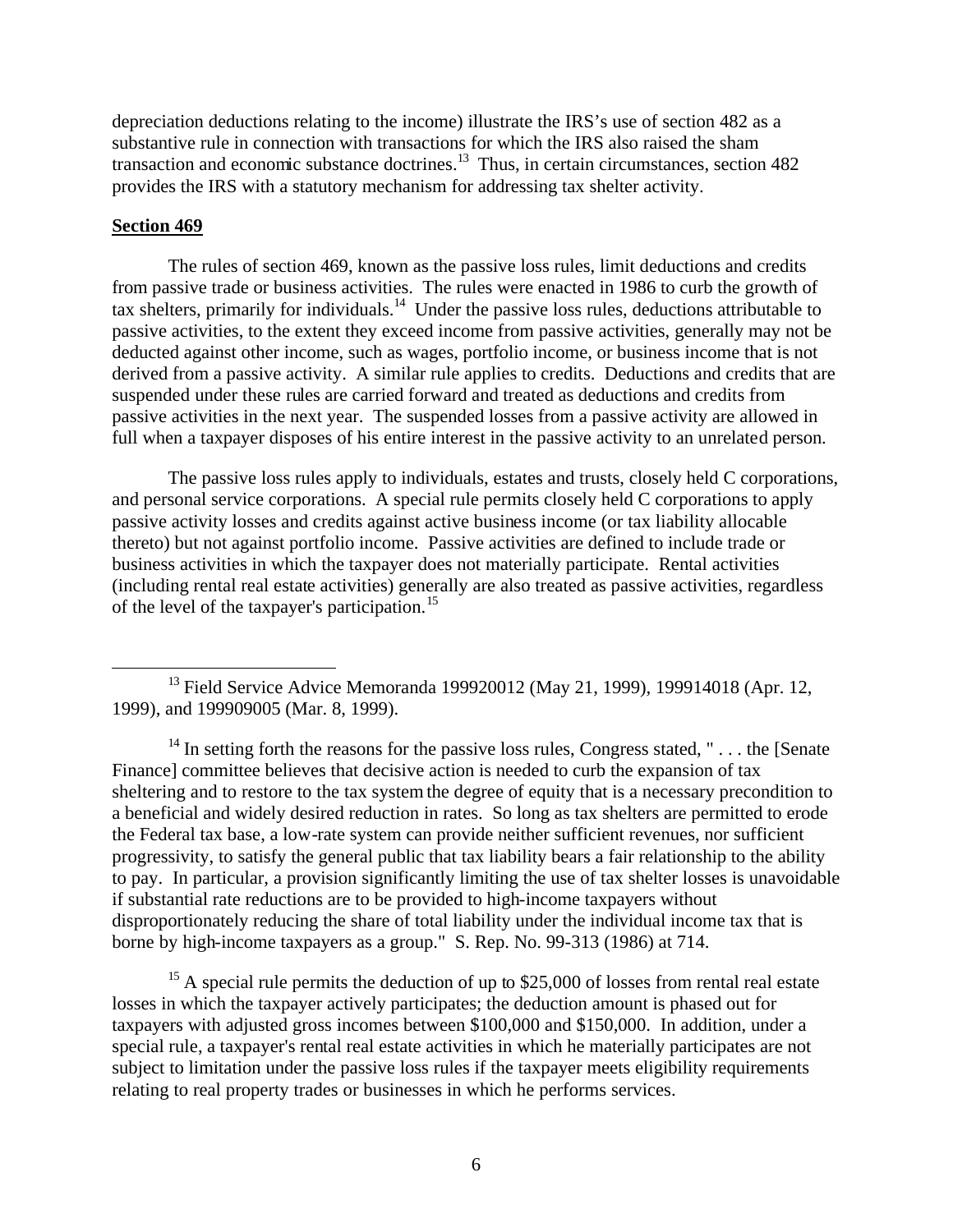depreciation deductions relating to the income) illustrate the IRS's use of section 482 as a substantive rule in connection with transactions for which the IRS also raised the sham transaction and economic substance doctrines.[13] Thus, in certain circumstances, section 482 provides the IRS with a statutory mechanism for addressing tax shelter activity.

**Section 469**

The rules of section 469, known as the passive loss rules, limit deductions and credits from passive trade or business activities. The rules were enacted in 1986 to curb the growth of tax shelters, primarily for individuals.[14] Under the passive loss rules, deductions attributable to passive activities, to the extent they exceed income from passive activities, generally may not be deducted against other income, such as wages, portfolio income, or business income that is not derived from a passive activity. A similar rule applies to credits. Deductions and credits that are suspended under these rules are carried forward and treated as deductions and credits from passive activities in the next year. The suspended losses from a passive activity are allowed in full when a taxpayer disposes of his entire interest in the passive activity to an unrelated person.

The passive loss rules apply to individuals, estates and trusts, closely held C corporations, and personal service corporations. A special rule permits closely held C corporations to apply passive activity losses and credits against active business income (or tax liability allocable thereto) but not against portfolio income. Passive activities are defined to include trade or business activities in which the taxpayer does not materially participate. Rental activities (including rental real estate activities) generally are also treated as passive activities, regardless of the level of the taxpayer's participation.[15]

---

[13] Field Service Advice Memoranda 199920012 (May 21, 1999), 199914018 (Apr. 12, 1999), and 199909005 (Mar. 8, 1999).

[14] In setting forth the reasons for the passive loss rules, Congress stated, " . . . the [Senate Finance] committee believes that decisive action is needed to curb the expansion of tax sheltering and to restore to the tax system the degree of equity that is a necessary precondition to a beneficial and widely desired reduction in rates. So long as tax shelters are permitted to erode the Federal tax base, a low-rate system can provide neither sufficient revenues, nor sufficient progressivity, to satisfy the general public that tax liability bears a fair relationship to the ability to pay. In particular, a provision significantly limiting the use of tax shelter losses is unavoidable if substantial rate reductions are to be provided to high-income taxpayers without disproportionately reducing the share of total liability under the individual income tax that is borne by high-income taxpayers as a group." S. Rep. No. 99-313 (1986) at 714.

[15] A special rule permits the deduction of up to $25,000 of losses from rental real estate losses in which the taxpayer actively participates; the deduction amount is phased out for taxpayers with adjusted gross incomes between $100,000 and $150,000. In addition, under a special rule, a taxpayer's rental real estate activities in which he materially participates are not subject to limitation under the passive loss rules if the taxpayer meets eligibility requirements relating to real property trades or businesses in which he performs services.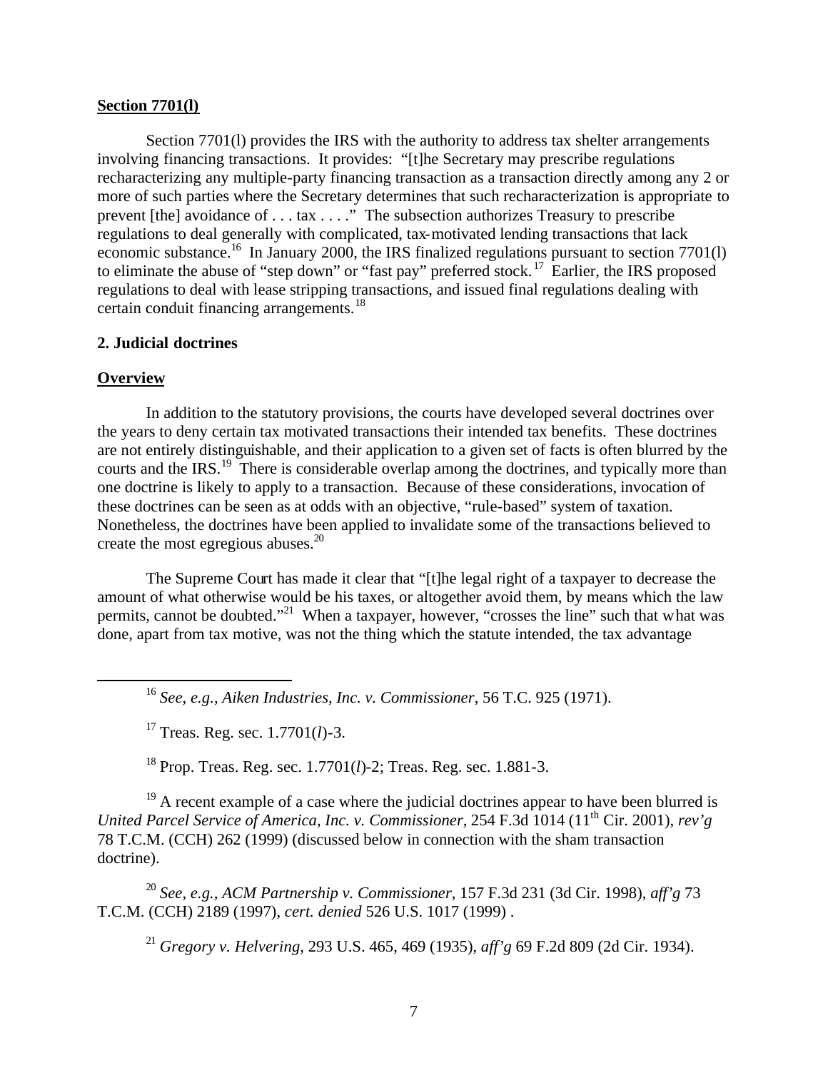**Section 7701(l)**

Section 7701(l) provides the IRS with the authority to address tax shelter arrangements involving financing transactions. It provides: "[t]he Secretary may prescribe regulations recharacterizing any multiple-party financing transaction as a transaction directly among any 2 or more of such parties where the Secretary determines that such recharacterization is appropriate to prevent [the] avoidance of . . . tax . . . ." The subsection authorizes Treasury to prescribe regulations to deal generally with complicated, tax-motivated lending transactions that lack economic substance.[16] In January 2000, the IRS finalized regulations pursuant to section 7701(l) to eliminate the abuse of "step down" or "fast pay" preferred stock.[17] Earlier, the IRS proposed regulations to deal with lease stripping transactions, and issued final regulations dealing with certain conduit financing arrangements.[18]

### 2. Judicial doctrines

**Overview**

In addition to the statutory provisions, the courts have developed several doctrines over the years to deny certain tax motivated transactions their intended tax benefits. These doctrines are not entirely distinguishable, and their application to a given set of facts is often blurred by the courts and the IRS.[19] There is considerable overlap among the doctrines, and typically more than one doctrine is likely to apply to a transaction. Because of these considerations, invocation of these doctrines can be seen as at odds with an objective, "rule-based" system of taxation. Nonetheless, the doctrines have been applied to invalidate some of the transactions believed to create the most egregious abuses.[20]

The Supreme Court has made it clear that "[t]he legal right of a taxpayer to decrease the amount of what otherwise would be his taxes, or altogether avoid them, by means which the law permits, cannot be doubted."[21] When a taxpayer, however, "crosses the line" such that what was done, apart from tax motive, was not the thing which the statute intended, the tax advantage

---

[16] *See, e.g., Aiken Industries, Inc. v. Commissioner*, 56 T.C. 925 (1971).

[17] Treas. Reg. sec. 1.7701(*l*)-3.

[18] Prop. Treas. Reg. sec. 1.7701(*l*)-2; Treas. Reg. sec. 1.881-3.

[19] A recent example of a case where the judicial doctrines appear to have been blurred is *United Parcel Service of America, Inc. v. Commissioner*, 254 F.3d 1014 (11th Cir. 2001), *rev'g* 78 T.C.M. (CCH) 262 (1999) (discussed below in connection with the sham transaction doctrine).

[20] *See, e.g., ACM Partnership v. Commissioner*, 157 F.3d 231 (3d Cir. 1998), *aff'g* 73 T.C.M. (CCH) 2189 (1997), *cert. denied* 526 U.S. 1017 (1999) .

[21] *Gregory v. Helvering*, 293 U.S. 465, 469 (1935), *aff'g* 69 F.2d 809 (2d Cir. 1934).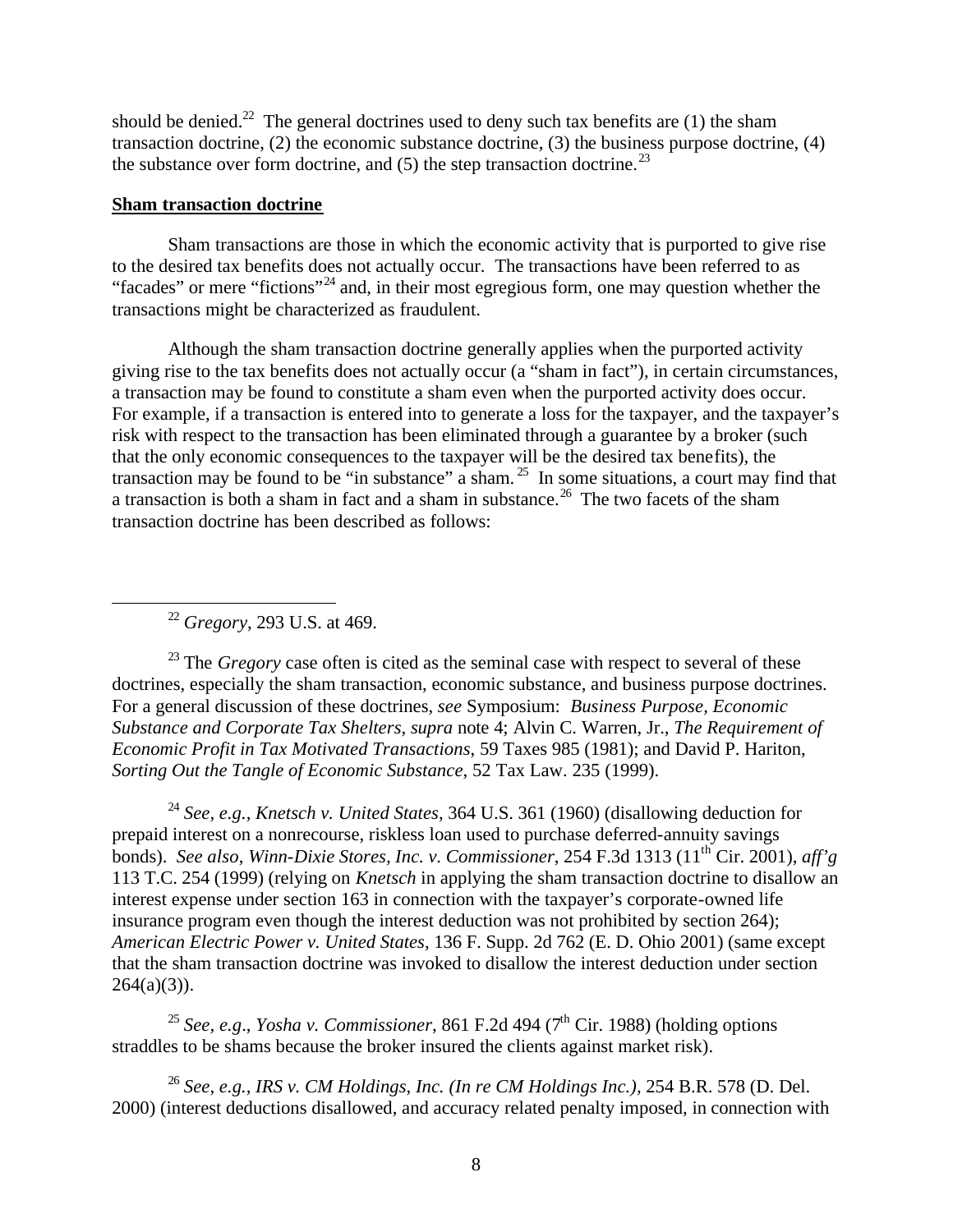should be denied.[22] The general doctrines used to deny such tax benefits are (1) the sham transaction doctrine, (2) the economic substance doctrine, (3) the business purpose doctrine, (4) the substance over form doctrine, and (5) the step transaction doctrine.[23]

**Sham transaction doctrine**

Sham transactions are those in which the economic activity that is purported to give rise to the desired tax benefits does not actually occur. The transactions have been referred to as "facades" or mere "fictions"[24] and, in their most egregious form, one may question whether the transactions might be characterized as fraudulent.

Although the sham transaction doctrine generally applies when the purported activity giving rise to the tax benefits does not actually occur (a "sham in fact"), in certain circumstances, a transaction may be found to constitute a sham even when the purported activity does occur. For example, if a transaction is entered into to generate a loss for the taxpayer, and the taxpayer's risk with respect to the transaction has been eliminated through a guarantee by a broker (such that the only economic consequences to the taxpayer will be the desired tax benefits), the transaction may be found to be "in substance" a sham.[25] In some situations, a court may find that a transaction is both a sham in fact and a sham in substance.[26] The two facets of the sham transaction doctrine has been described as follows:

---

[22] *Gregory*, 293 U.S. at 469.

[23] The *Gregory* case often is cited as the seminal case with respect to several of these doctrines, especially the sham transaction, economic substance, and business purpose doctrines. For a general discussion of these doctrines, *see* Symposium: *Business Purpose, Economic Substance and Corporate Tax Shelters*, *supra* note 4; Alvin C. Warren, Jr., *The Requirement of Economic Profit in Tax Motivated Transactions*, 59 Taxes 985 (1981); and David P. Hariton, *Sorting Out the Tangle of Economic Substance*, 52 Tax Law. 235 (1999).

[24] *See, e.g., Knetsch v. United States*, 364 U.S. 361 (1960) (disallowing deduction for prepaid interest on a nonrecourse, riskless loan used to purchase deferred-annuity savings bonds). *See also*, *Winn-Dixie Stores, Inc. v. Commissioner*, 254 F.3d 1313 (11th Cir. 2001), *aff'g* 113 T.C. 254 (1999) (relying on *Knetsch* in applying the sham transaction doctrine to disallow an interest expense under section 163 in connection with the taxpayer's corporate-owned life insurance program even though the interest deduction was not prohibited by section 264); *American Electric Power v. United States*, 136 F. Supp. 2d 762 (E. D. Ohio 2001) (same except that the sham transaction doctrine was invoked to disallow the interest deduction under section 264(a)(3)).

[25] *See, e.g*., *Yosha v. Commissioner*, 861 F.2d 494 (7th Cir. 1988) (holding options straddles to be shams because the broker insured the clients against market risk).

[26] *See, e.g., IRS v. CM Holdings, Inc. (In re CM Holdings Inc.),* 254 B.R. 578 (D. Del. 2000) (interest deductions disallowed, and accuracy related penalty imposed, in connection with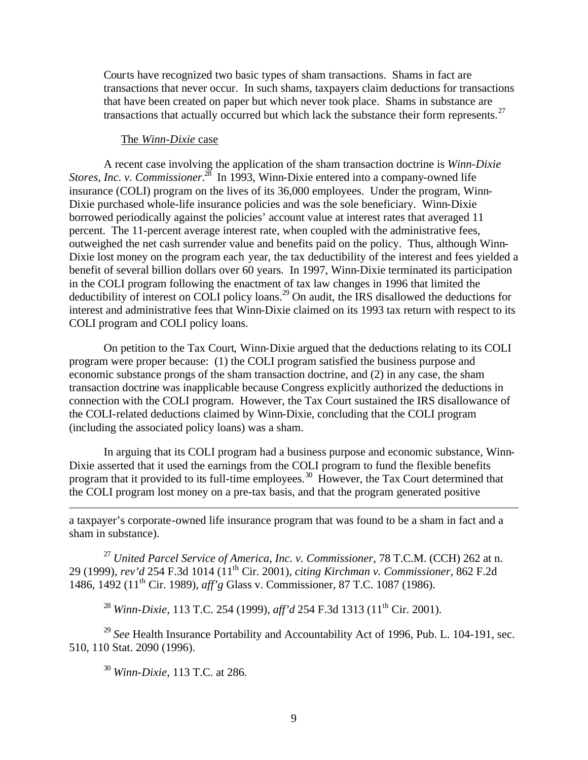Courts have recognized two basic types of sham transactions. Shams in fact are transactions that never occur. In such shams, taxpayers claim deductions for transactions that have been created on paper but which never took place. Shams in substance are transactions that actually occurred but which lack the substance their form represents.[27]

The *Winn-Dixie* case

A recent case involving the application of the sham transaction doctrine is *Winn-Dixie Stores, Inc. v. Commissioner*.[28] In 1993, Winn-Dixie entered into a company-owned life insurance (COLI) program on the lives of its 36,000 employees. Under the program, Winn-Dixie purchased whole-life insurance policies and was the sole beneficiary. Winn-Dixie borrowed periodically against the policies' account value at interest rates that averaged 11 percent. The 11-percent average interest rate, when coupled with the administrative fees, outweighed the net cash surrender value and benefits paid on the policy. Thus, although Winn-Dixie lost money on the program each year, the tax deductibility of the interest and fees yielded a benefit of several billion dollars over 60 years. In 1997, Winn-Dixie terminated its participation in the COLI program following the enactment of tax law changes in 1996 that limited the deductibility of interest on COLI policy loans.[29] On audit, the IRS disallowed the deductions for interest and administrative fees that Winn-Dixie claimed on its 1993 tax return with respect to its COLI program and COLI policy loans.

On petition to the Tax Court, Winn-Dixie argued that the deductions relating to its COLI program were proper because: (1) the COLI program satisfied the business purpose and economic substance prongs of the sham transaction doctrine, and (2) in any case, the sham transaction doctrine was inapplicable because Congress explicitly authorized the deductions in connection with the COLI program. However, the Tax Court sustained the IRS disallowance of the COLI-related deductions claimed by Winn-Dixie, concluding that the COLI program (including the associated policy loans) was a sham.

In arguing that its COLI program had a business purpose and economic substance, Winn-Dixie asserted that it used the earnings from the COLI program to fund the flexible benefits program that it provided to its full-time employees.[30] However, the Tax Court determined that the COLI program lost money on a pre-tax basis, and that the program generated positive

---

a taxpayer's corporate-owned life insurance program that was found to be a sham in fact and a sham in substance).

[27] *United Parcel Service of America, Inc. v. Commissioner*, 78 T.C.M. (CCH) 262 at n. 29 (1999), *rev'd* 254 F.3d 1014 (11th Cir. 2001), *citing Kirchman v. Commissioner*, 862 F.2d 1486, 1492 (11th Cir. 1989), *aff'g* Glass v. Commissioner, 87 T.C. 1087 (1986).

[28] *Winn-Dixie*, 113 T.C. 254 (1999), *aff'd* 254 F.3d 1313 (11th Cir. 2001).

[29] *See* Health Insurance Portability and Accountability Act of 1996, Pub. L. 104-191, sec. 510, 110 Stat. 2090 (1996).

[30] *Winn-Dixie*, 113 T.C. at 286.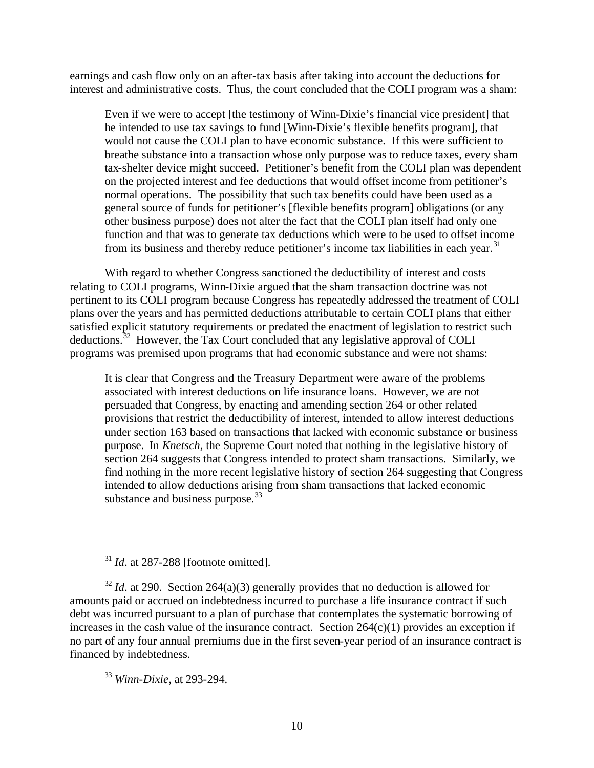earnings and cash flow only on an after-tax basis after taking into account the deductions for interest and administrative costs. Thus, the court concluded that the COLI program was a sham:

> Even if we were to accept [the testimony of Winn-Dixie's financial vice president] that he intended to use tax savings to fund [Winn-Dixie's flexible benefits program], that would not cause the COLI plan to have economic substance. If this were sufficient to breathe substance into a transaction whose only purpose was to reduce taxes, every sham tax-shelter device might succeed. Petitioner's benefit from the COLI plan was dependent on the projected interest and fee deductions that would offset income from petitioner's normal operations. The possibility that such tax benefits could have been used as a general source of funds for petitioner's [flexible benefits program] obligations (or any other business purpose) does not alter the fact that the COLI plan itself had only one function and that was to generate tax deductions which were to be used to offset income from its business and thereby reduce petitioner's income tax liabilities in each year.[31]

With regard to whether Congress sanctioned the deductibility of interest and costs relating to COLI programs, Winn-Dixie argued that the sham transaction doctrine was not pertinent to its COLI program because Congress has repeatedly addressed the treatment of COLI plans over the years and has permitted deductions attributable to certain COLI plans that either satisfied explicit statutory requirements or predated the enactment of legislation to restrict such deductions.[32] However, the Tax Court concluded that any legislative approval of COLI programs was premised upon programs that had economic substance and were not shams:

> It is clear that Congress and the Treasury Department were aware of the problems associated with interest deductions on life insurance loans. However, we are not persuaded that Congress, by enacting and amending section 264 or other related provisions that restrict the deductibility of interest, intended to allow interest deductions under section 163 based on transactions that lacked with economic substance or business purpose. In *Knetsch*, the Supreme Court noted that nothing in the legislative history of section 264 suggests that Congress intended to protect sham transactions. Similarly, we find nothing in the more recent legislative history of section 264 suggesting that Congress intended to allow deductions arising from sham transactions that lacked economic substance and business purpose.[33]

---

[31] *Id*. at 287-288 [footnote omitted].

[32] *Id*. at 290. Section 264(a)(3) generally provides that no deduction is allowed for amounts paid or accrued on indebtedness incurred to purchase a life insurance contract if such debt was incurred pursuant to a plan of purchase that contemplates the systematic borrowing of increases in the cash value of the insurance contract. Section 264(c)(1) provides an exception if no part of any four annual premiums due in the first seven-year period of an insurance contract is financed by indebtedness.

[33] *Winn-Dixie,* at 293-294.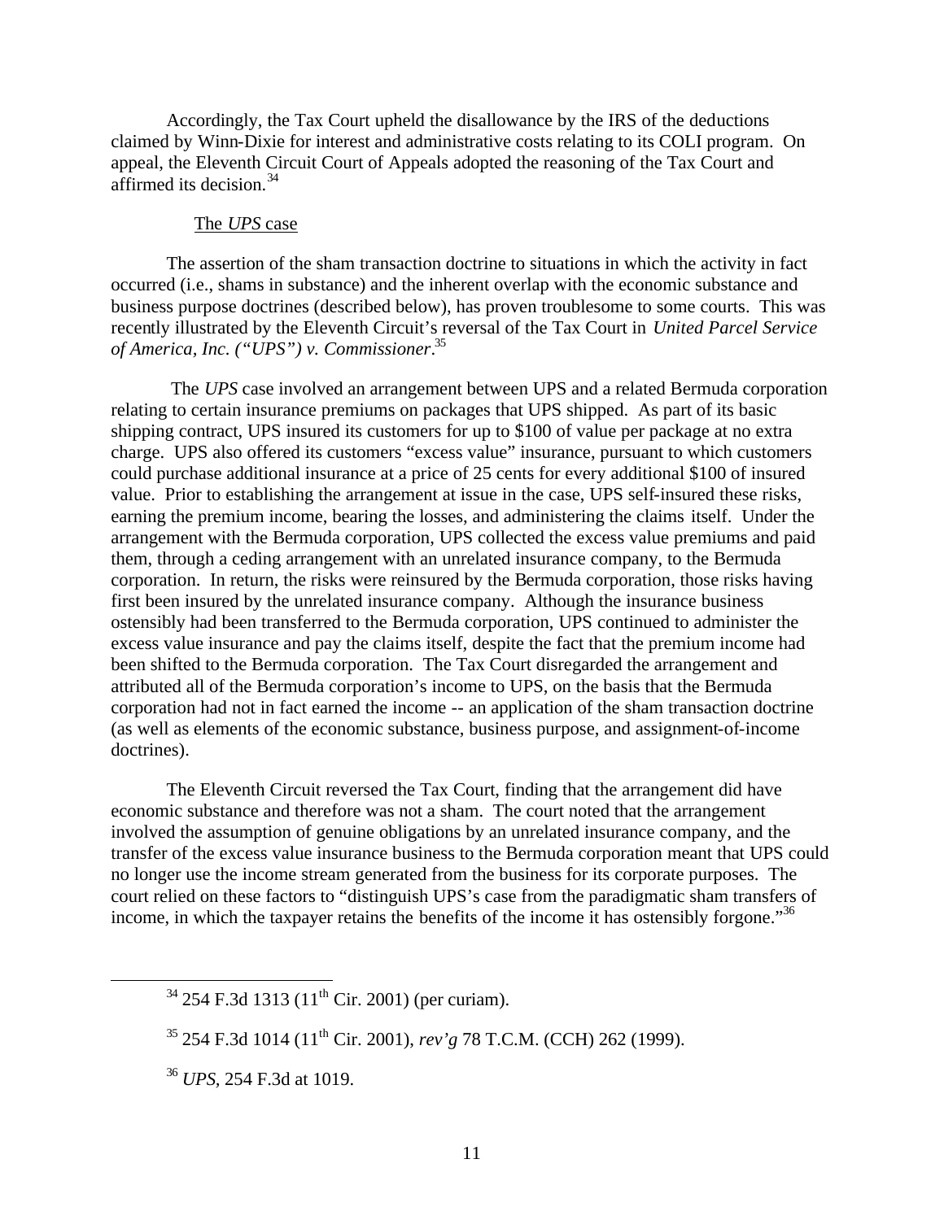Accordingly, the Tax Court upheld the disallowance by the IRS of the deductions claimed by Winn-Dixie for interest and administrative costs relating to its COLI program. On appeal, the Eleventh Circuit Court of Appeals adopted the reasoning of the Tax Court and affirmed its decision.[34]

The *UPS* case

The assertion of the sham transaction doctrine to situations in which the activity in fact occurred (i.e., shams in substance) and the inherent overlap with the economic substance and business purpose doctrines (described below), has proven troublesome to some courts. This was recently illustrated by the Eleventh Circuit's reversal of the Tax Court in *United Parcel Service of America, Inc. ("UPS") v. Commissioner*.[35]

The *UPS* case involved an arrangement between UPS and a related Bermuda corporation relating to certain insurance premiums on packages that UPS shipped. As part of its basic shipping contract, UPS insured its customers for up to $100 of value per package at no extra charge. UPS also offered its customers "excess value" insurance, pursuant to which customers could purchase additional insurance at a price of 25 cents for every additional $100 of insured value. Prior to establishing the arrangement at issue in the case, UPS self-insured these risks, earning the premium income, bearing the losses, and administering the claims itself. Under the arrangement with the Bermuda corporation, UPS collected the excess value premiums and paid them, through a ceding arrangement with an unrelated insurance company, to the Bermuda corporation. In return, the risks were reinsured by the Bermuda corporation, those risks having first been insured by the unrelated insurance company. Although the insurance business ostensibly had been transferred to the Bermuda corporation, UPS continued to administer the excess value insurance and pay the claims itself, despite the fact that the premium income had been shifted to the Bermuda corporation. The Tax Court disregarded the arrangement and attributed all of the Bermuda corporation's income to UPS, on the basis that the Bermuda corporation had not in fact earned the income -- an application of the sham transaction doctrine (as well as elements of the economic substance, business purpose, and assignment-of-income doctrines).

The Eleventh Circuit reversed the Tax Court, finding that the arrangement did have economic substance and therefore was not a sham. The court noted that the arrangement involved the assumption of genuine obligations by an unrelated insurance company, and the transfer of the excess value insurance business to the Bermuda corporation meant that UPS could no longer use the income stream generated from the business for its corporate purposes. The court relied on these factors to "distinguish UPS's case from the paradigmatic sham transfers of income, in which the taxpayer retains the benefits of the income it has ostensibly forgone."[36]

---

[34] 254 F.3d 1313 (11th Cir. 2001) (per curiam).

[35] 254 F.3d 1014 (11th Cir. 2001), *rev'g* 78 T.C.M. (CCH) 262 (1999).

[36] *UPS*, 254 F.3d at 1019.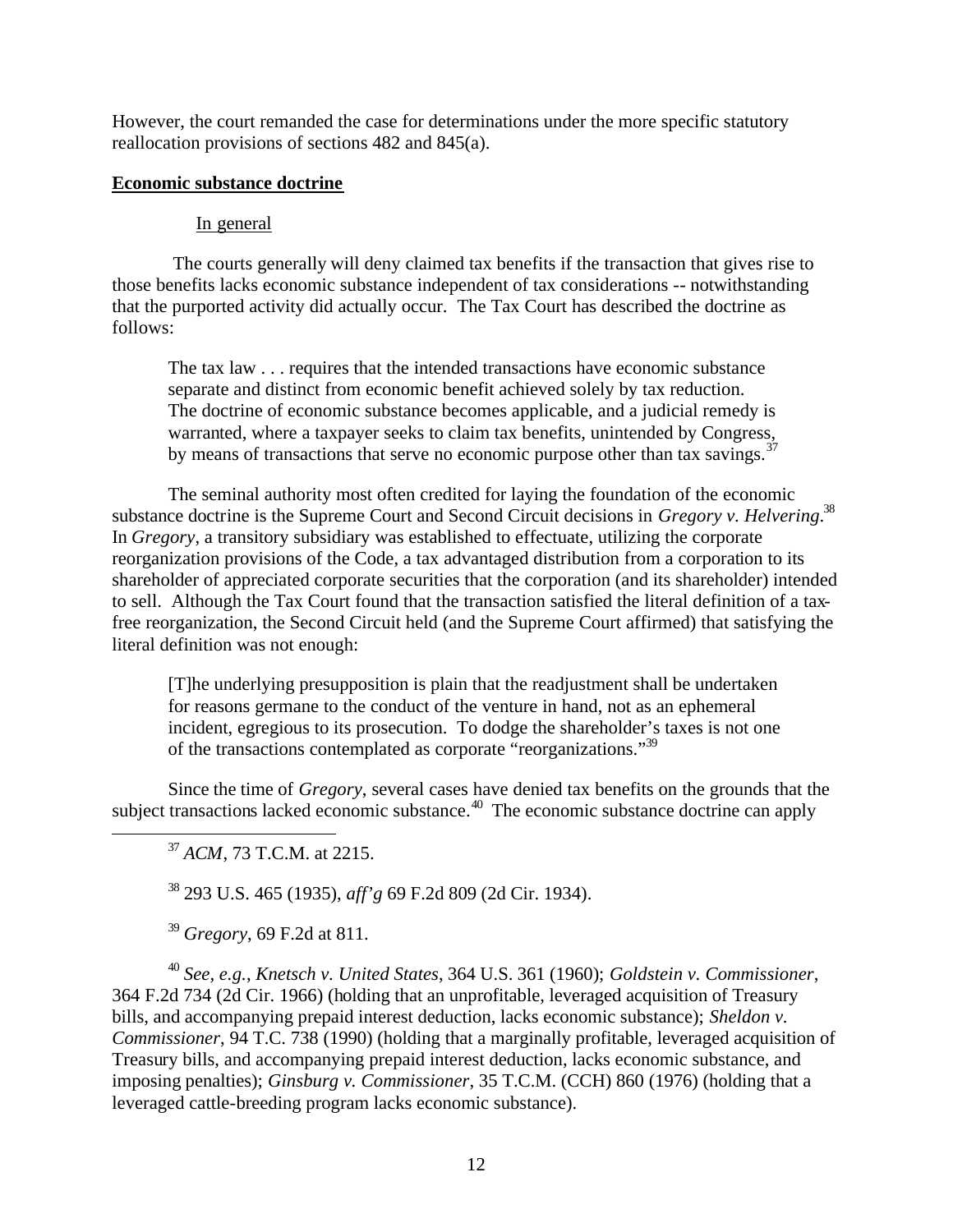However, the court remanded the case for determinations under the more specific statutory reallocation provisions of sections 482 and 845(a).

**Economic substance doctrine**

In general

The courts generally will deny claimed tax benefits if the transaction that gives rise to those benefits lacks economic substance independent of tax considerations -- notwithstanding that the purported activity did actually occur. The Tax Court has described the doctrine as follows:

> The tax law . . . requires that the intended transactions have economic substance separate and distinct from economic benefit achieved solely by tax reduction. The doctrine of economic substance becomes applicable, and a judicial remedy is warranted, where a taxpayer seeks to claim tax benefits, unintended by Congress, by means of transactions that serve no economic purpose other than tax savings.[37]

The seminal authority most often credited for laying the foundation of the economic substance doctrine is the Supreme Court and Second Circuit decisions in *Gregory v. Helvering*.[38] In *Gregory*, a transitory subsidiary was established to effectuate, utilizing the corporate reorganization provisions of the Code, a tax advantaged distribution from a corporation to its shareholder of appreciated corporate securities that the corporation (and its shareholder) intended to sell. Although the Tax Court found that the transaction satisfied the literal definition of a tax-free reorganization, the Second Circuit held (and the Supreme Court affirmed) that satisfying the literal definition was not enough:

> [T]he underlying presupposition is plain that the readjustment shall be undertaken for reasons germane to the conduct of the venture in hand, not as an ephemeral incident, egregious to its prosecution. To dodge the shareholder's taxes is not one of the transactions contemplated as corporate "reorganizations."[39]

Since the time of *Gregory*, several cases have denied tax benefits on the grounds that the subject transactions lacked economic substance.[40] The economic substance doctrine can apply

---

[37] *ACM*, 73 T.C.M. at 2215.

[38] 293 U.S. 465 (1935), *aff'g* 69 F.2d 809 (2d Cir. 1934).

[39] *Gregory*, 69 F.2d at 811.

[40] *See, e.g.*, *Knetsch v. United States*, 364 U.S. 361 (1960); *Goldstein v. Commissioner*, 364 F.2d 734 (2d Cir. 1966) (holding that an unprofitable, leveraged acquisition of Treasury bills, and accompanying prepaid interest deduction, lacks economic substance); *Sheldon v. Commissioner*, 94 T.C. 738 (1990) (holding that a marginally profitable, leveraged acquisition of Treasury bills, and accompanying prepaid interest deduction, lacks economic substance, and imposing penalties); *Ginsburg v. Commissioner*, 35 T.C.M. (CCH) 860 (1976) (holding that a leveraged cattle-breeding program lacks economic substance).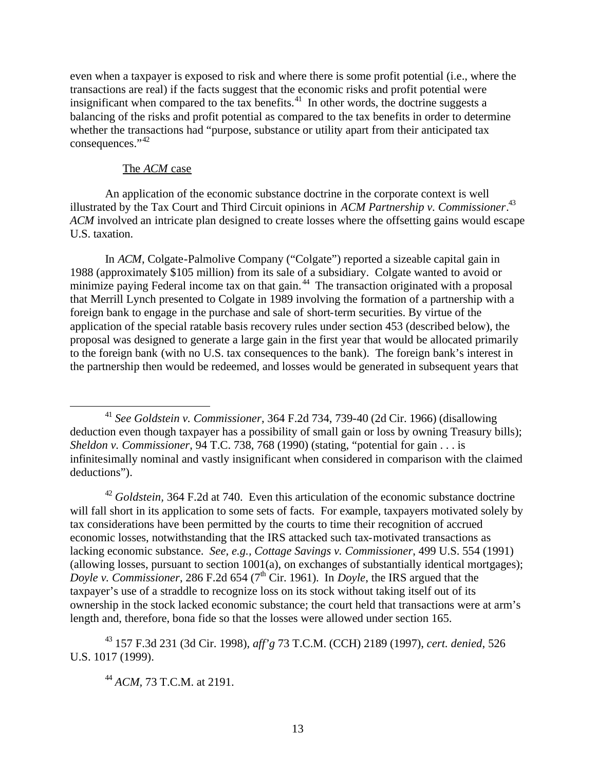even when a taxpayer is exposed to risk and where there is some profit potential (i.e., where the transactions are real) if the facts suggest that the economic risks and profit potential were insignificant when compared to the tax benefits.[41] In other words, the doctrine suggests a balancing of the risks and profit potential as compared to the tax benefits in order to determine whether the transactions had "purpose, substance or utility apart from their anticipated tax consequences."[42]

<u>The *ACM* case</u>

An application of the economic substance doctrine in the corporate context is well illustrated by the Tax Court and Third Circuit opinions in *ACM Partnership v. Commissioner*.[43] *ACM* involved an intricate plan designed to create losses where the offsetting gains would escape U.S. taxation.

In *ACM*, Colgate-Palmolive Company ("Colgate") reported a sizeable capital gain in 1988 (approximately $105 million) from its sale of a subsidiary. Colgate wanted to avoid or minimize paying Federal income tax on that gain.[44] The transaction originated with a proposal that Merrill Lynch presented to Colgate in 1989 involving the formation of a partnership with a foreign bank to engage in the purchase and sale of short-term securities. By virtue of the application of the special ratable basis recovery rules under section 453 (described below), the proposal was designed to generate a large gain in the first year that would be allocated primarily to the foreign bank (with no U.S. tax consequences to the bank). The foreign bank's interest in the partnership then would be redeemed, and losses would be generated in subsequent years that

---

[41] *See Goldstein v. Commissioner*, 364 F.2d 734, 739-40 (2d Cir. 1966) (disallowing deduction even though taxpayer has a possibility of small gain or loss by owning Treasury bills); *Sheldon v. Commissioner*, 94 T.C. 738, 768 (1990) (stating, "potential for gain . . . is infinitesimally nominal and vastly insignificant when considered in comparison with the claimed deductions").

[42] *Goldstein*, 364 F.2d at 740. Even this articulation of the economic substance doctrine will fall short in its application to some sets of facts. For example, taxpayers motivated solely by tax considerations have been permitted by the courts to time their recognition of accrued economic losses, notwithstanding that the IRS attacked such tax-motivated transactions as lacking economic substance. *See, e.g., Cottage Savings v. Commissioner*, 499 U.S. 554 (1991) (allowing losses, pursuant to section 1001(a), on exchanges of substantially identical mortgages); *Doyle v. Commissioner*, 286 F.2d 654 (7th Cir. 1961). In *Doyle*, the IRS argued that the taxpayer's use of a straddle to recognize loss on its stock without taking itself out of its ownership in the stock lacked economic substance; the court held that transactions were at arm's length and, therefore, bona fide so that the losses were allowed under section 165.

[43] 157 F.3d 231 (3d Cir. 1998), *aff'g* 73 T.C.M. (CCH) 2189 (1997), *cert. denied*, 526 U.S. 1017 (1999).

[44] *ACM*, 73 T.C.M. at 2191.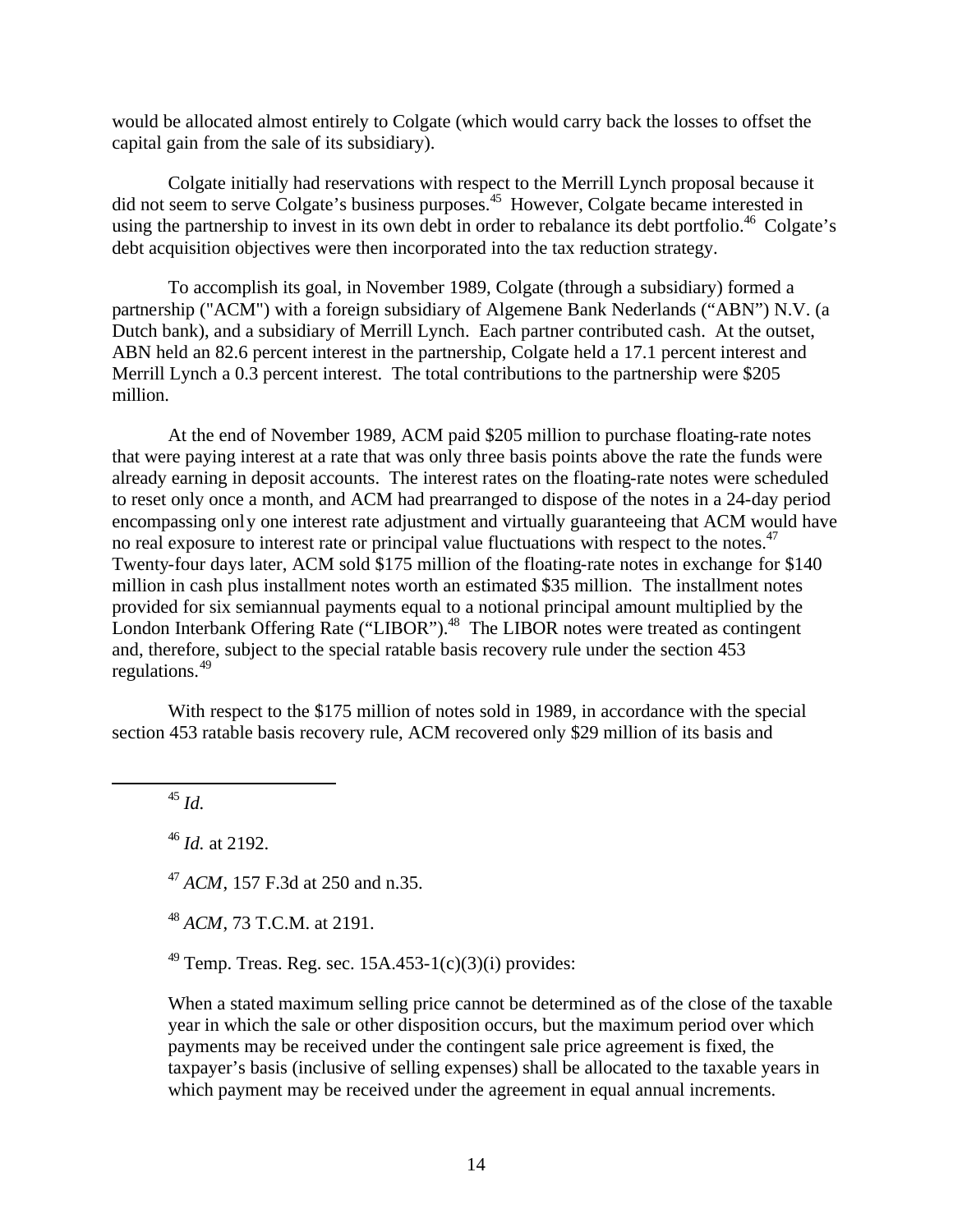would be allocated almost entirely to Colgate (which would carry back the losses to offset the capital gain from the sale of its subsidiary).

Colgate initially had reservations with respect to the Merrill Lynch proposal because it did not seem to serve Colgate's business purposes.[45] However, Colgate became interested in using the partnership to invest in its own debt in order to rebalance its debt portfolio.[46] Colgate's debt acquisition objectives were then incorporated into the tax reduction strategy.

To accomplish its goal, in November 1989, Colgate (through a subsidiary) formed a partnership ("ACM") with a foreign subsidiary of Algemene Bank Nederlands ("ABN") N.V. (a Dutch bank), and a subsidiary of Merrill Lynch. Each partner contributed cash. At the outset, ABN held an 82.6 percent interest in the partnership, Colgate held a 17.1 percent interest and Merrill Lynch a 0.3 percent interest. The total contributions to the partnership were $205 million.

At the end of November 1989, ACM paid $205 million to purchase floating-rate notes that were paying interest at a rate that was only three basis points above the rate the funds were already earning in deposit accounts. The interest rates on the floating-rate notes were scheduled to reset only once a month, and ACM had prearranged to dispose of the notes in a 24-day period encompassing only one interest rate adjustment and virtually guaranteeing that ACM would have no real exposure to interest rate or principal value fluctuations with respect to the notes.[47] Twenty-four days later, ACM sold $175 million of the floating-rate notes in exchange for $140 million in cash plus installment notes worth an estimated $35 million. The installment notes provided for six semiannual payments equal to a notional principal amount multiplied by the London Interbank Offering Rate ("LIBOR").[48] The LIBOR notes were treated as contingent and, therefore, subject to the special ratable basis recovery rule under the section 453 regulations.[49]

With respect to the $175 million of notes sold in 1989, in accordance with the special section 453 ratable basis recovery rule, ACM recovered only $29 million of its basis and

---

[45] *Id.*

[46] *Id.* at 2192.

[47] *ACM*, 157 F.3d at 250 and n.35.

[48] *ACM*, 73 T.C.M. at 2191.

[49] Temp. Treas. Reg. sec. 15A.453-1(c)(3)(i) provides:

> When a stated maximum selling price cannot be determined as of the close of the taxable year in which the sale or other disposition occurs, but the maximum period over which payments may be received under the contingent sale price agreement is fixed, the taxpayer's basis (inclusive of selling expenses) shall be allocated to the taxable years in which payment may be received under the agreement in equal annual increments.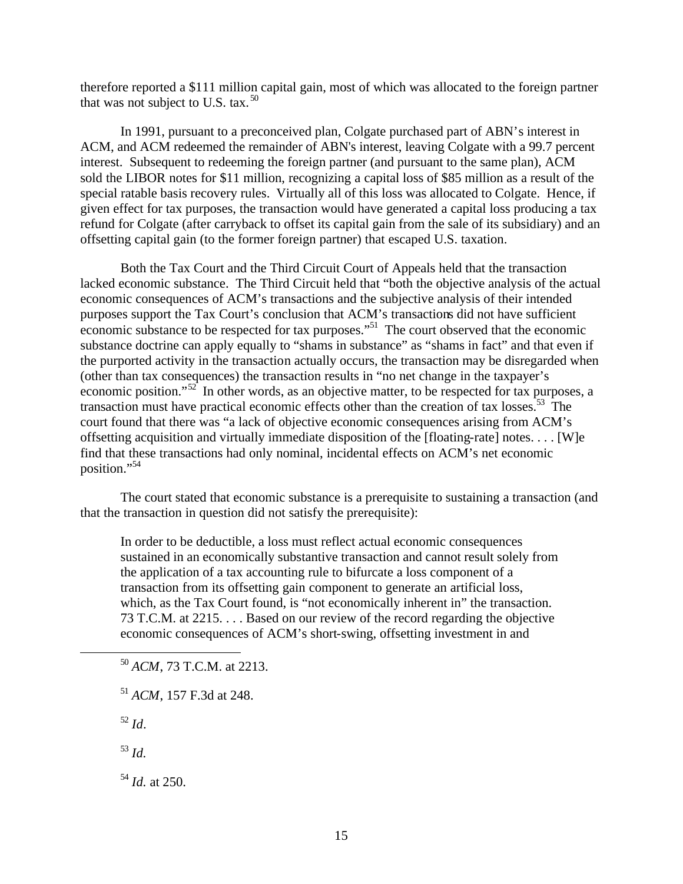therefore reported a $111 million capital gain, most of which was allocated to the foreign partner that was not subject to U.S. tax.[50]

In 1991, pursuant to a preconceived plan, Colgate purchased part of ABN's interest in ACM, and ACM redeemed the remainder of ABN's interest, leaving Colgate with a 99.7 percent interest. Subsequent to redeeming the foreign partner (and pursuant to the same plan), ACM sold the LIBOR notes for $11 million, recognizing a capital loss of $85 million as a result of the special ratable basis recovery rules. Virtually all of this loss was allocated to Colgate. Hence, if given effect for tax purposes, the transaction would have generated a capital loss producing a tax refund for Colgate (after carryback to offset its capital gain from the sale of its subsidiary) and an offsetting capital gain (to the former foreign partner) that escaped U.S. taxation.

Both the Tax Court and the Third Circuit Court of Appeals held that the transaction lacked economic substance. The Third Circuit held that "both the objective analysis of the actual economic consequences of ACM's transactions and the subjective analysis of their intended purposes support the Tax Court's conclusion that ACM's transactions did not have sufficient economic substance to be respected for tax purposes."[51] The court observed that the economic substance doctrine can apply equally to "shams in substance" as "shams in fact" and that even if the purported activity in the transaction actually occurs, the transaction may be disregarded when (other than tax consequences) the transaction results in "no net change in the taxpayer's economic position."[52] In other words, as an objective matter, to be respected for tax purposes, a transaction must have practical economic effects other than the creation of tax losses.[53] The court found that there was "a lack of objective economic consequences arising from ACM's offsetting acquisition and virtually immediate disposition of the [floating-rate] notes. . . . [W]e find that these transactions had only nominal, incidental effects on ACM's net economic position."[54]

The court stated that economic substance is a prerequisite to sustaining a transaction (and that the transaction in question did not satisfy the prerequisite):

> In order to be deductible, a loss must reflect actual economic consequences sustained in an economically substantive transaction and cannot result solely from the application of a tax accounting rule to bifurcate a loss component of a transaction from its offsetting gain component to generate an artificial loss, which, as the Tax Court found, is "not economically inherent in" the transaction. 73 T.C.M. at 2215. . . . Based on our review of the record regarding the objective economic consequences of ACM's short-swing, offsetting investment in and

---

[50] *ACM*, 73 T.C.M. at 2213.

[51] *ACM*, 157 F.3d at 248.

[52] *Id*.

[53] *Id.*

[54] *Id.* at 250.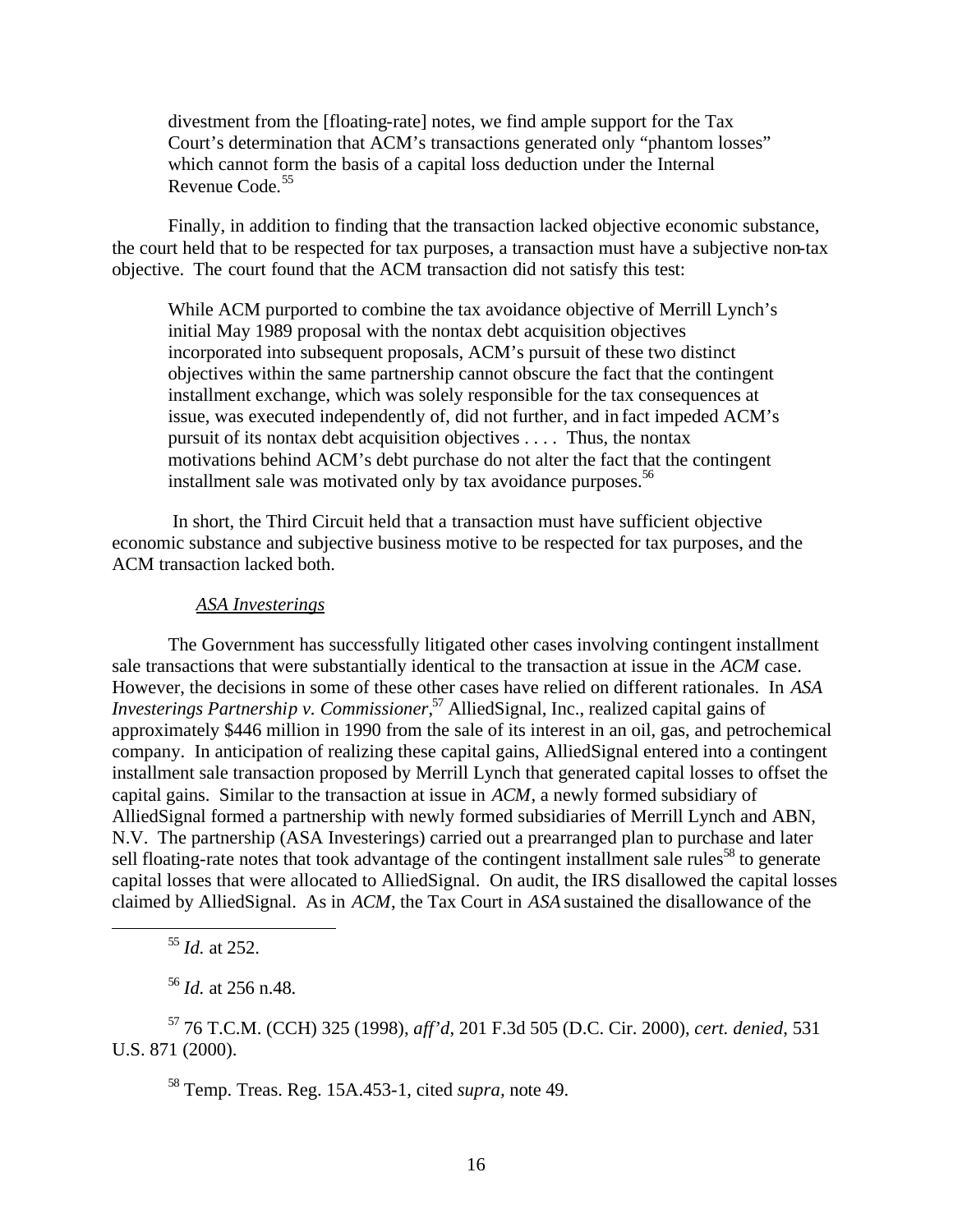> divestment from the [floating-rate] notes, we find ample support for the Tax Court's determination that ACM's transactions generated only "phantom losses" which cannot form the basis of a capital loss deduction under the Internal Revenue Code.[55]

Finally, in addition to finding that the transaction lacked objective economic substance, the court held that to be respected for tax purposes, a transaction must have a subjective non-tax objective. The court found that the ACM transaction did not satisfy this test:

> While ACM purported to combine the tax avoidance objective of Merrill Lynch's initial May 1989 proposal with the nontax debt acquisition objectives incorporated into subsequent proposals, ACM's pursuit of these two distinct objectives within the same partnership cannot obscure the fact that the contingent installment exchange, which was solely responsible for the tax consequences at issue, was executed independently of, did not further, and in fact impeded ACM's pursuit of its nontax debt acquisition objectives . . . . Thus, the nontax motivations behind ACM's debt purchase do not alter the fact that the contingent installment sale was motivated only by tax avoidance purposes.[56]

In short, the Third Circuit held that a transaction must have sufficient objective economic substance and subjective business motive to be respected for tax purposes, and the ACM transaction lacked both.

*ASA Investerings*

The Government has successfully litigated other cases involving contingent installment sale transactions that were substantially identical to the transaction at issue in the *ACM* case. However, the decisions in some of these other cases have relied on different rationales. In *ASA Investerings Partnership v. Commissioner*,[57] AlliedSignal, Inc., realized capital gains of approximately $446 million in 1990 from the sale of its interest in an oil, gas, and petrochemical company. In anticipation of realizing these capital gains, AlliedSignal entered into a contingent installment sale transaction proposed by Merrill Lynch that generated capital losses to offset the capital gains. Similar to the transaction at issue in *ACM*, a newly formed subsidiary of AlliedSignal formed a partnership with newly formed subsidiaries of Merrill Lynch and ABN, N.V. The partnership (ASA Investerings) carried out a prearranged plan to purchase and later sell floating-rate notes that took advantage of the contingent installment sale rules[58] to generate capital losses that were allocated to AlliedSignal. On audit, the IRS disallowed the capital losses claimed by AlliedSignal. As in *ACM*, the Tax Court in *ASA* sustained the disallowance of the

---

[55] *Id.* at 252.

[56] *Id.* at 256 n.48.

[57] 76 T.C.M. (CCH) 325 (1998), *aff'd*, 201 F.3d 505 (D.C. Cir. 2000), *cert. denied*, 531 U.S. 871 (2000).

[58] Temp. Treas. Reg. 15A.453-1, cited *supra*, note 49.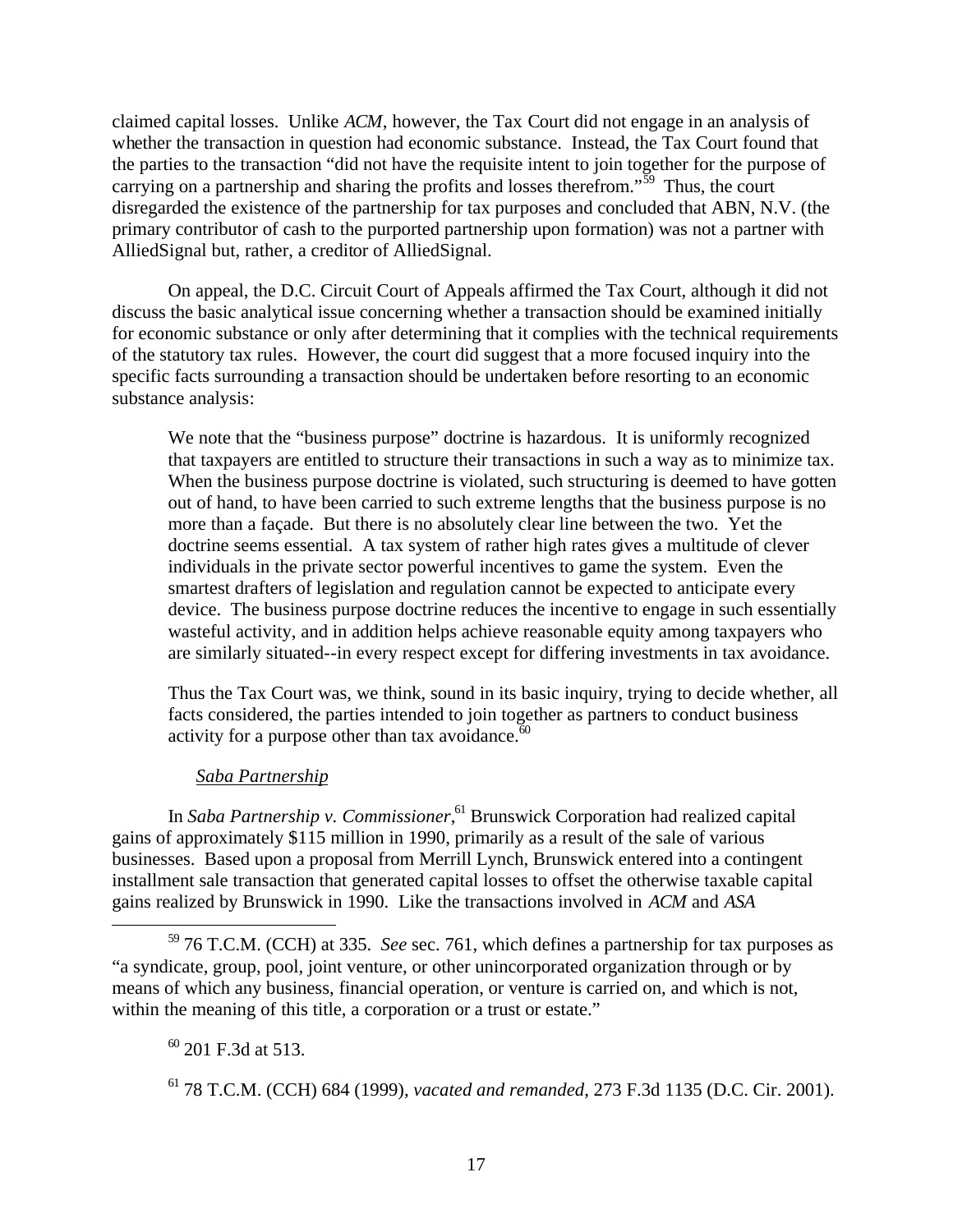claimed capital losses. Unlike *ACM*, however, the Tax Court did not engage in an analysis of whether the transaction in question had economic substance. Instead, the Tax Court found that the parties to the transaction "did not have the requisite intent to join together for the purpose of carrying on a partnership and sharing the profits and losses therefrom."[59] Thus, the court disregarded the existence of the partnership for tax purposes and concluded that ABN, N.V. (the primary contributor of cash to the purported partnership upon formation) was not a partner with AlliedSignal but, rather, a creditor of AlliedSignal.

On appeal, the D.C. Circuit Court of Appeals affirmed the Tax Court, although it did not discuss the basic analytical issue concerning whether a transaction should be examined initially for economic substance or only after determining that it complies with the technical requirements of the statutory tax rules. However, the court did suggest that a more focused inquiry into the specific facts surrounding a transaction should be undertaken before resorting to an economic substance analysis:

> We note that the "business purpose" doctrine is hazardous. It is uniformly recognized that taxpayers are entitled to structure their transactions in such a way as to minimize tax. When the business purpose doctrine is violated, such structuring is deemed to have gotten out of hand, to have been carried to such extreme lengths that the business purpose is no more than a façade. But there is no absolutely clear line between the two. Yet the doctrine seems essential. A tax system of rather high rates gives a multitude of clever individuals in the private sector powerful incentives to game the system. Even the smartest drafters of legislation and regulation cannot be expected to anticipate every device. The business purpose doctrine reduces the incentive to engage in such essentially wasteful activity, and in addition helps achieve reasonable equity among taxpayers who are similarly situated--in every respect except for differing investments in tax avoidance.
>
> Thus the Tax Court was, we think, sound in its basic inquiry, trying to decide whether, all facts considered, the parties intended to join together as partners to conduct business activity for a purpose other than tax avoidance.[60]

<u>*Saba Partnership*</u>

In *Saba Partnership v. Commissioner*,[61] Brunswick Corporation had realized capital gains of approximately $115 million in 1990, primarily as a result of the sale of various businesses. Based upon a proposal from Merrill Lynch, Brunswick entered into a contingent installment sale transaction that generated capital losses to offset the otherwise taxable capital gains realized by Brunswick in 1990. Like the transactions involved in *ACM* and *ASA*

---

[59] 76 T.C.M. (CCH) at 335. *See* sec. 761, which defines a partnership for tax purposes as "a syndicate, group, pool, joint venture, or other unincorporated organization through or by means of which any business, financial operation, or venture is carried on, and which is not, within the meaning of this title, a corporation or a trust or estate."

[60] 201 F.3d at 513.

[61] 78 T.C.M. (CCH) 684 (1999), *vacated and remanded*, 273 F.3d 1135 (D.C. Cir. 2001).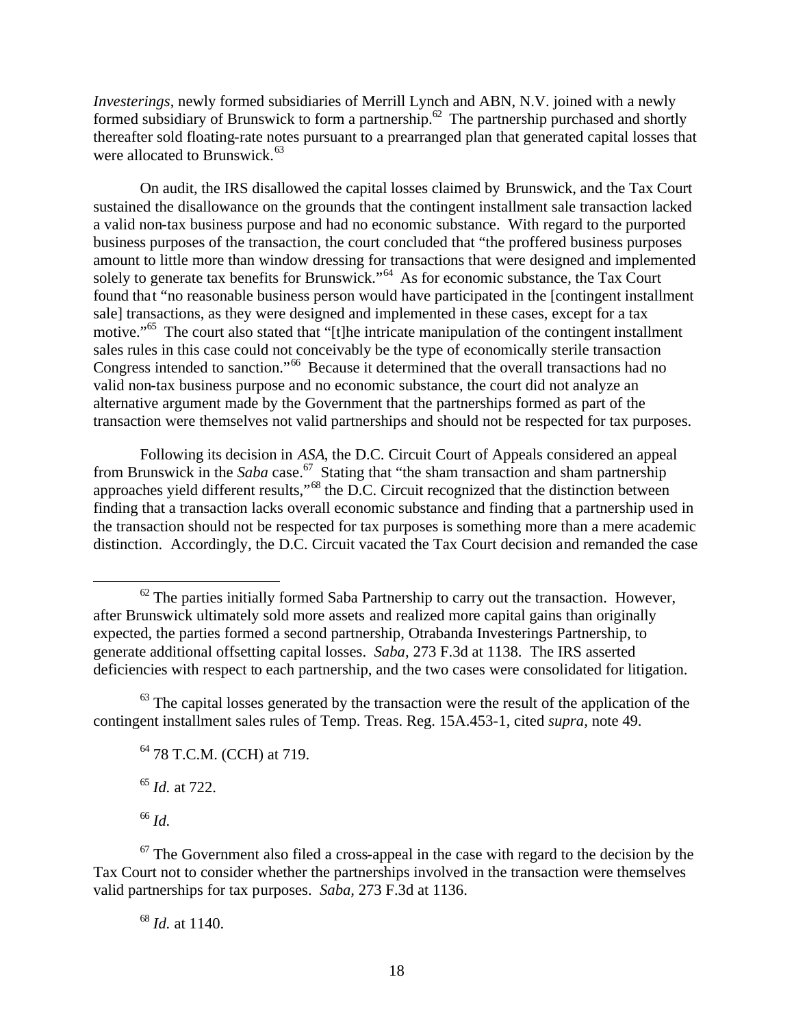*Investerings*, newly formed subsidiaries of Merrill Lynch and ABN, N.V. joined with a newly formed subsidiary of Brunswick to form a partnership.[62] The partnership purchased and shortly thereafter sold floating-rate notes pursuant to a prearranged plan that generated capital losses that were allocated to Brunswick.[63]

On audit, the IRS disallowed the capital losses claimed by Brunswick, and the Tax Court sustained the disallowance on the grounds that the contingent installment sale transaction lacked a valid non-tax business purpose and had no economic substance. With regard to the purported business purposes of the transaction, the court concluded that "the proffered business purposes amount to little more than window dressing for transactions that were designed and implemented solely to generate tax benefits for Brunswick."[64] As for economic substance, the Tax Court found that "no reasonable business person would have participated in the [contingent installment sale] transactions, as they were designed and implemented in these cases, except for a tax motive."[65] The court also stated that "[t]he intricate manipulation of the contingent installment sales rules in this case could not conceivably be the type of economically sterile transaction Congress intended to sanction."[66] Because it determined that the overall transactions had no valid non-tax business purpose and no economic substance, the court did not analyze an alternative argument made by the Government that the partnerships formed as part of the transaction were themselves not valid partnerships and should not be respected for tax purposes.

Following its decision in *ASA*, the D.C. Circuit Court of Appeals considered an appeal from Brunswick in the *Saba* case.[67] Stating that "the sham transaction and sham partnership approaches yield different results,"[68] the D.C. Circuit recognized that the distinction between finding that a transaction lacks overall economic substance and finding that a partnership used in the transaction should not be respected for tax purposes is something more than a mere academic distinction. Accordingly, the D.C. Circuit vacated the Tax Court decision and remanded the case

---

[62] The parties initially formed Saba Partnership to carry out the transaction. However, after Brunswick ultimately sold more assets and realized more capital gains than originally expected, the parties formed a second partnership, Otrabanda Investerings Partnership, to generate additional offsetting capital losses. *Saba*, 273 F.3d at 1138. The IRS asserted deficiencies with respect to each partnership, and the two cases were consolidated for litigation.

[63] The capital losses generated by the transaction were the result of the application of the contingent installment sales rules of Temp. Treas. Reg. 15A.453-1, cited *supra*, note 49.

[64] 78 T.C.M. (CCH) at 719.

[65] *Id.* at 722.

[66] *Id.*

[67] The Government also filed a cross-appeal in the case with regard to the decision by the Tax Court not to consider whether the partnerships involved in the transaction were themselves valid partnerships for tax purposes. *Saba*, 273 F.3d at 1136.

[68] *Id.* at 1140.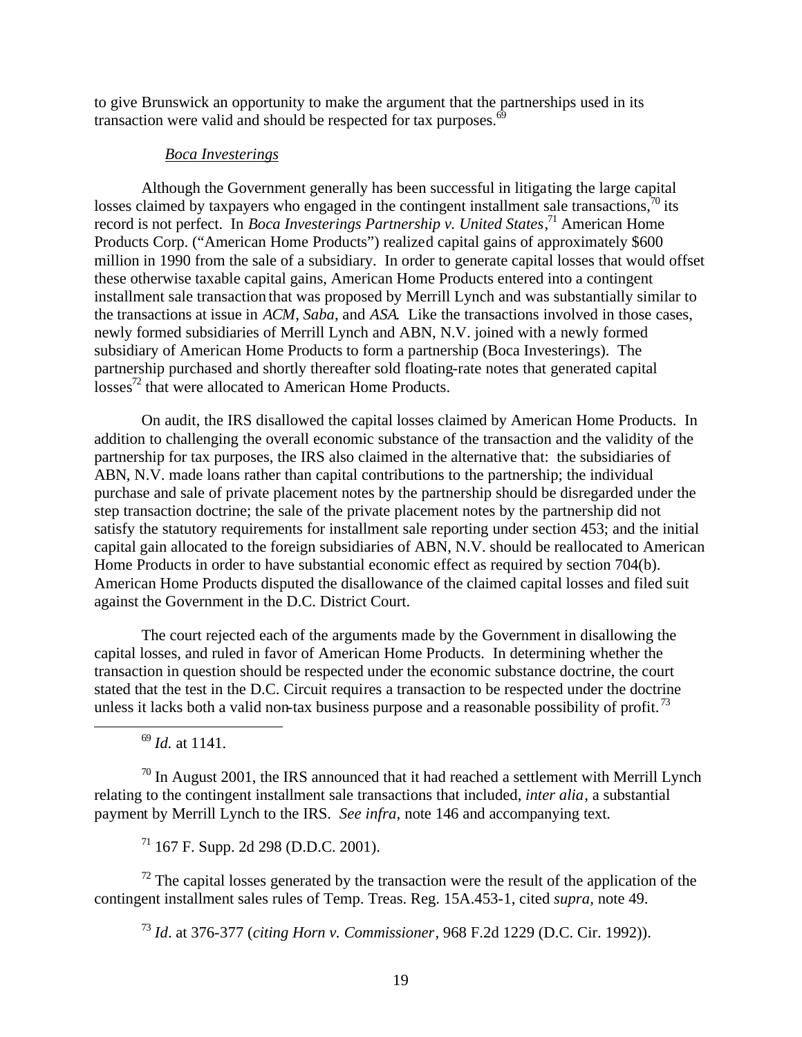to give Brunswick an opportunity to make the argument that the partnerships used in its transaction were valid and should be respected for tax purposes.[69]

*Boca Investerings*

Although the Government generally has been successful in litigating the large capital losses claimed by taxpayers who engaged in the contingent installment sale transactions,[70] its record is not perfect. In *Boca Investerings Partnership v. United States*,[71] American Home Products Corp. ("American Home Products") realized capital gains of approximately $600 million in 1990 from the sale of a subsidiary. In order to generate capital losses that would offset these otherwise taxable capital gains, American Home Products entered into a contingent installment sale transaction that was proposed by Merrill Lynch and was substantially similar to the transactions at issue in *ACM*, *Saba*, and *ASA*. Like the transactions involved in those cases, newly formed subsidiaries of Merrill Lynch and ABN, N.V. joined with a newly formed subsidiary of American Home Products to form a partnership (Boca Investerings). The partnership purchased and shortly thereafter sold floating-rate notes that generated capital losses[72] that were allocated to American Home Products.

On audit, the IRS disallowed the capital losses claimed by American Home Products. In addition to challenging the overall economic substance of the transaction and the validity of the partnership for tax purposes, the IRS also claimed in the alternative that: the subsidiaries of ABN, N.V. made loans rather than capital contributions to the partnership; the individual purchase and sale of private placement notes by the partnership should be disregarded under the step transaction doctrine; the sale of the private placement notes by the partnership did not satisfy the statutory requirements for installment sale reporting under section 453; and the initial capital gain allocated to the foreign subsidiaries of ABN, N.V. should be reallocated to American Home Products in order to have substantial economic effect as required by section 704(b). American Home Products disputed the disallowance of the claimed capital losses and filed suit against the Government in the D.C. District Court.

The court rejected each of the arguments made by the Government in disallowing the capital losses, and ruled in favor of American Home Products. In determining whether the transaction in question should be respected under the economic substance doctrine, the court stated that the test in the D.C. Circuit requires a transaction to be respected under the doctrine unless it lacks both a valid non-tax business purpose and a reasonable possibility of profit.[73]

---

[69] *Id.* at 1141.

[70] In August 2001, the IRS announced that it had reached a settlement with Merrill Lynch relating to the contingent installment sale transactions that included, *inter alia*, a substantial payment by Merrill Lynch to the IRS. *See infra*, note 146 and accompanying text.

[71] 167 F. Supp. 2d 298 (D.D.C. 2001).

[72] The capital losses generated by the transaction were the result of the application of the contingent installment sales rules of Temp. Treas. Reg. 15A.453-1, cited *supra*, note 49.

[73] *Id*. at 376-377 (*citing Horn v. Commissioner*, 968 F.2d 1229 (D.C. Cir. 1992)).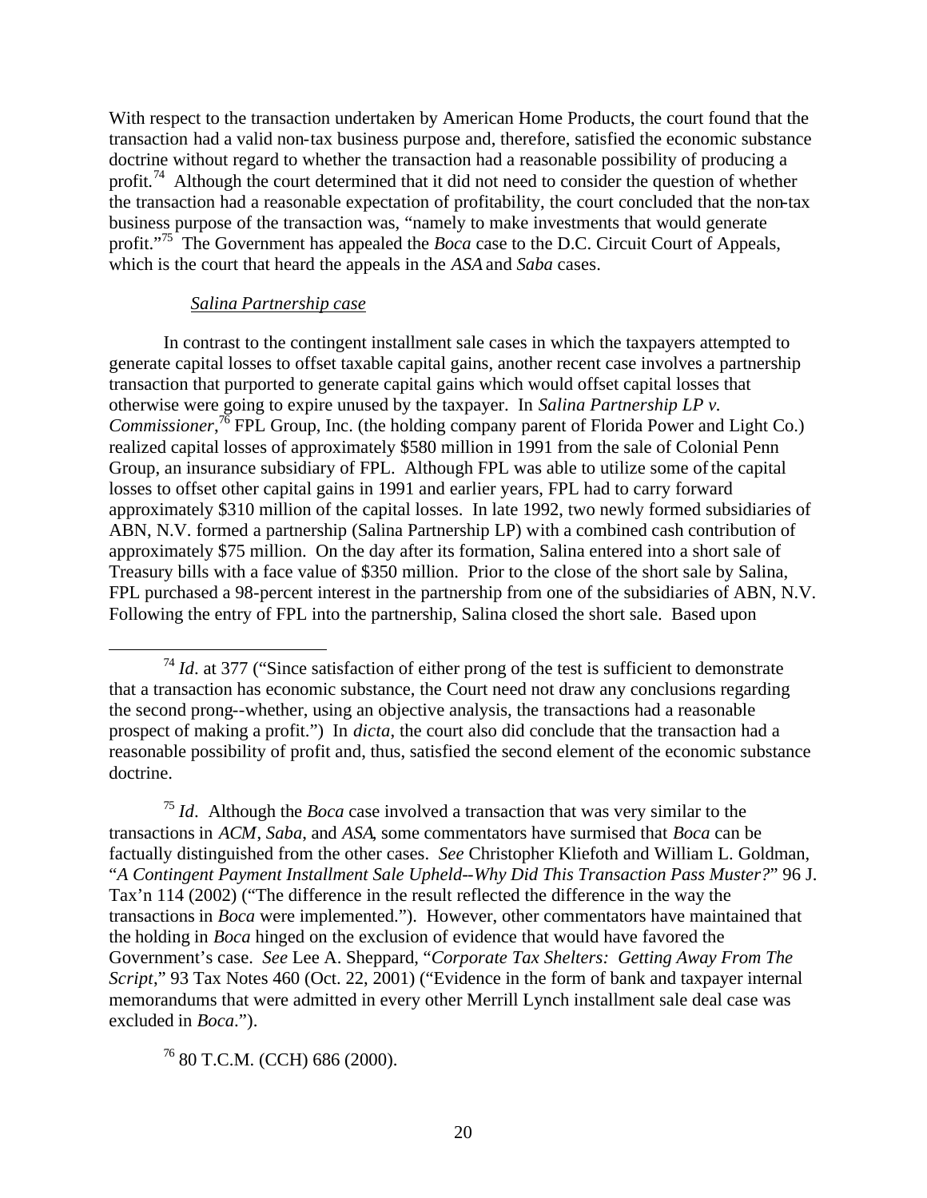With respect to the transaction undertaken by American Home Products, the court found that the transaction had a valid non-tax business purpose and, therefore, satisfied the economic substance doctrine without regard to whether the transaction had a reasonable possibility of producing a profit.[74] Although the court determined that it did not need to consider the question of whether the transaction had a reasonable expectation of profitability, the court concluded that the non-tax business purpose of the transaction was, "namely to make investments that would generate profit."[75] The Government has appealed the *Boca* case to the D.C. Circuit Court of Appeals, which is the court that heard the appeals in the *ASA* and *Saba* cases.

<u>*Salina Partnership case*</u>

In contrast to the contingent installment sale cases in which the taxpayers attempted to generate capital losses to offset taxable capital gains, another recent case involves a partnership transaction that purported to generate capital gains which would offset capital losses that otherwise were going to expire unused by the taxpayer. In *Salina Partnership LP v. Commissioner*,[76] FPL Group, Inc. (the holding company parent of Florida Power and Light Co.) realized capital losses of approximately $580 million in 1991 from the sale of Colonial Penn Group, an insurance subsidiary of FPL. Although FPL was able to utilize some of the capital losses to offset other capital gains in 1991 and earlier years, FPL had to carry forward approximately $310 million of the capital losses. In late 1992, two newly formed subsidiaries of ABN, N.V. formed a partnership (Salina Partnership LP) with a combined cash contribution of approximately $75 million. On the day after its formation, Salina entered into a short sale of Treasury bills with a face value of $350 million. Prior to the close of the short sale by Salina, FPL purchased a 98-percent interest in the partnership from one of the subsidiaries of ABN, N.V. Following the entry of FPL into the partnership, Salina closed the short sale. Based upon

---

[74] *Id*. at 377 ("Since satisfaction of either prong of the test is sufficient to demonstrate that a transaction has economic substance, the Court need not draw any conclusions regarding the second prong--whether, using an objective analysis, the transactions had a reasonable prospect of making a profit.") In *dicta*, the court also did conclude that the transaction had a reasonable possibility of profit and, thus, satisfied the second element of the economic substance doctrine.

[75] *Id*. Although the *Boca* case involved a transaction that was very similar to the transactions in *ACM*, *Saba*, and *ASA*, some commentators have surmised that *Boca* can be factually distinguished from the other cases. *See* Christopher Kliefoth and William L. Goldman, "*A Contingent Payment Installment Sale Upheld--Why Did This Transaction Pass Muster?*" 96 J. Tax'n 114 (2002) ("The difference in the result reflected the difference in the way the transactions in *Boca* were implemented."). However, other commentators have maintained that the holding in *Boca* hinged on the exclusion of evidence that would have favored the Government's case. *See* Lee A. Sheppard, "*Corporate Tax Shelters: Getting Away From The Script*," 93 Tax Notes 460 (Oct. 22, 2001) ("Evidence in the form of bank and taxpayer internal memorandums that were admitted in every other Merrill Lynch installment sale deal case was excluded in *Boca*.").

[76] 80 T.C.M. (CCH) 686 (2000).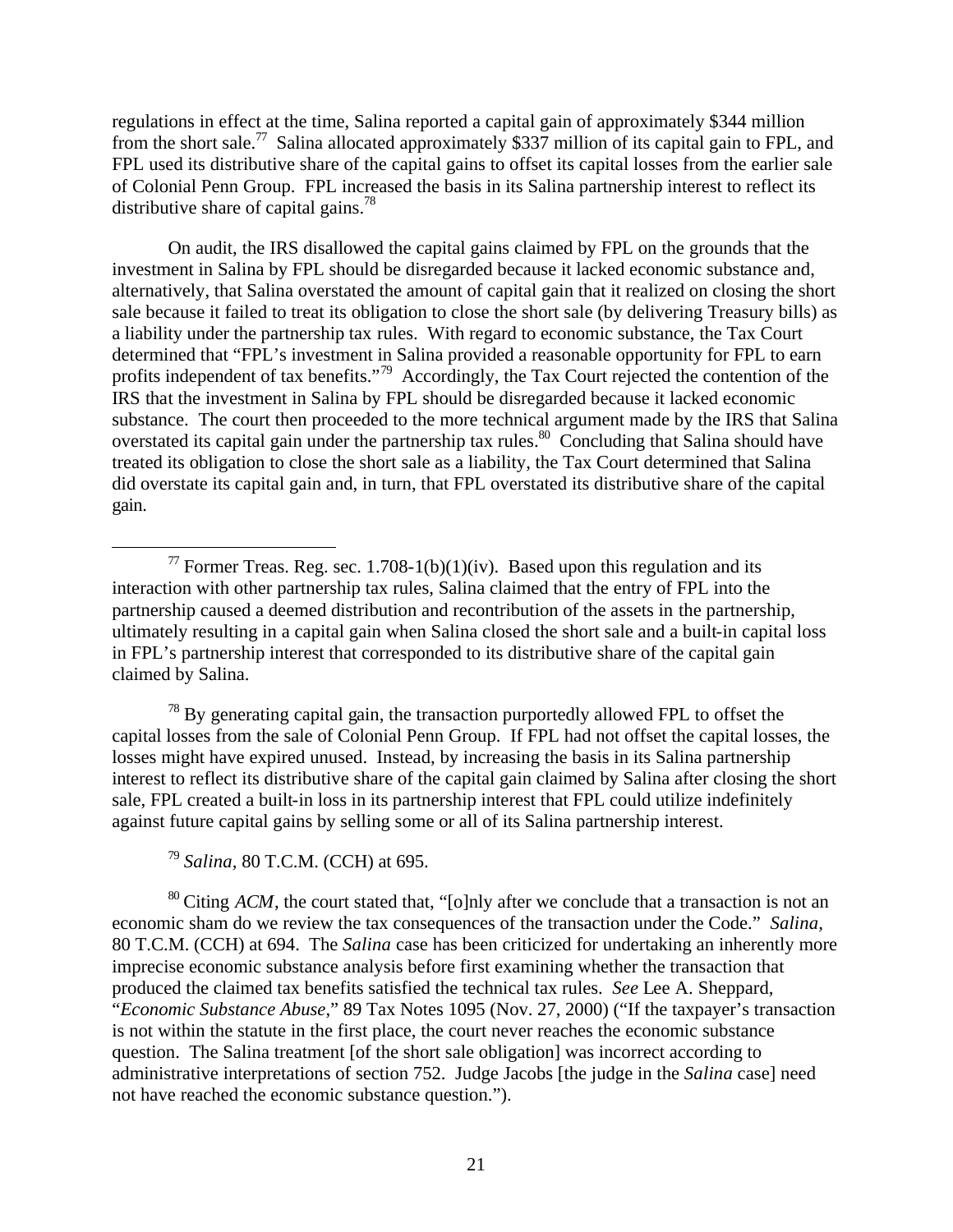regulations in effect at the time, Salina reported a capital gain of approximately $344 million from the short sale.[77] Salina allocated approximately $337 million of its capital gain to FPL, and FPL used its distributive share of the capital gains to offset its capital losses from the earlier sale of Colonial Penn Group. FPL increased the basis in its Salina partnership interest to reflect its distributive share of capital gains.[78]

On audit, the IRS disallowed the capital gains claimed by FPL on the grounds that the investment in Salina by FPL should be disregarded because it lacked economic substance and, alternatively, that Salina overstated the amount of capital gain that it realized on closing the short sale because it failed to treat its obligation to close the short sale (by delivering Treasury bills) as a liability under the partnership tax rules. With regard to economic substance, the Tax Court determined that "FPL's investment in Salina provided a reasonable opportunity for FPL to earn profits independent of tax benefits."[79] Accordingly, the Tax Court rejected the contention of the IRS that the investment in Salina by FPL should be disregarded because it lacked economic substance. The court then proceeded to the more technical argument made by the IRS that Salina overstated its capital gain under the partnership tax rules.[80] Concluding that Salina should have treated its obligation to close the short sale as a liability, the Tax Court determined that Salina did overstate its capital gain and, in turn, that FPL overstated its distributive share of the capital gain.

---

[77] Former Treas. Reg. sec. 1.708-1(b)(1)(iv). Based upon this regulation and its interaction with other partnership tax rules, Salina claimed that the entry of FPL into the partnership caused a deemed distribution and recontribution of the assets in the partnership, ultimately resulting in a capital gain when Salina closed the short sale and a built-in capital loss in FPL's partnership interest that corresponded to its distributive share of the capital gain claimed by Salina.

[78] By generating capital gain, the transaction purportedly allowed FPL to offset the capital losses from the sale of Colonial Penn Group. If FPL had not offset the capital losses, the losses might have expired unused. Instead, by increasing the basis in its Salina partnership interest to reflect its distributive share of the capital gain claimed by Salina after closing the short sale, FPL created a built-in loss in its partnership interest that FPL could utilize indefinitely against future capital gains by selling some or all of its Salina partnership interest.

[79] *Salina*, 80 T.C.M. (CCH) at 695.

[80] Citing *ACM*, the court stated that, "[o]nly after we conclude that a transaction is not an economic sham do we review the tax consequences of the transaction under the Code." *Salina*, 80 T.C.M. (CCH) at 694. The *Salina* case has been criticized for undertaking an inherently more imprecise economic substance analysis before first examining whether the transaction that produced the claimed tax benefits satisfied the technical tax rules. *See* Lee A. Sheppard, "*Economic Substance Abuse*," 89 Tax Notes 1095 (Nov. 27, 2000) ("If the taxpayer's transaction is not within the statute in the first place, the court never reaches the economic substance question. The Salina treatment [of the short sale obligation] was incorrect according to administrative interpretations of section 752. Judge Jacobs [the judge in the *Salina* case] need not have reached the economic substance question.").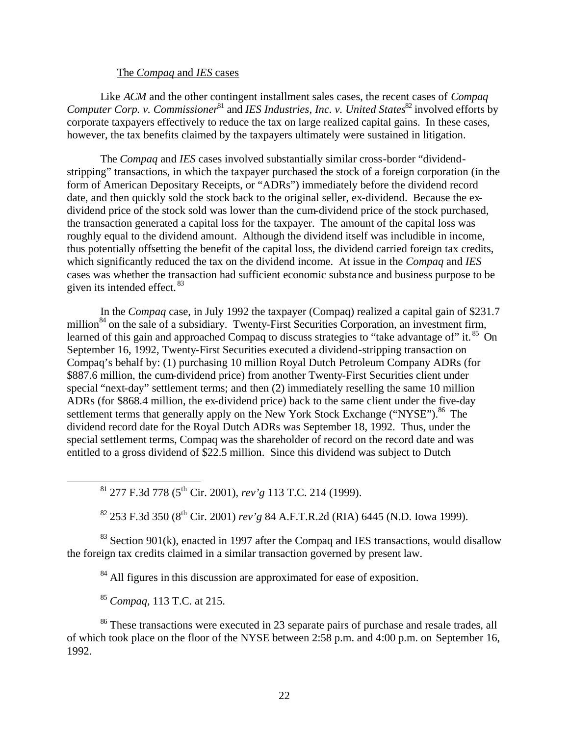The *Compaq* and *IES* cases

Like *ACM* and the other contingent installment sales cases, the recent cases of *Compaq Computer Corp. v. Commissioner*[81] and *IES Industries, Inc. v. United States*[82] involved efforts by corporate taxpayers effectively to reduce the tax on large realized capital gains. In these cases, however, the tax benefits claimed by the taxpayers ultimately were sustained in litigation.

The *Compaq* and *IES* cases involved substantially similar cross-border "dividend-stripping" transactions, in which the taxpayer purchased the stock of a foreign corporation (in the form of American Depositary Receipts, or "ADRs") immediately before the dividend record date, and then quickly sold the stock back to the original seller, ex-dividend. Because the ex-dividend price of the stock sold was lower than the cum-dividend price of the stock purchased, the transaction generated a capital loss for the taxpayer. The amount of the capital loss was roughly equal to the dividend amount. Although the dividend itself was includible in income, thus potentially offsetting the benefit of the capital loss, the dividend carried foreign tax credits, which significantly reduced the tax on the dividend income. At issue in the *Compaq* and *IES* cases was whether the transaction had sufficient economic substance and business purpose to be given its intended effect.[83]

In the *Compaq* case, in July 1992 the taxpayer (Compaq) realized a capital gain of \$231.7 million[84] on the sale of a subsidiary. Twenty-First Securities Corporation, an investment firm, learned of this gain and approached Compaq to discuss strategies to "take advantage of" it.[85] On September 16, 1992, Twenty-First Securities executed a dividend-stripping transaction on Compaq's behalf by: (1) purchasing 10 million Royal Dutch Petroleum Company ADRs (for \$887.6 million, the cum-dividend price) from another Twenty-First Securities client under special "next-day" settlement terms; and then (2) immediately reselling the same 10 million ADRs (for \$868.4 million, the ex-dividend price) back to the same client under the five-day settlement terms that generally apply on the New York Stock Exchange ("NYSE").[86] The dividend record date for the Royal Dutch ADRs was September 18, 1992. Thus, under the special settlement terms, Compaq was the shareholder of record on the record date and was entitled to a gross dividend of \$22.5 million. Since this dividend was subject to Dutch

---

[81] 277 F.3d 778 (5th Cir. 2001), *rev'g* 113 T.C. 214 (1999).

[82] 253 F.3d 350 (8th Cir. 2001) *rev'g* 84 A.F.T.R.2d (RIA) 6445 (N.D. Iowa 1999).

[83] Section 901(k), enacted in 1997 after the Compaq and IES transactions, would disallow the foreign tax credits claimed in a similar transaction governed by present law.

[84] All figures in this discussion are approximated for ease of exposition.

[85] *Compaq*, 113 T.C. at 215.

[86] These transactions were executed in 23 separate pairs of purchase and resale trades, all of which took place on the floor of the NYSE between 2:58 p.m. and 4:00 p.m. on September 16, 1992.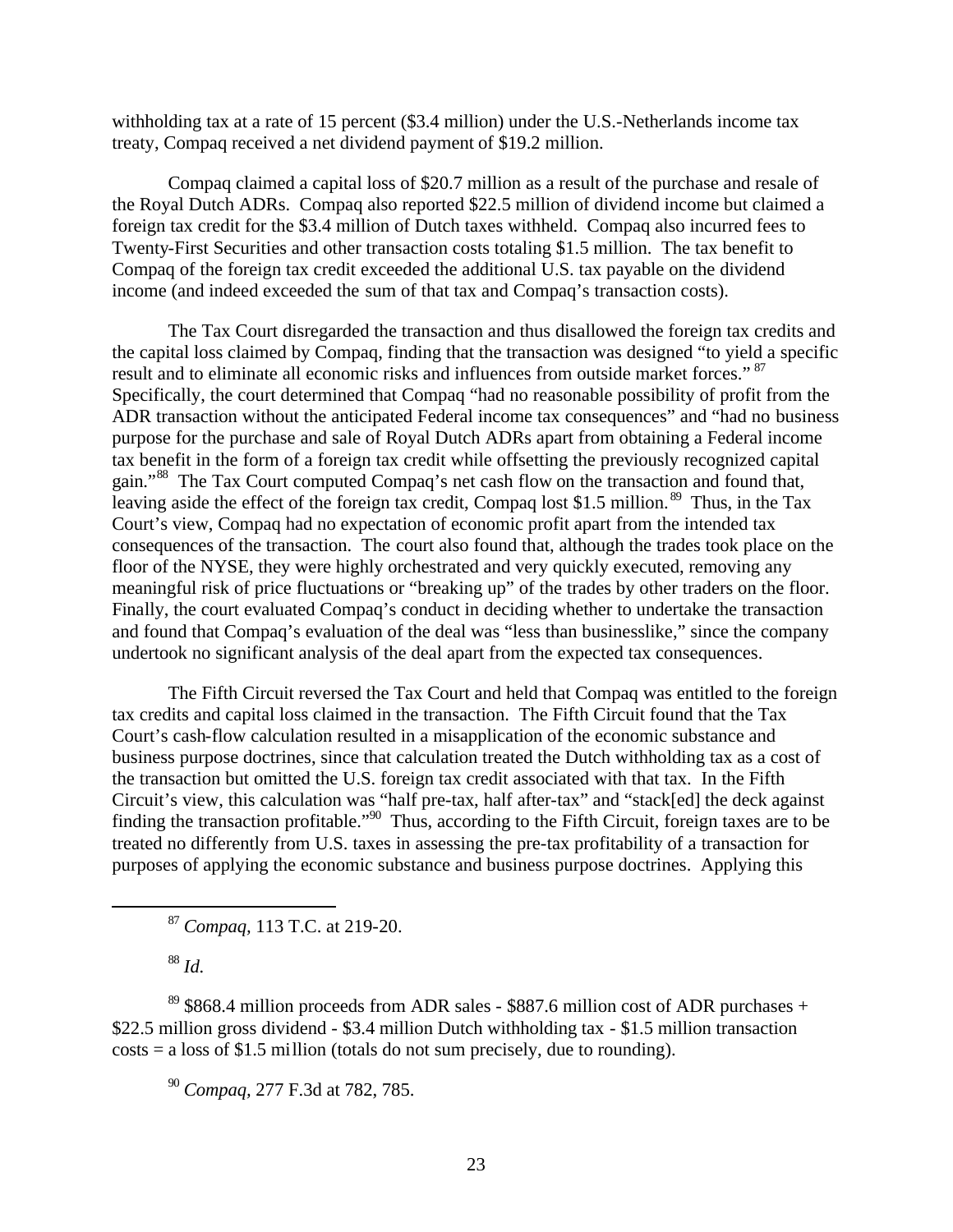withholding tax at a rate of 15 percent ($3.4 million) under the U.S.-Netherlands income tax treaty, Compaq received a net dividend payment of $19.2 million.

Compaq claimed a capital loss of $20.7 million as a result of the purchase and resale of the Royal Dutch ADRs. Compaq also reported $22.5 million of dividend income but claimed a foreign tax credit for the $3.4 million of Dutch taxes withheld. Compaq also incurred fees to Twenty-First Securities and other transaction costs totaling $1.5 million. The tax benefit to Compaq of the foreign tax credit exceeded the additional U.S. tax payable on the dividend income (and indeed exceeded the sum of that tax and Compaq's transaction costs).

The Tax Court disregarded the transaction and thus disallowed the foreign tax credits and the capital loss claimed by Compaq, finding that the transaction was designed "to yield a specific result and to eliminate all economic risks and influences from outside market forces."[87] Specifically, the court determined that Compaq "had no reasonable possibility of profit from the ADR transaction without the anticipated Federal income tax consequences" and "had no business purpose for the purchase and sale of Royal Dutch ADRs apart from obtaining a Federal income tax benefit in the form of a foreign tax credit while offsetting the previously recognized capital gain."[88] The Tax Court computed Compaq's net cash flow on the transaction and found that, leaving aside the effect of the foreign tax credit, Compaq lost $1.5 million.[89] Thus, in the Tax Court's view, Compaq had no expectation of economic profit apart from the intended tax consequences of the transaction. The court also found that, although the trades took place on the floor of the NYSE, they were highly orchestrated and very quickly executed, removing any meaningful risk of price fluctuations or "breaking up" of the trades by other traders on the floor. Finally, the court evaluated Compaq's conduct in deciding whether to undertake the transaction and found that Compaq's evaluation of the deal was "less than businesslike," since the company undertook no significant analysis of the deal apart from the expected tax consequences.

The Fifth Circuit reversed the Tax Court and held that Compaq was entitled to the foreign tax credits and capital loss claimed in the transaction. The Fifth Circuit found that the Tax Court's cash-flow calculation resulted in a misapplication of the economic substance and business purpose doctrines, since that calculation treated the Dutch withholding tax as a cost of the transaction but omitted the U.S. foreign tax credit associated with that tax. In the Fifth Circuit's view, this calculation was "half pre-tax, half after-tax" and "stack[ed] the deck against finding the transaction profitable."[90] Thus, according to the Fifth Circuit, foreign taxes are to be treated no differently from U.S. taxes in assessing the pre-tax profitability of a transaction for purposes of applying the economic substance and business purpose doctrines. Applying this

---

[87] *Compaq*, 113 T.C. at 219-20.

[88] *Id.*

[89] $868.4 million proceeds from ADR sales - $887.6 million cost of ADR purchases + $22.5 million gross dividend - $3.4 million Dutch withholding tax - $1.5 million transaction costs = a loss of $1.5 million (totals do not sum precisely, due to rounding).

[90] *Compaq*, 277 F.3d at 782, 785.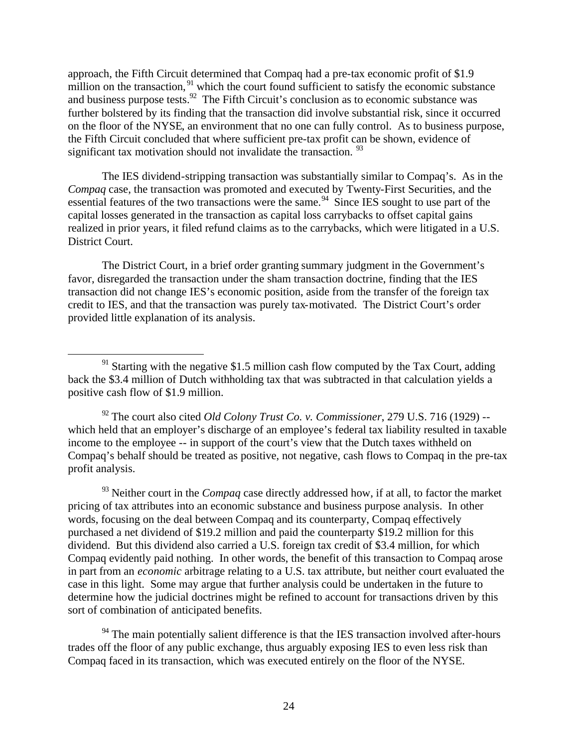approach, the Fifth Circuit determined that Compaq had a pre-tax economic profit of $1.9 million on the transaction,[91] which the court found sufficient to satisfy the economic substance and business purpose tests.[92] The Fifth Circuit's conclusion as to economic substance was further bolstered by its finding that the transaction did involve substantial risk, since it occurred on the floor of the NYSE, an environment that no one can fully control. As to business purpose, the Fifth Circuit concluded that where sufficient pre-tax profit can be shown, evidence of significant tax motivation should not invalidate the transaction.[93]

The IES dividend-stripping transaction was substantially similar to Compaq's. As in the *Compaq* case, the transaction was promoted and executed by Twenty-First Securities, and the essential features of the two transactions were the same.[94] Since IES sought to use part of the capital losses generated in the transaction as capital loss carrybacks to offset capital gains realized in prior years, it filed refund claims as to the carrybacks, which were litigated in a U.S. District Court.

The District Court, in a brief order granting summary judgment in the Government's favor, disregarded the transaction under the sham transaction doctrine, finding that the IES transaction did not change IES's economic position, aside from the transfer of the foreign tax credit to IES, and that the transaction was purely tax-motivated. The District Court's order provided little explanation of its analysis.

---

[91] Starting with the negative $1.5 million cash flow computed by the Tax Court, adding back the $3.4 million of Dutch withholding tax that was subtracted in that calculation yields a positive cash flow of $1.9 million.

[92] The court also cited *Old Colony Trust Co. v. Commissioner*, 279 U.S. 716 (1929) -- which held that an employer's discharge of an employee's federal tax liability resulted in taxable income to the employee -- in support of the court's view that the Dutch taxes withheld on Compaq's behalf should be treated as positive, not negative, cash flows to Compaq in the pre-tax profit analysis.

[93] Neither court in the *Compaq* case directly addressed how, if at all, to factor the market pricing of tax attributes into an economic substance and business purpose analysis. In other words, focusing on the deal between Compaq and its counterparty, Compaq effectively purchased a net dividend of $19.2 million and paid the counterparty $19.2 million for this dividend. But this dividend also carried a U.S. foreign tax credit of $3.4 million, for which Compaq evidently paid nothing. In other words, the benefit of this transaction to Compaq arose in part from an *economic* arbitrage relating to a U.S. tax attribute, but neither court evaluated the case in this light. Some may argue that further analysis could be undertaken in the future to determine how the judicial doctrines might be refined to account for transactions driven by this sort of combination of anticipated benefits.

[94] The main potentially salient difference is that the IES transaction involved after-hours trades off the floor of any public exchange, thus arguably exposing IES to even less risk than Compaq faced in its transaction, which was executed entirely on the floor of the NYSE.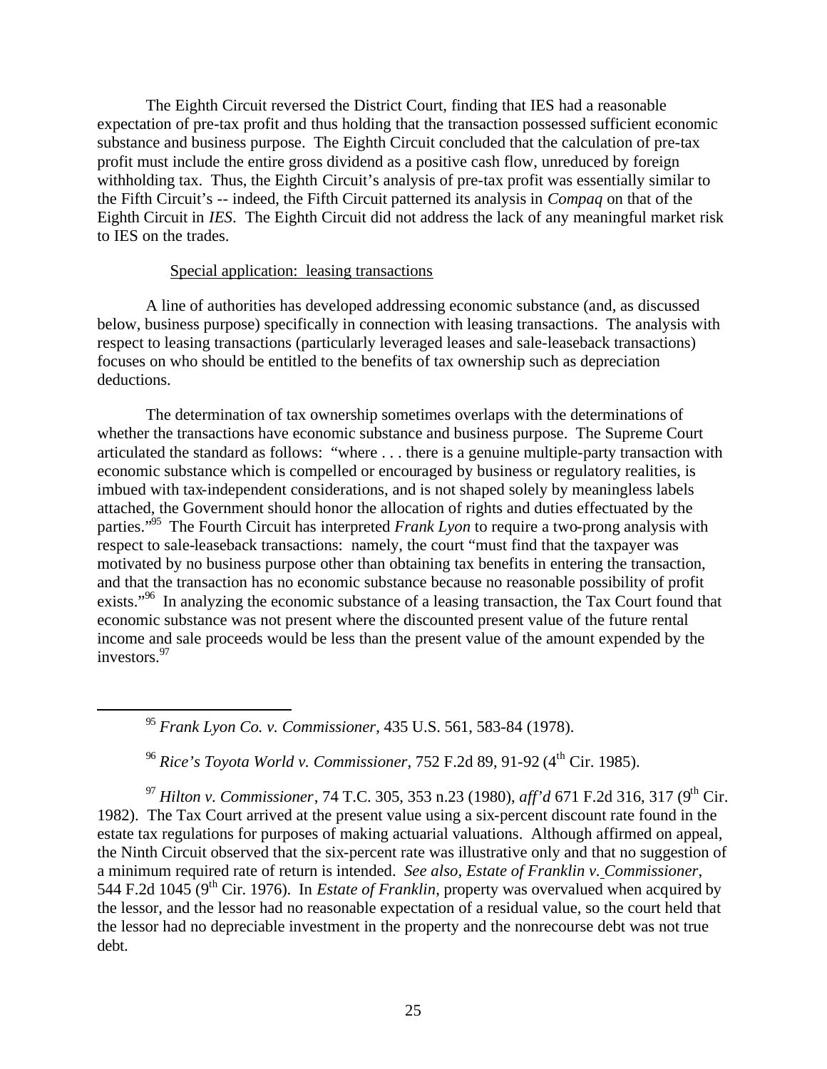The Eighth Circuit reversed the District Court, finding that IES had a reasonable expectation of pre-tax profit and thus holding that the transaction possessed sufficient economic substance and business purpose. The Eighth Circuit concluded that the calculation of pre-tax profit must include the entire gross dividend as a positive cash flow, unreduced by foreign withholding tax. Thus, the Eighth Circuit's analysis of pre-tax profit was essentially similar to the Fifth Circuit's -- indeed, the Fifth Circuit patterned its analysis in *Compaq* on that of the Eighth Circuit in *IES*. The Eighth Circuit did not address the lack of any meaningful market risk to IES on the trades.

Special application: leasing transactions

A line of authorities has developed addressing economic substance (and, as discussed below, business purpose) specifically in connection with leasing transactions. The analysis with respect to leasing transactions (particularly leveraged leases and sale-leaseback transactions) focuses on who should be entitled to the benefits of tax ownership such as depreciation deductions.

The determination of tax ownership sometimes overlaps with the determinations of whether the transactions have economic substance and business purpose. The Supreme Court articulated the standard as follows: "where . . . there is a genuine multiple-party transaction with economic substance which is compelled or encouraged by business or regulatory realities, is imbued with tax-independent considerations, and is not shaped solely by meaningless labels attached, the Government should honor the allocation of rights and duties effectuated by the parties."[95] The Fourth Circuit has interpreted *Frank Lyon* to require a two-prong analysis with respect to sale-leaseback transactions: namely, the court "must find that the taxpayer was motivated by no business purpose other than obtaining tax benefits in entering the transaction, and that the transaction has no economic substance because no reasonable possibility of profit exists."[96] In analyzing the economic substance of a leasing transaction, the Tax Court found that economic substance was not present where the discounted present value of the future rental income and sale proceeds would be less than the present value of the amount expended by the investors.[97]

---

[95] *Frank Lyon Co. v. Commissioner*, 435 U.S. 561, 583-84 (1978).

[96] *Rice's Toyota World v. Commissioner*, 752 F.2d 89, 91-92 (4th Cir. 1985).

[97] *Hilton v. Commissioner*, 74 T.C. 305, 353 n.23 (1980), *aff'd* 671 F.2d 316, 317 (9th Cir. 1982). The Tax Court arrived at the present value using a six-percent discount rate found in the estate tax regulations for purposes of making actuarial valuations. Although affirmed on appeal, the Ninth Circuit observed that the six-percent rate was illustrative only and that no suggestion of a minimum required rate of return is intended. *See also, Estate of Franklin v. Commissioner*, 544 F.2d 1045 (9th Cir. 1976). In *Estate of Franklin*, property was overvalued when acquired by the lessor, and the lessor had no reasonable expectation of a residual value, so the court held that the lessor had no depreciable investment in the property and the nonrecourse debt was not true debt.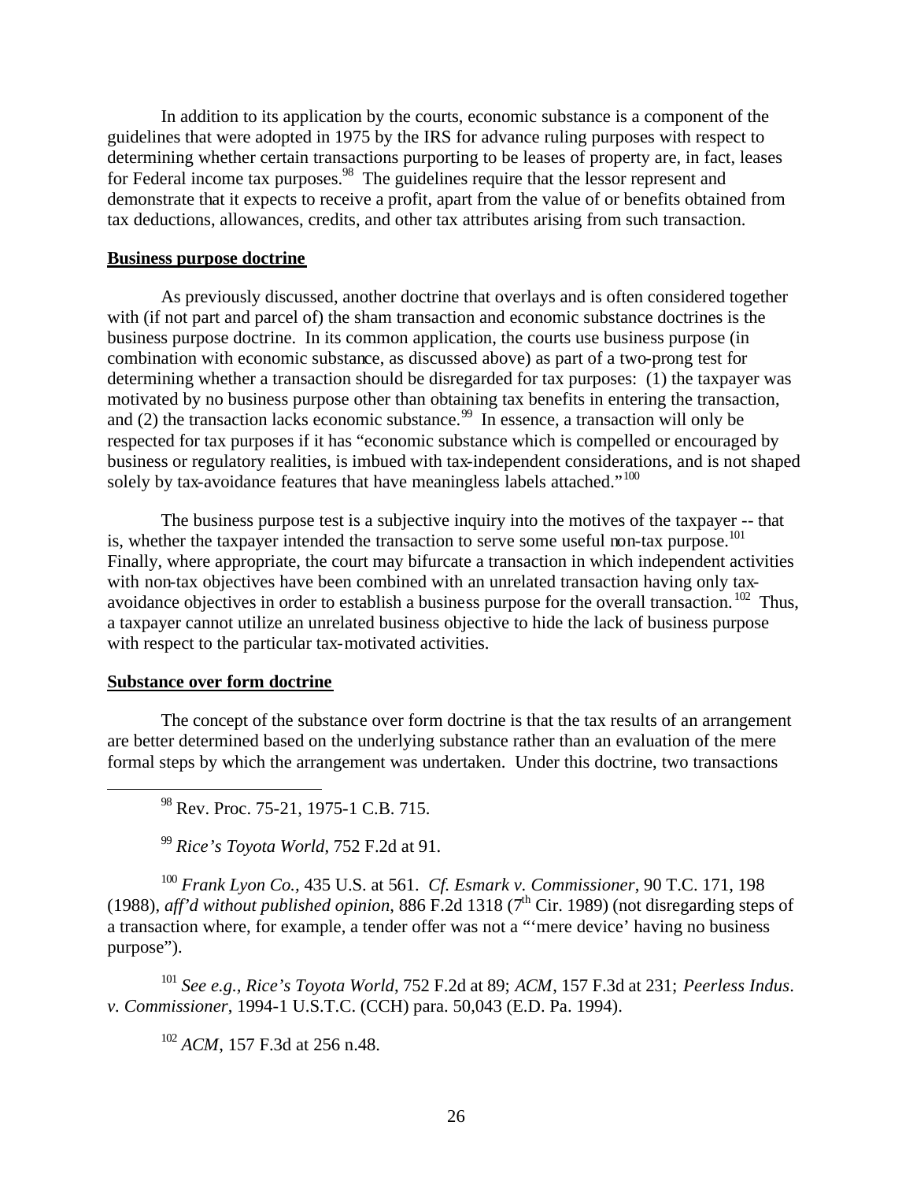In addition to its application by the courts, economic substance is a component of the guidelines that were adopted in 1975 by the IRS for advance ruling purposes with respect to determining whether certain transactions purporting to be leases of property are, in fact, leases for Federal income tax purposes.[98] The guidelines require that the lessor represent and demonstrate that it expects to receive a profit, apart from the value of or benefits obtained from tax deductions, allowances, credits, and other tax attributes arising from such transaction.

**Business purpose doctrine**

As previously discussed, another doctrine that overlays and is often considered together with (if not part and parcel of) the sham transaction and economic substance doctrines is the business purpose doctrine. In its common application, the courts use business purpose (in combination with economic substance, as discussed above) as part of a two-prong test for determining whether a transaction should be disregarded for tax purposes: (1) the taxpayer was motivated by no business purpose other than obtaining tax benefits in entering the transaction, and (2) the transaction lacks economic substance.[99] In essence, a transaction will only be respected for tax purposes if it has "economic substance which is compelled or encouraged by business or regulatory realities, is imbued with tax-independent considerations, and is not shaped solely by tax-avoidance features that have meaningless labels attached."[100]

The business purpose test is a subjective inquiry into the motives of the taxpayer -- that is, whether the taxpayer intended the transaction to serve some useful non-tax purpose.[101] Finally, where appropriate, the court may bifurcate a transaction in which independent activities with non-tax objectives have been combined with an unrelated transaction having only tax-avoidance objectives in order to establish a business purpose for the overall transaction.[102] Thus, a taxpayer cannot utilize an unrelated business objective to hide the lack of business purpose with respect to the particular tax-motivated activities.

**Substance over form doctrine**

The concept of the substance over form doctrine is that the tax results of an arrangement are better determined based on the underlying substance rather than an evaluation of the mere formal steps by which the arrangement was undertaken. Under this doctrine, two transactions

---

[98] Rev. Proc. 75-21, 1975-1 C.B. 715.

[99] *Rice's Toyota World*, 752 F.2d at 91.

[100] *Frank Lyon Co.*, 435 U.S. at 561. *Cf. Esmark v. Commissioner*, 90 T.C. 171, 198 (1988), *aff'd without published opinion*, 886 F.2d 1318 (7th Cir. 1989) (not disregarding steps of a transaction where, for example, a tender offer was not a "'mere device' having no business purpose").

[101] *See e.g., Rice's Toyota World*, 752 F.2d at 89; *ACM*, 157 F.3d at 231; *Peerless Indus. v. Commissioner*, 1994-1 U.S.T.C. (CCH) para. 50,043 (E.D. Pa. 1994).

[102] *ACM*, 157 F.3d at 256 n.48.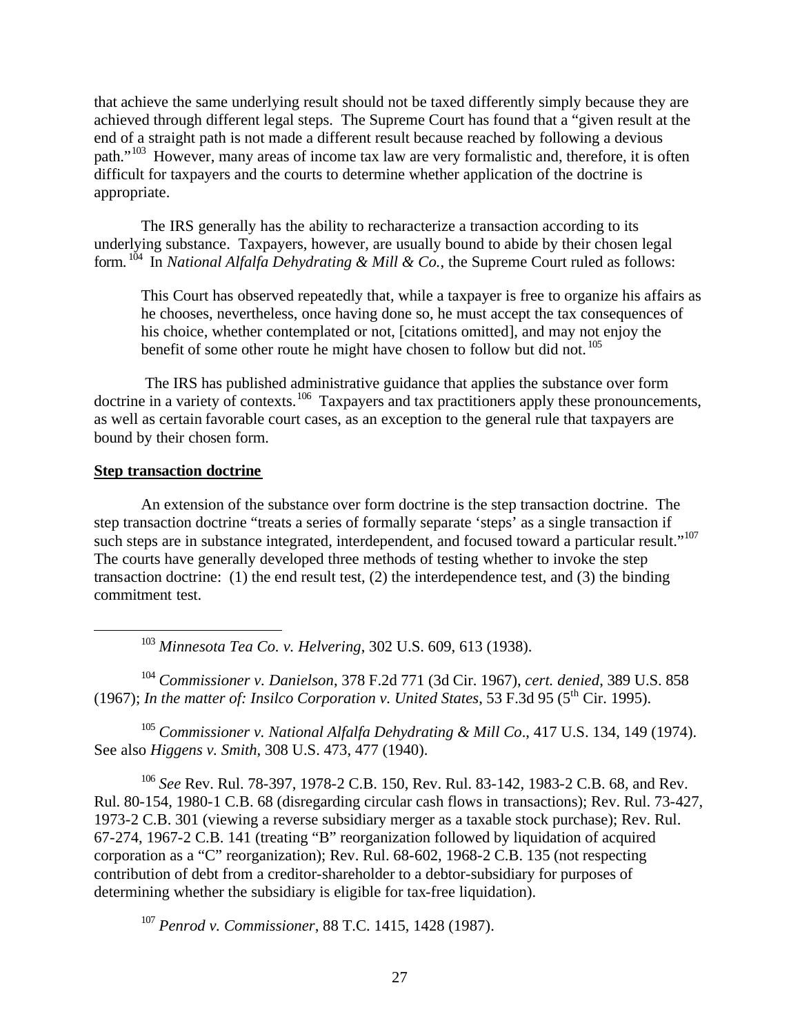that achieve the same underlying result should not be taxed differently simply because they are achieved through different legal steps. The Supreme Court has found that a "given result at the end of a straight path is not made a different result because reached by following a devious path."[103] However, many areas of income tax law are very formalistic and, therefore, it is often difficult for taxpayers and the courts to determine whether application of the doctrine is appropriate.

The IRS generally has the ability to recharacterize a transaction according to its underlying substance. Taxpayers, however, are usually bound to abide by their chosen legal form.[104] In *National Alfalfa Dehydrating & Mill & Co.*, the Supreme Court ruled as follows:

> This Court has observed repeatedly that, while a taxpayer is free to organize his affairs as he chooses, nevertheless, once having done so, he must accept the tax consequences of his choice, whether contemplated or not, [citations omitted], and may not enjoy the benefit of some other route he might have chosen to follow but did not.[105]

The IRS has published administrative guidance that applies the substance over form doctrine in a variety of contexts.[106] Taxpayers and tax practitioners apply these pronouncements, as well as certain favorable court cases, as an exception to the general rule that taxpayers are bound by their chosen form.

**Step transaction doctrine**

An extension of the substance over form doctrine is the step transaction doctrine. The step transaction doctrine "treats a series of formally separate 'steps' as a single transaction if such steps are in substance integrated, interdependent, and focused toward a particular result."[107] The courts have generally developed three methods of testing whether to invoke the step transaction doctrine: (1) the end result test, (2) the interdependence test, and (3) the binding commitment test.

---

[103] *Minnesota Tea Co. v. Helvering*, 302 U.S. 609, 613 (1938).

[104] *Commissioner v. Danielson*, 378 F.2d 771 (3d Cir. 1967), *cert. denied*, 389 U.S. 858 (1967); *In the matter of: Insilco Corporation v. United States*, 53 F.3d 95 (5th Cir. 1995).

[105] *Commissioner v. National Alfalfa Dehydrating & Mill Co*., 417 U.S. 134, 149 (1974). See also *Higgens v. Smith*, 308 U.S. 473, 477 (1940).

[106] *See* Rev. Rul. 78-397, 1978-2 C.B. 150, Rev. Rul. 83-142, 1983-2 C.B. 68, and Rev. Rul. 80-154, 1980-1 C.B. 68 (disregarding circular cash flows in transactions); Rev. Rul. 73-427, 1973-2 C.B. 301 (viewing a reverse subsidiary merger as a taxable stock purchase); Rev. Rul. 67-274, 1967-2 C.B. 141 (treating "B" reorganization followed by liquidation of acquired corporation as a "C" reorganization); Rev. Rul. 68-602, 1968-2 C.B. 135 (not respecting contribution of debt from a creditor-shareholder to a debtor-subsidiary for purposes of determining whether the subsidiary is eligible for tax-free liquidation).

[107] *Penrod v. Commissioner*, 88 T.C. 1415, 1428 (1987).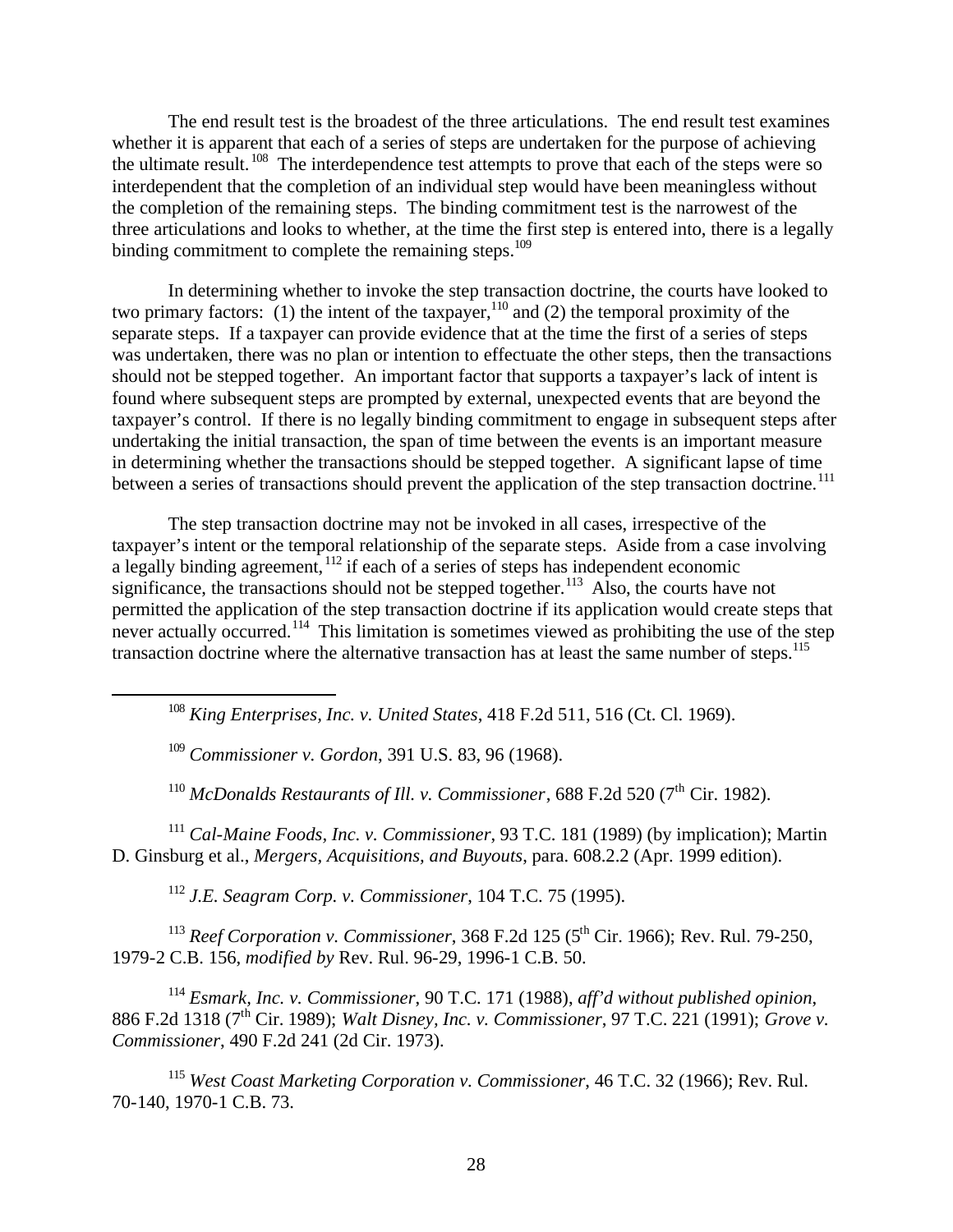The end result test is the broadest of the three articulations. The end result test examines whether it is apparent that each of a series of steps are undertaken for the purpose of achieving the ultimate result.[108] The interdependence test attempts to prove that each of the steps were so interdependent that the completion of an individual step would have been meaningless without the completion of the remaining steps. The binding commitment test is the narrowest of the three articulations and looks to whether, at the time the first step is entered into, there is a legally binding commitment to complete the remaining steps.[109]

In determining whether to invoke the step transaction doctrine, the courts have looked to two primary factors: (1) the intent of the taxpayer,[110] and (2) the temporal proximity of the separate steps. If a taxpayer can provide evidence that at the time the first of a series of steps was undertaken, there was no plan or intention to effectuate the other steps, then the transactions should not be stepped together. An important factor that supports a taxpayer's lack of intent is found where subsequent steps are prompted by external, unexpected events that are beyond the taxpayer's control. If there is no legally binding commitment to engage in subsequent steps after undertaking the initial transaction, the span of time between the events is an important measure in determining whether the transactions should be stepped together. A significant lapse of time between a series of transactions should prevent the application of the step transaction doctrine.[111]

The step transaction doctrine may not be invoked in all cases, irrespective of the taxpayer's intent or the temporal relationship of the separate steps. Aside from a case involving a legally binding agreement,[112] if each of a series of steps has independent economic significance, the transactions should not be stepped together.[113] Also, the courts have not permitted the application of the step transaction doctrine if its application would create steps that never actually occurred.[114] This limitation is sometimes viewed as prohibiting the use of the step transaction doctrine where the alternative transaction has at least the same number of steps.[115]

---

[108] *King Enterprises, Inc. v. United States*, 418 F.2d 511, 516 (Ct. Cl. 1969).

[109] *Commissioner v. Gordon*, 391 U.S. 83, 96 (1968).

[110] *McDonalds Restaurants of Ill. v. Commissioner*, 688 F.2d 520 (7th Cir. 1982).

[111] *Cal-Maine Foods, Inc. v. Commissioner*, 93 T.C. 181 (1989) (by implication); Martin D. Ginsburg et al., *Mergers, Acquisitions, and Buyouts*, para. 608.2.2 (Apr. 1999 edition).

[112] *J.E. Seagram Corp. v. Commissioner*, 104 T.C. 75 (1995).

[113] *Reef Corporation v. Commissioner*, 368 F.2d 125 (5th Cir. 1966); Rev. Rul. 79-250, 1979-2 C.B. 156, *modified by* Rev. Rul. 96-29, 1996-1 C.B. 50.

[114] *Esmark, Inc. v. Commissioner*, 90 T.C. 171 (1988), *aff'd without published opinion*, 886 F.2d 1318 (7th Cir. 1989); *Walt Disney, Inc. v. Commissioner*, 97 T.C. 221 (1991); *Grove v. Commissioner*, 490 F.2d 241 (2d Cir. 1973).

[115] *West Coast Marketing Corporation v. Commissioner*, 46 T.C. 32 (1966); Rev. Rul. 70-140, 1970-1 C.B. 73.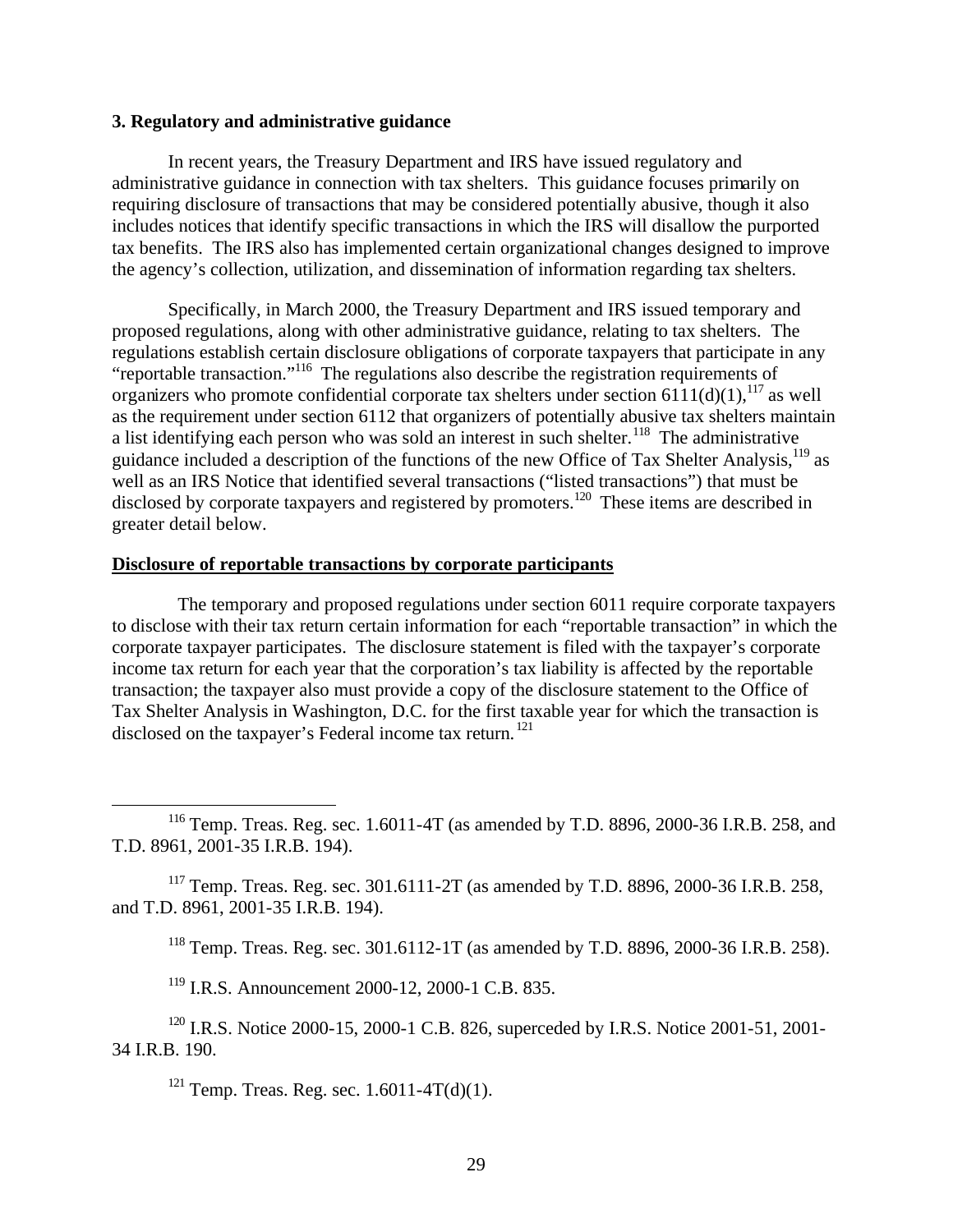### 3. Regulatory and administrative guidance

In recent years, the Treasury Department and IRS have issued regulatory and administrative guidance in connection with tax shelters. This guidance focuses primarily on requiring disclosure of transactions that may be considered potentially abusive, though it also includes notices that identify specific transactions in which the IRS will disallow the purported tax benefits. The IRS also has implemented certain organizational changes designed to improve the agency's collection, utilization, and dissemination of information regarding tax shelters.

Specifically, in March 2000, the Treasury Department and IRS issued temporary and proposed regulations, along with other administrative guidance, relating to tax shelters. The regulations establish certain disclosure obligations of corporate taxpayers that participate in any "reportable transaction."[116] The regulations also describe the registration requirements of organizers who promote confidential corporate tax shelters under section 6111(d)(1),[117] as well as the requirement under section 6112 that organizers of potentially abusive tax shelters maintain a list identifying each person who was sold an interest in such shelter.[118] The administrative guidance included a description of the functions of the new Office of Tax Shelter Analysis,[119] as well as an IRS Notice that identified several transactions ("listed transactions") that must be disclosed by corporate taxpayers and registered by promoters.[120] These items are described in greater detail below.

**Disclosure of reportable transactions by corporate participants**

The temporary and proposed regulations under section 6011 require corporate taxpayers to disclose with their tax return certain information for each "reportable transaction" in which the corporate taxpayer participates. The disclosure statement is filed with the taxpayer's corporate income tax return for each year that the corporation's tax liability is affected by the reportable transaction; the taxpayer also must provide a copy of the disclosure statement to the Office of Tax Shelter Analysis in Washington, D.C. for the first taxable year for which the transaction is disclosed on the taxpayer's Federal income tax return.[121]

---

[116] Temp. Treas. Reg. sec. 1.6011-4T (as amended by T.D. 8896, 2000-36 I.R.B. 258, and T.D. 8961, 2001-35 I.R.B. 194).

[117] Temp. Treas. Reg. sec. 301.6111-2T (as amended by T.D. 8896, 2000-36 I.R.B. 258, and T.D. 8961, 2001-35 I.R.B. 194).

[118] Temp. Treas. Reg. sec. 301.6112-1T (as amended by T.D. 8896, 2000-36 I.R.B. 258).

[119] I.R.S. Announcement 2000-12, 2000-1 C.B. 835.

[120] I.R.S. Notice 2000-15, 2000-1 C.B. 826, superceded by I.R.S. Notice 2001-51, 2001-34 I.R.B. 190.

[121] Temp. Treas. Reg. sec. 1.6011-4T(d)(1).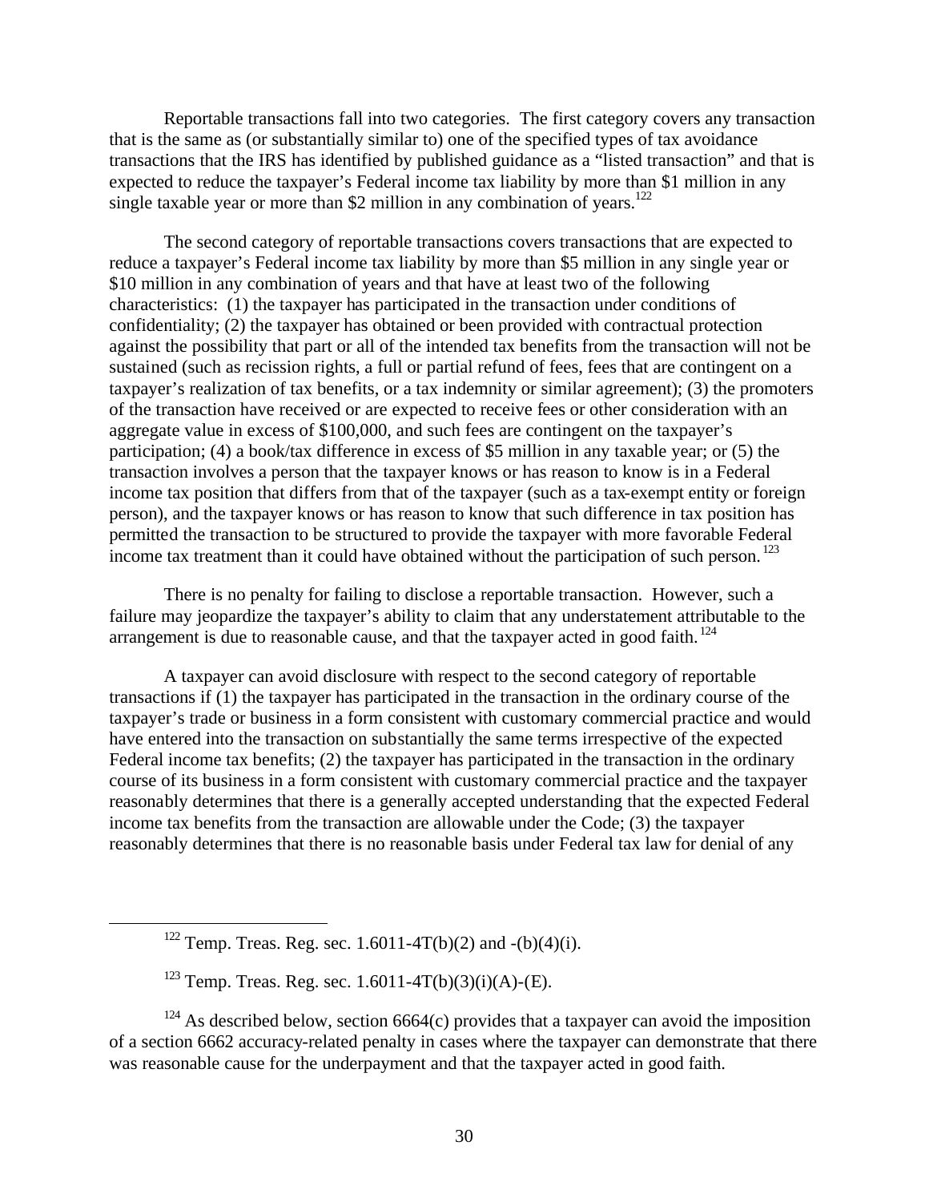Reportable transactions fall into two categories. The first category covers any transaction that is the same as (or substantially similar to) one of the specified types of tax avoidance transactions that the IRS has identified by published guidance as a "listed transaction" and that is expected to reduce the taxpayer's Federal income tax liability by more than $1 million in any single taxable year or more than $2 million in any combination of years.[122]

The second category of reportable transactions covers transactions that are expected to reduce a taxpayer's Federal income tax liability by more than $5 million in any single year or $10 million in any combination of years and that have at least two of the following characteristics: (1) the taxpayer has participated in the transaction under conditions of confidentiality; (2) the taxpayer has obtained or been provided with contractual protection against the possibility that part or all of the intended tax benefits from the transaction will not be sustained (such as recission rights, a full or partial refund of fees, fees that are contingent on a taxpayer's realization of tax benefits, or a tax indemnity or similar agreement); (3) the promoters of the transaction have received or are expected to receive fees or other consideration with an aggregate value in excess of $100,000, and such fees are contingent on the taxpayer's participation; (4) a book/tax difference in excess of $5 million in any taxable year; or (5) the transaction involves a person that the taxpayer knows or has reason to know is in a Federal income tax position that differs from that of the taxpayer (such as a tax-exempt entity or foreign person), and the taxpayer knows or has reason to know that such difference in tax position has permitted the transaction to be structured to provide the taxpayer with more favorable Federal income tax treatment than it could have obtained without the participation of such person.[123]

There is no penalty for failing to disclose a reportable transaction. However, such a failure may jeopardize the taxpayer's ability to claim that any understatement attributable to the arrangement is due to reasonable cause, and that the taxpayer acted in good faith.[124]

A taxpayer can avoid disclosure with respect to the second category of reportable transactions if (1) the taxpayer has participated in the transaction in the ordinary course of the taxpayer's trade or business in a form consistent with customary commercial practice and would have entered into the transaction on substantially the same terms irrespective of the expected Federal income tax benefits; (2) the taxpayer has participated in the transaction in the ordinary course of its business in a form consistent with customary commercial practice and the taxpayer reasonably determines that there is a generally accepted understanding that the expected Federal income tax benefits from the transaction are allowable under the Code; (3) the taxpayer reasonably determines that there is no reasonable basis under Federal tax law for denial of any

---

[122] Temp. Treas. Reg. sec. 1.6011-4T(b)(2) and -(b)(4)(i).

[123] Temp. Treas. Reg. sec. 1.6011-4T(b)(3)(i)(A)-(E).

[124] As described below, section 6664(c) provides that a taxpayer can avoid the imposition of a section 6662 accuracy-related penalty in cases where the taxpayer can demonstrate that there was reasonable cause for the underpayment and that the taxpayer acted in good faith.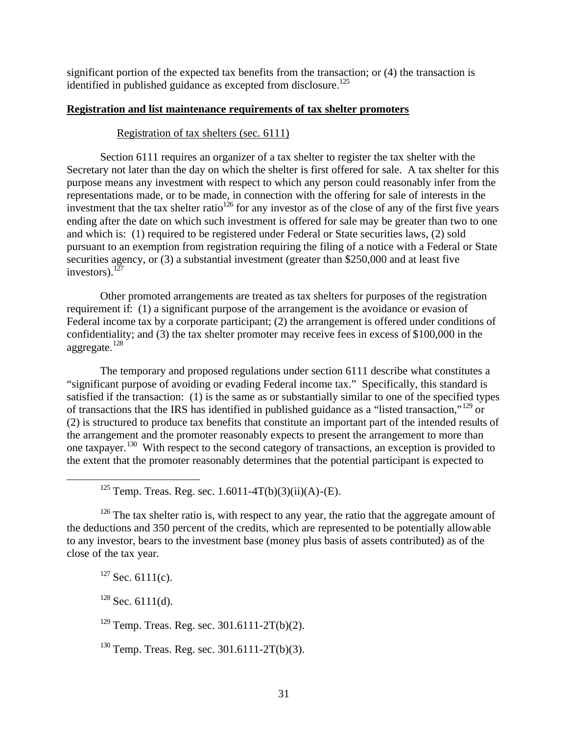significant portion of the expected tax benefits from the transaction; or (4) the transaction is identified in published guidance as excepted from disclosure.[125]

**Registration and list maintenance requirements of tax shelter promoters**

Registration of tax shelters (sec. 6111)

Section 6111 requires an organizer of a tax shelter to register the tax shelter with the Secretary not later than the day on which the shelter is first offered for sale. A tax shelter for this purpose means any investment with respect to which any person could reasonably infer from the representations made, or to be made, in connection with the offering for sale of interests in the investment that the tax shelter ratio[126] for any investor as of the close of any of the first five years ending after the date on which such investment is offered for sale may be greater than two to one and which is: (1) required to be registered under Federal or State securities laws, (2) sold pursuant to an exemption from registration requiring the filing of a notice with a Federal or State securities agency, or (3) a substantial investment (greater than $250,000 and at least five investors).[127]

Other promoted arrangements are treated as tax shelters for purposes of the registration requirement if: (1) a significant purpose of the arrangement is the avoidance or evasion of Federal income tax by a corporate participant; (2) the arrangement is offered under conditions of confidentiality; and (3) the tax shelter promoter may receive fees in excess of $100,000 in the aggregate.[128]

The temporary and proposed regulations under section 6111 describe what constitutes a "significant purpose of avoiding or evading Federal income tax." Specifically, this standard is satisfied if the transaction: (1) is the same as or substantially similar to one of the specified types of transactions that the IRS has identified in published guidance as a "listed transaction,"[129] or (2) is structured to produce tax benefits that constitute an important part of the intended results of the arrangement and the promoter reasonably expects to present the arrangement to more than one taxpayer.[130] With respect to the second category of transactions, an exception is provided to the extent that the promoter reasonably determines that the potential participant is expected to

[125] Temp. Treas. Reg. sec. 1.6011-4T(b)(3)(ii)(A)-(E).

[126] The tax shelter ratio is, with respect to any year, the ratio that the aggregate amount of the deductions and 350 percent of the credits, which are represented to be potentially allowable to any investor, bears to the investment base (money plus basis of assets contributed) as of the close of the tax year.

[127] Sec. 6111(c).

[128] Sec. 6111(d).

[129] Temp. Treas. Reg. sec. 301.6111-2T(b)(2).

[130] Temp. Treas. Reg. sec. 301.6111-2T(b)(3).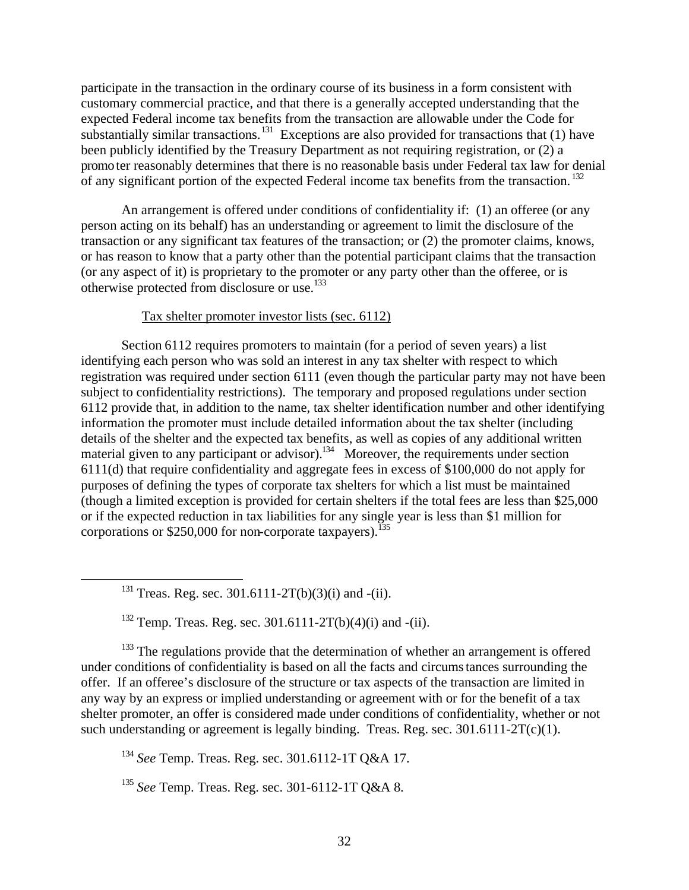participate in the transaction in the ordinary course of its business in a form consistent with customary commercial practice, and that there is a generally accepted understanding that the expected Federal income tax benefits from the transaction are allowable under the Code for substantially similar transactions.[131] Exceptions are also provided for transactions that (1) have been publicly identified by the Treasury Department as not requiring registration, or (2) a promoter reasonably determines that there is no reasonable basis under Federal tax law for denial of any significant portion of the expected Federal income tax benefits from the transaction.[132]

An arrangement is offered under conditions of confidentiality if: (1) an offeree (or any person acting on its behalf) has an understanding or agreement to limit the disclosure of the transaction or any significant tax features of the transaction; or (2) the promoter claims, knows, or has reason to know that a party other than the potential participant claims that the transaction (or any aspect of it) is proprietary to the promoter or any party other than the offeree, or is otherwise protected from disclosure or use.[133]

Tax shelter promoter investor lists (sec. 6112)

Section 6112 requires promoters to maintain (for a period of seven years) a list identifying each person who was sold an interest in any tax shelter with respect to which registration was required under section 6111 (even though the particular party may not have been subject to confidentiality restrictions). The temporary and proposed regulations under section 6112 provide that, in addition to the name, tax shelter identification number and other identifying information the promoter must include detailed information about the tax shelter (including details of the shelter and the expected tax benefits, as well as copies of any additional written material given to any participant or advisor).[134] Moreover, the requirements under section 6111(d) that require confidentiality and aggregate fees in excess of $100,000 do not apply for purposes of defining the types of corporate tax shelters for which a list must be maintained (though a limited exception is provided for certain shelters if the total fees are less than $25,000 or if the expected reduction in tax liabilities for any single year is less than $1 million for corporations or $250,000 for non-corporate taxpayers).[135]

---

[131] Treas. Reg. sec. 301.6111-2T(b)(3)(i) and -(ii).

[132] Temp. Treas. Reg. sec. 301.6111-2T(b)(4)(i) and -(ii).

[133] The regulations provide that the determination of whether an arrangement is offered under conditions of confidentiality is based on all the facts and circumstances surrounding the offer. If an offeree's disclosure of the structure or tax aspects of the transaction are limited in any way by an express or implied understanding or agreement with or for the benefit of a tax shelter promoter, an offer is considered made under conditions of confidentiality, whether or not such understanding or agreement is legally binding. Treas. Reg. sec. 301.6111-2T(c)(1).

[134] *See* Temp. Treas. Reg. sec. 301.6112-1T Q&A 17.

[135] *See* Temp. Treas. Reg. sec. 301-6112-1T Q&A 8.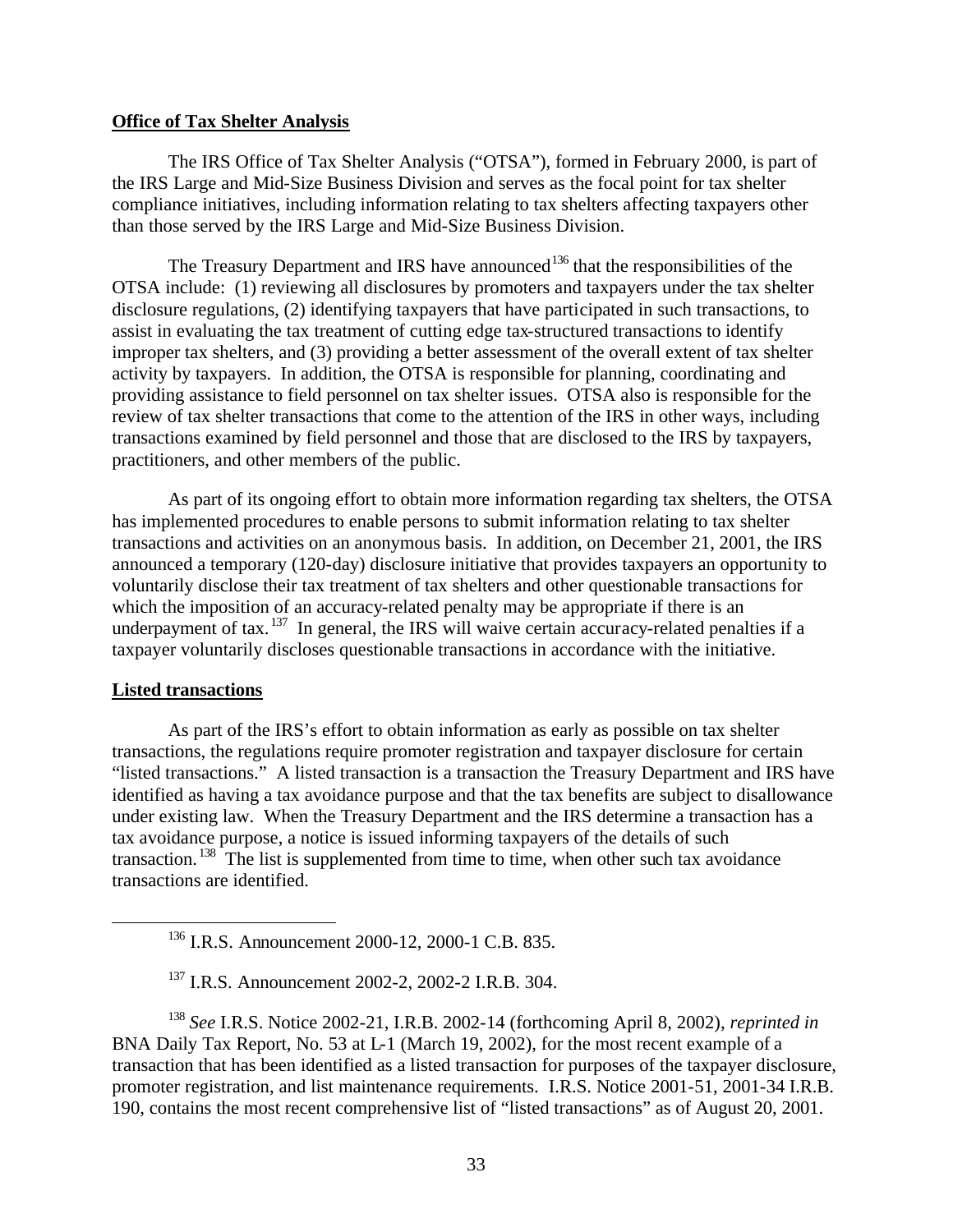**Office of Tax Shelter Analysis**

The IRS Office of Tax Shelter Analysis ("OTSA"), formed in February 2000, is part of the IRS Large and Mid-Size Business Division and serves as the focal point for tax shelter compliance initiatives, including information relating to tax shelters affecting taxpayers other than those served by the IRS Large and Mid-Size Business Division.

The Treasury Department and IRS have announced[136] that the responsibilities of the OTSA include: (1) reviewing all disclosures by promoters and taxpayers under the tax shelter disclosure regulations, (2) identifying taxpayers that have participated in such transactions, to assist in evaluating the tax treatment of cutting edge tax-structured transactions to identify improper tax shelters, and (3) providing a better assessment of the overall extent of tax shelter activity by taxpayers. In addition, the OTSA is responsible for planning, coordinating and providing assistance to field personnel on tax shelter issues. OTSA also is responsible for the review of tax shelter transactions that come to the attention of the IRS in other ways, including transactions examined by field personnel and those that are disclosed to the IRS by taxpayers, practitioners, and other members of the public.

As part of its ongoing effort to obtain more information regarding tax shelters, the OTSA has implemented procedures to enable persons to submit information relating to tax shelter transactions and activities on an anonymous basis. In addition, on December 21, 2001, the IRS announced a temporary (120-day) disclosure initiative that provides taxpayers an opportunity to voluntarily disclose their tax treatment of tax shelters and other questionable transactions for which the imposition of an accuracy-related penalty may be appropriate if there is an underpayment of tax.[137] In general, the IRS will waive certain accuracy-related penalties if a taxpayer voluntarily discloses questionable transactions in accordance with the initiative.

**Listed transactions**

As part of the IRS's effort to obtain information as early as possible on tax shelter transactions, the regulations require promoter registration and taxpayer disclosure for certain "listed transactions." A listed transaction is a transaction the Treasury Department and IRS have identified as having a tax avoidance purpose and that the tax benefits are subject to disallowance under existing law. When the Treasury Department and the IRS determine a transaction has a tax avoidance purpose, a notice is issued informing taxpayers of the details of such transaction.[138] The list is supplemented from time to time, when other such tax avoidance transactions are identified.

---

[136] I.R.S. Announcement 2000-12, 2000-1 C.B. 835.

[137] I.R.S. Announcement 2002-2, 2002-2 I.R.B. 304.

[138] *See* I.R.S. Notice 2002-21, I.R.B. 2002-14 (forthcoming April 8, 2002), *reprinted in* BNA Daily Tax Report, No. 53 at L-1 (March 19, 2002), for the most recent example of a transaction that has been identified as a listed transaction for purposes of the taxpayer disclosure, promoter registration, and list maintenance requirements. I.R.S. Notice 2001-51, 2001-34 I.R.B. 190, contains the most recent comprehensive list of "listed transactions" as of August 20, 2001.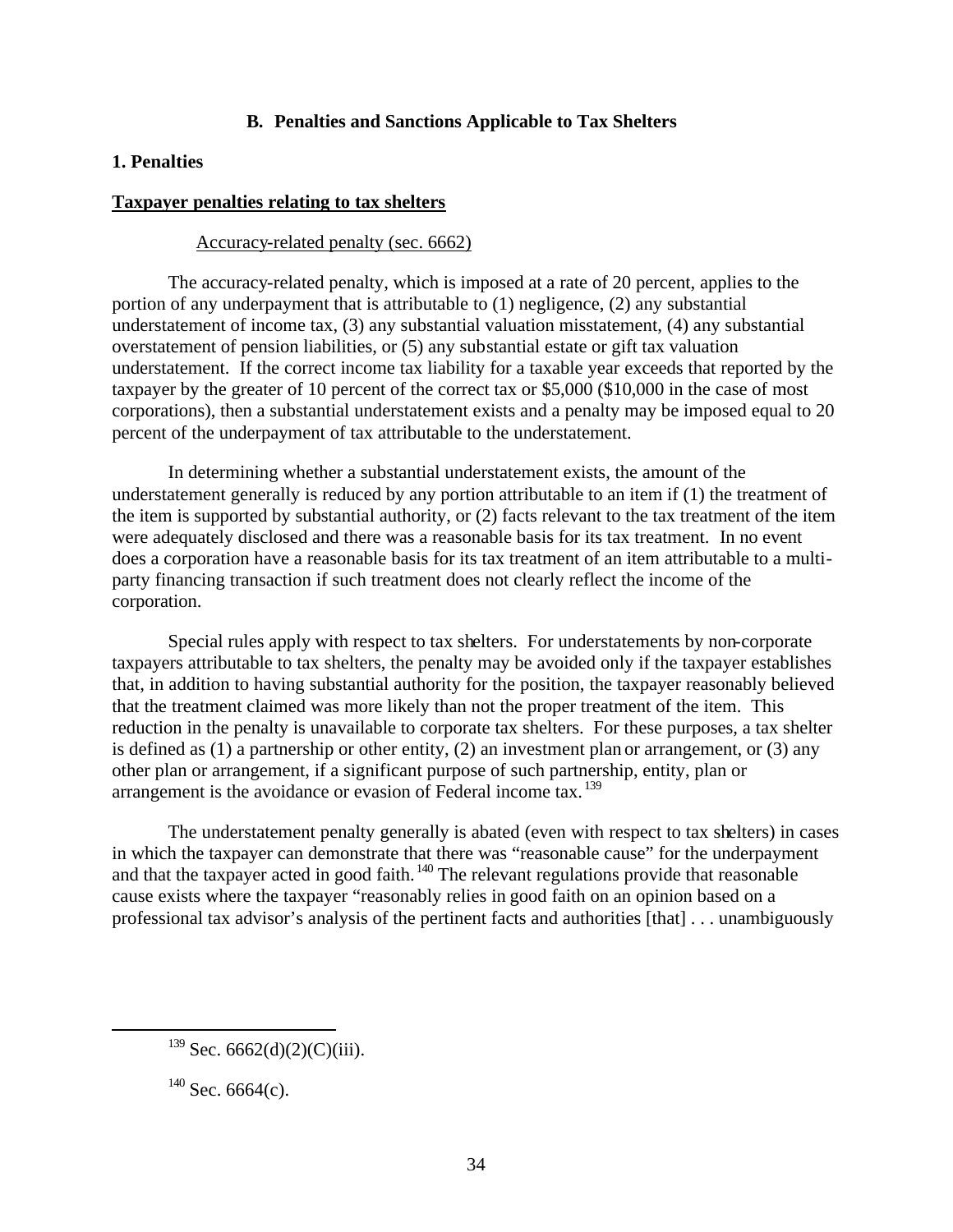## B. Penalties and Sanctions Applicable to Tax Shelters

### 1. Penalties

**Taxpayer penalties relating to tax shelters**

Accuracy-related penalty (sec. 6662)

The accuracy-related penalty, which is imposed at a rate of 20 percent, applies to the portion of any underpayment that is attributable to (1) negligence, (2) any substantial understatement of income tax, (3) any substantial valuation misstatement, (4) any substantial overstatement of pension liabilities, or (5) any substantial estate or gift tax valuation understatement. If the correct income tax liability for a taxable year exceeds that reported by the taxpayer by the greater of 10 percent of the correct tax or $5,000 ($10,000 in the case of most corporations), then a substantial understatement exists and a penalty may be imposed equal to 20 percent of the underpayment of tax attributable to the understatement.

In determining whether a substantial understatement exists, the amount of the understatement generally is reduced by any portion attributable to an item if (1) the treatment of the item is supported by substantial authority, or (2) facts relevant to the tax treatment of the item were adequately disclosed and there was a reasonable basis for its tax treatment. In no event does a corporation have a reasonable basis for its tax treatment of an item attributable to a multi-party financing transaction if such treatment does not clearly reflect the income of the corporation.

Special rules apply with respect to tax shelters. For understatements by non-corporate taxpayers attributable to tax shelters, the penalty may be avoided only if the taxpayer establishes that, in addition to having substantial authority for the position, the taxpayer reasonably believed that the treatment claimed was more likely than not the proper treatment of the item. This reduction in the penalty is unavailable to corporate tax shelters. For these purposes, a tax shelter is defined as (1) a partnership or other entity, (2) an investment plan or arrangement, or (3) any other plan or arrangement, if a significant purpose of such partnership, entity, plan or arrangement is the avoidance or evasion of Federal income tax.[139]

The understatement penalty generally is abated (even with respect to tax shelters) in cases in which the taxpayer can demonstrate that there was "reasonable cause" for the underpayment and that the taxpayer acted in good faith.[140] The relevant regulations provide that reasonable cause exists where the taxpayer "reasonably relies in good faith on an opinion based on a professional tax advisor's analysis of the pertinent facts and authorities [that] . . . unambiguously

---

[139] Sec. 6662(d)(2)(C)(iii).

[140] Sec. 6664(c).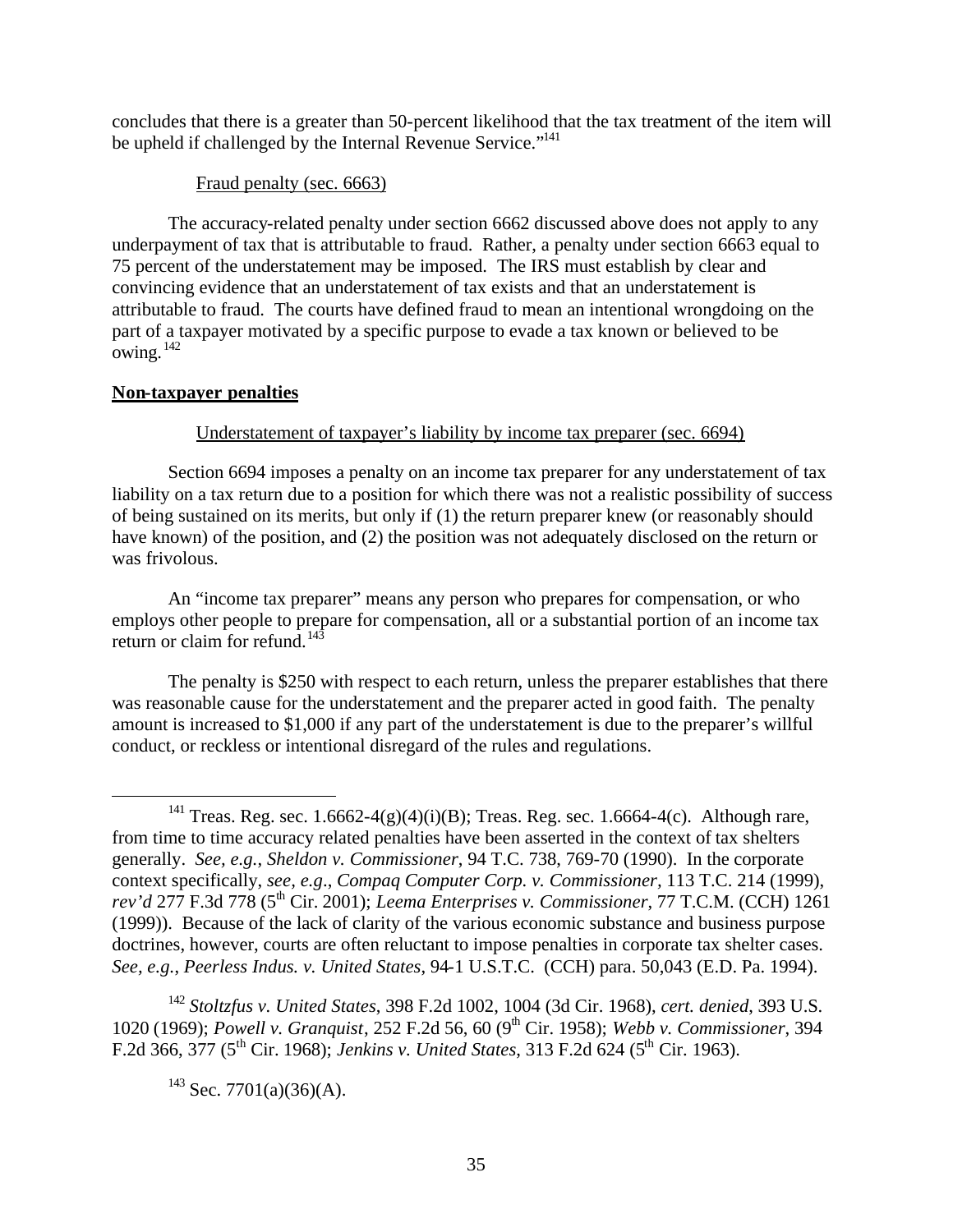concludes that there is a greater than 50-percent likelihood that the tax treatment of the item will be upheld if challenged by the Internal Revenue Service."[141]

Fraud penalty (sec. 6663)

The accuracy-related penalty under section 6662 discussed above does not apply to any underpayment of tax that is attributable to fraud. Rather, a penalty under section 6663 equal to 75 percent of the understatement may be imposed. The IRS must establish by clear and convincing evidence that an understatement of tax exists and that an understatement is attributable to fraud. The courts have defined fraud to mean an intentional wrongdoing on the part of a taxpayer motivated by a specific purpose to evade a tax known or believed to be owing.[142]

**Non-taxpayer penalties**

Understatement of taxpayer's liability by income tax preparer (sec. 6694)

Section 6694 imposes a penalty on an income tax preparer for any understatement of tax liability on a tax return due to a position for which there was not a realistic possibility of success of being sustained on its merits, but only if (1) the return preparer knew (or reasonably should have known) of the position, and (2) the position was not adequately disclosed on the return or was frivolous.

An "income tax preparer" means any person who prepares for compensation, or who employs other people to prepare for compensation, all or a substantial portion of an income tax return or claim for refund.[143]

The penalty is $250 with respect to each return, unless the preparer establishes that there was reasonable cause for the understatement and the preparer acted in good faith. The penalty amount is increased to $1,000 if any part of the understatement is due to the preparer's willful conduct, or reckless or intentional disregard of the rules and regulations.

---

[141] Treas. Reg. sec. 1.6662-4(g)(4)(i)(B); Treas. Reg. sec. 1.6664-4(c). Although rare, from time to time accuracy related penalties have been asserted in the context of tax shelters generally. *See, e.g.*, *Sheldon v. Commissioner*, 94 T.C. 738, 769-70 (1990). In the corporate context specifically, *see, e.g.*, *Compaq Computer Corp. v. Commissioner*, 113 T.C. 214 (1999), *rev'd* 277 F.3d 778 (5th Cir. 2001); *Leema Enterprises v. Commissioner*, 77 T.C.M. (CCH) 1261 (1999)). Because of the lack of clarity of the various economic substance and business purpose doctrines, however, courts are often reluctant to impose penalties in corporate tax shelter cases. *See, e.g.*, *Peerless Indus. v. United States*, 94-1 U.S.T.C. (CCH) para. 50,043 (E.D. Pa. 1994).

[142] *Stoltzfus v. United States*, 398 F.2d 1002, 1004 (3d Cir. 1968), *cert. denied*, 393 U.S. 1020 (1969); *Powell v. Granquist*, 252 F.2d 56, 60 (9th Cir. 1958); *Webb v. Commissioner*, 394 F.2d 366, 377 (5th Cir. 1968); *Jenkins v. United States*, 313 F.2d 624 (5th Cir. 1963).

[143] Sec. 7701(a)(36)(A).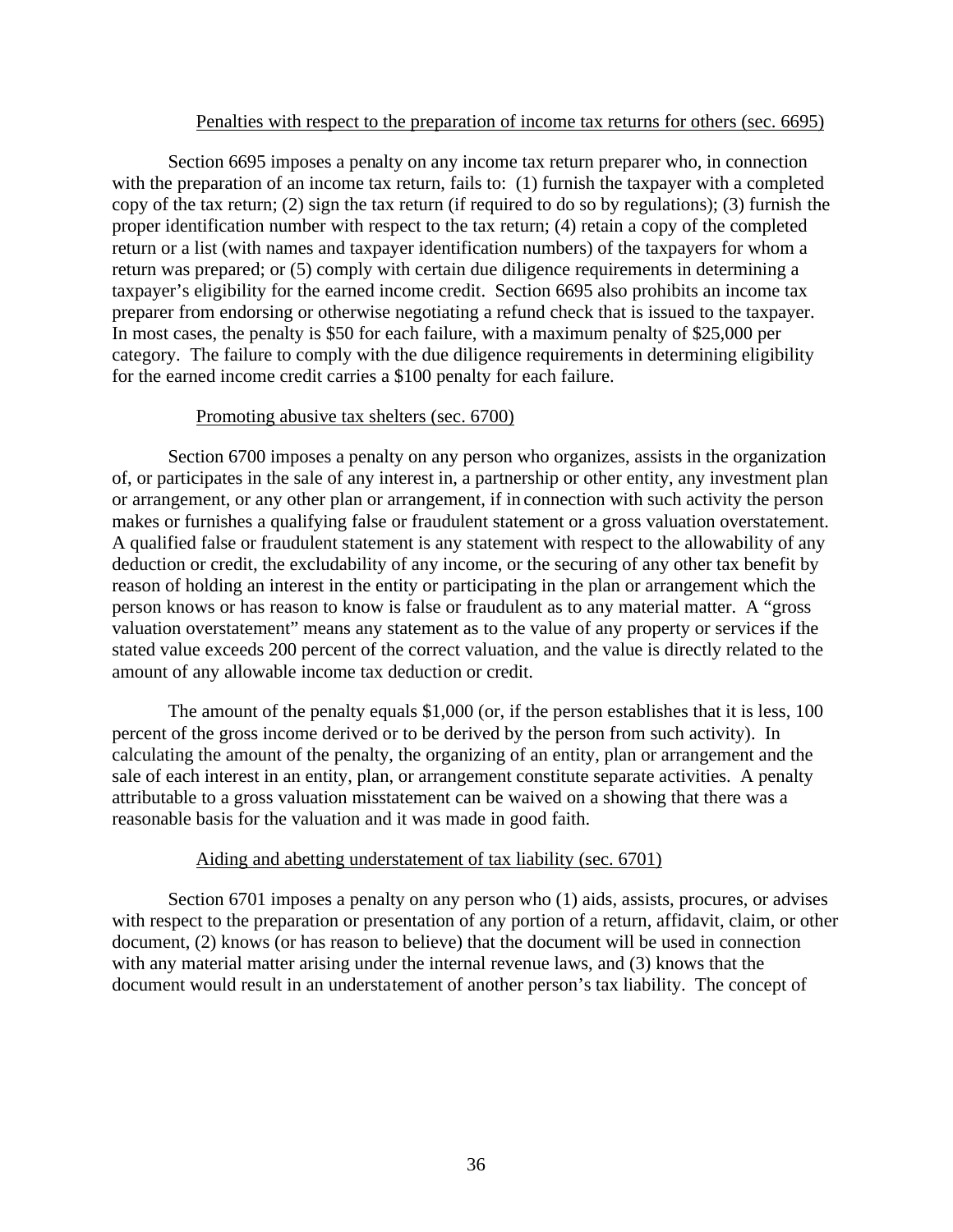Penalties with respect to the preparation of income tax returns for others (sec. 6695)

Section 6695 imposes a penalty on any income tax return preparer who, in connection with the preparation of an income tax return, fails to: (1) furnish the taxpayer with a completed copy of the tax return; (2) sign the tax return (if required to do so by regulations); (3) furnish the proper identification number with respect to the tax return; (4) retain a copy of the completed return or a list (with names and taxpayer identification numbers) of the taxpayers for whom a return was prepared; or (5) comply with certain due diligence requirements in determining a taxpayer's eligibility for the earned income credit. Section 6695 also prohibits an income tax preparer from endorsing or otherwise negotiating a refund check that is issued to the taxpayer. In most cases, the penalty is $50 for each failure, with a maximum penalty of $25,000 per category. The failure to comply with the due diligence requirements in determining eligibility for the earned income credit carries a $100 penalty for each failure.

Promoting abusive tax shelters (sec. 6700)

Section 6700 imposes a penalty on any person who organizes, assists in the organization of, or participates in the sale of any interest in, a partnership or other entity, any investment plan or arrangement, or any other plan or arrangement, if in connection with such activity the person makes or furnishes a qualifying false or fraudulent statement or a gross valuation overstatement. A qualified false or fraudulent statement is any statement with respect to the allowability of any deduction or credit, the excludability of any income, or the securing of any other tax benefit by reason of holding an interest in the entity or participating in the plan or arrangement which the person knows or has reason to know is false or fraudulent as to any material matter. A "gross valuation overstatement" means any statement as to the value of any property or services if the stated value exceeds 200 percent of the correct valuation, and the value is directly related to the amount of any allowable income tax deduction or credit.

The amount of the penalty equals $1,000 (or, if the person establishes that it is less, 100 percent of the gross income derived or to be derived by the person from such activity). In calculating the amount of the penalty, the organizing of an entity, plan or arrangement and the sale of each interest in an entity, plan, or arrangement constitute separate activities. A penalty attributable to a gross valuation misstatement can be waived on a showing that there was a reasonable basis for the valuation and it was made in good faith.

Aiding and abetting understatement of tax liability (sec. 6701)

Section 6701 imposes a penalty on any person who (1) aids, assists, procures, or advises with respect to the preparation or presentation of any portion of a return, affidavit, claim, or other document, (2) knows (or has reason to believe) that the document will be used in connection with any material matter arising under the internal revenue laws, and (3) knows that the document would result in an understatement of another person's tax liability. The concept of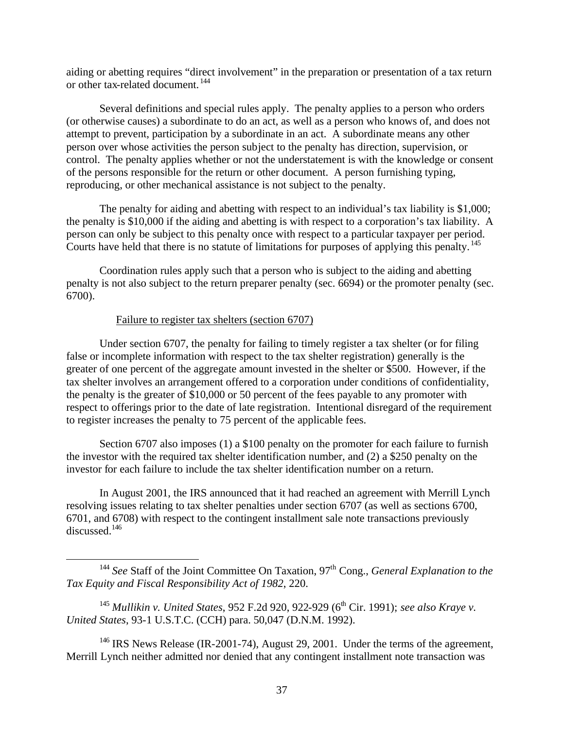aiding or abetting requires "direct involvement" in the preparation or presentation of a tax return or other tax-related document.[144]

Several definitions and special rules apply. The penalty applies to a person who orders (or otherwise causes) a subordinate to do an act, as well as a person who knows of, and does not attempt to prevent, participation by a subordinate in an act. A subordinate means any other person over whose activities the person subject to the penalty has direction, supervision, or control. The penalty applies whether or not the understatement is with the knowledge or consent of the persons responsible for the return or other document. A person furnishing typing, reproducing, or other mechanical assistance is not subject to the penalty.

The penalty for aiding and abetting with respect to an individual's tax liability is $1,000; the penalty is $10,000 if the aiding and abetting is with respect to a corporation's tax liability. A person can only be subject to this penalty once with respect to a particular taxpayer per period. Courts have held that there is no statute of limitations for purposes of applying this penalty.[145]

Coordination rules apply such that a person who is subject to the aiding and abetting penalty is not also subject to the return preparer penalty (sec. 6694) or the promoter penalty (sec. 6700).

Failure to register tax shelters (section 6707)

Under section 6707, the penalty for failing to timely register a tax shelter (or for filing false or incomplete information with respect to the tax shelter registration) generally is the greater of one percent of the aggregate amount invested in the shelter or $500. However, if the tax shelter involves an arrangement offered to a corporation under conditions of confidentiality, the penalty is the greater of $10,000 or 50 percent of the fees payable to any promoter with respect to offerings prior to the date of late registration. Intentional disregard of the requirement to register increases the penalty to 75 percent of the applicable fees.

Section 6707 also imposes (1) a $100 penalty on the promoter for each failure to furnish the investor with the required tax shelter identification number, and (2) a $250 penalty on the investor for each failure to include the tax shelter identification number on a return.

In August 2001, the IRS announced that it had reached an agreement with Merrill Lynch resolving issues relating to tax shelter penalties under section 6707 (as well as sections 6700, 6701, and 6708) with respect to the contingent installment sale note transactions previously discussed.[146]

---

[144] *See* Staff of the Joint Committee On Taxation, 97th Cong., *General Explanation to the Tax Equity and Fiscal Responsibility Act of 1982*, 220.

[145] *Mullikin v. United States*, 952 F.2d 920, 922-929 (6th Cir. 1991); *see also Kraye v. United States*, 93-1 U.S.T.C. (CCH) para. 50,047 (D.N.M. 1992).

[146] IRS News Release (IR-2001-74), August 29, 2001. Under the terms of the agreement, Merrill Lynch neither admitted nor denied that any contingent installment note transaction was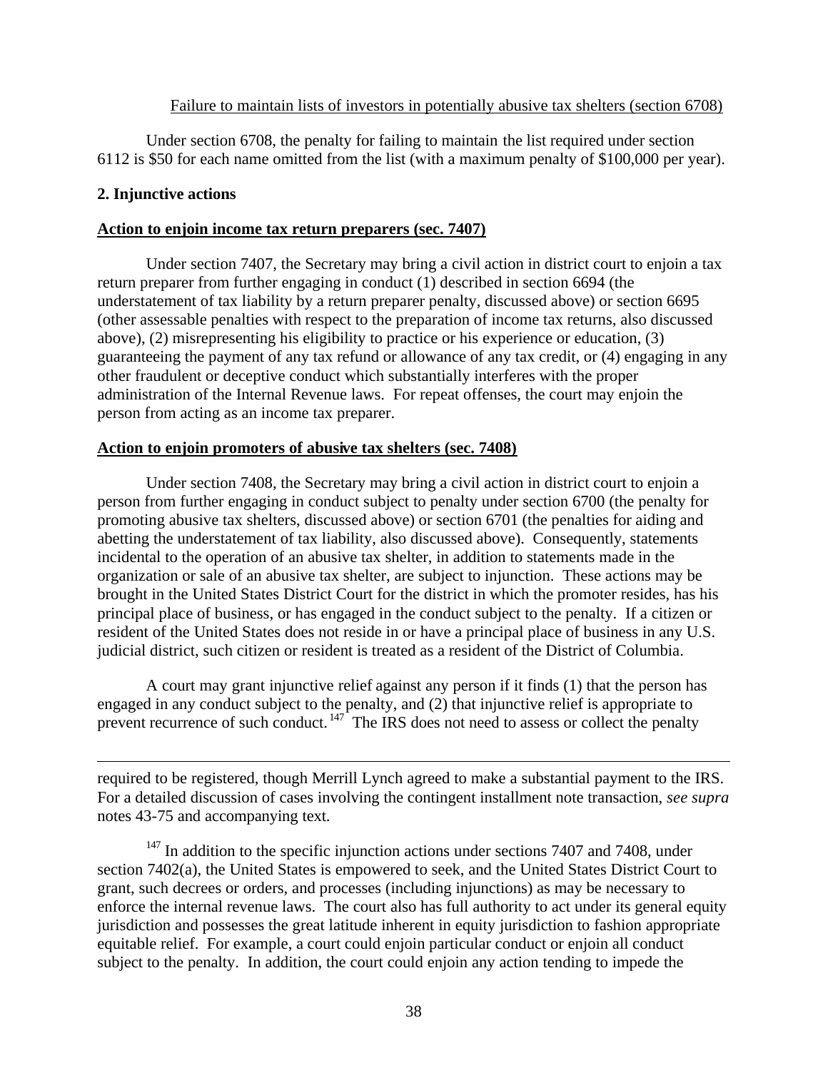Failure to maintain lists of investors in potentially abusive tax shelters (section 6708)

Under section 6708, the penalty for failing to maintain the list required under section 6112 is $50 for each name omitted from the list (with a maximum penalty of $100,000 per year).

**2. Injunctive actions**

**Action to enjoin income tax return preparers (sec. 7407)**

Under section 7407, the Secretary may bring a civil action in district court to enjoin a tax return preparer from further engaging in conduct (1) described in section 6694 (the understatement of tax liability by a return preparer penalty, discussed above) or section 6695 (other assessable penalties with respect to the preparation of income tax returns, also discussed above), (2) misrepresenting his eligibility to practice or his experience or education, (3) guaranteeing the payment of any tax refund or allowance of any tax credit, or (4) engaging in any other fraudulent or deceptive conduct which substantially interferes with the proper administration of the Internal Revenue laws. For repeat offenses, the court may enjoin the person from acting as an income tax preparer.

**Action to enjoin promoters of abusive tax shelters (sec. 7408)**

Under section 7408, the Secretary may bring a civil action in district court to enjoin a person from further engaging in conduct subject to penalty under section 6700 (the penalty for promoting abusive tax shelters, discussed above) or section 6701 (the penalties for aiding and abetting the understatement of tax liability, also discussed above). Consequently, statements incidental to the operation of an abusive tax shelter, in addition to statements made in the organization or sale of an abusive tax shelter, are subject to injunction. These actions may be brought in the United States District Court for the district in which the promoter resides, has his principal place of business, or has engaged in the conduct subject to the penalty. If a citizen or resident of the United States does not reside in or have a principal place of business in any U.S. judicial district, such citizen or resident is treated as a resident of the District of Columbia.

A court may grant injunctive relief against any person if it finds (1) that the person has engaged in any conduct subject to the penalty, and (2) that injunctive relief is appropriate to prevent recurrence of such conduct.[147] The IRS does not need to assess or collect the penalty

---

required to be registered, though Merrill Lynch agreed to make a substantial payment to the IRS. For a detailed discussion of cases involving the contingent installment note transaction, *see supra* notes 43-75 and accompanying text.

[147] In addition to the specific injunction actions under sections 7407 and 7408, under section 7402(a), the United States is empowered to seek, and the United States District Court to grant, such decrees or orders, and processes (including injunctions) as may be necessary to enforce the internal revenue laws. The court also has full authority to act under its general equity jurisdiction and possesses the great latitude inherent in equity jurisdiction to fashion appropriate equitable relief. For example, a court could enjoin particular conduct or enjoin all conduct subject to the penalty. In addition, the court could enjoin any action tending to impede the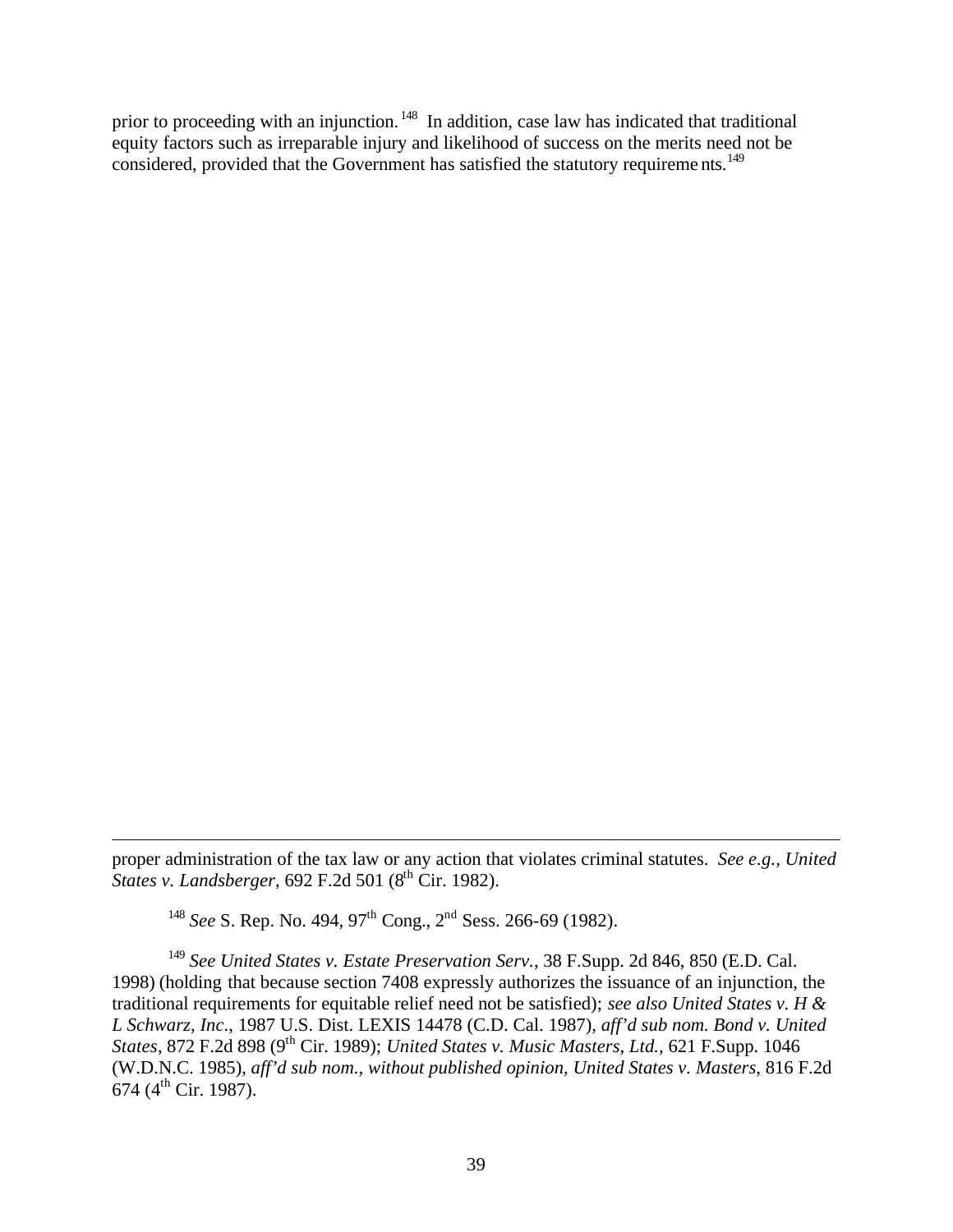prior to proceeding with an injunction.[148] In addition, case law has indicated that traditional equity factors such as irreparable injury and likelihood of success on the merits need not be considered, provided that the Government has satisfied the statutory requirements.[149]

---

proper administration of the tax law or any action that violates criminal statutes. *See e.g., United States v. Landsberger*, 692 F.2d 501 (8th Cir. 1982).

[148] *See* S. Rep. No. 494, 97th Cong., 2nd Sess. 266-69 (1982).

[149] *See United States v. Estate Preservation Serv.*, 38 F.Supp. 2d 846, 850 (E.D. Cal. 1998) (holding that because section 7408 expressly authorizes the issuance of an injunction, the traditional requirements for equitable relief need not be satisfied); *see also United States v. H & L Schwarz, Inc.*, 1987 U.S. Dist. LEXIS 14478 (C.D. Cal. 1987), *aff'd sub nom. Bond v. United States*, 872 F.2d 898 (9th Cir. 1989); *United States v. Music Masters, Ltd.*, 621 F.Supp. 1046 (W.D.N.C. 1985), *aff'd sub nom., without published opinion, United States v. Masters*, 816 F.2d 674 (4th Cir. 1987).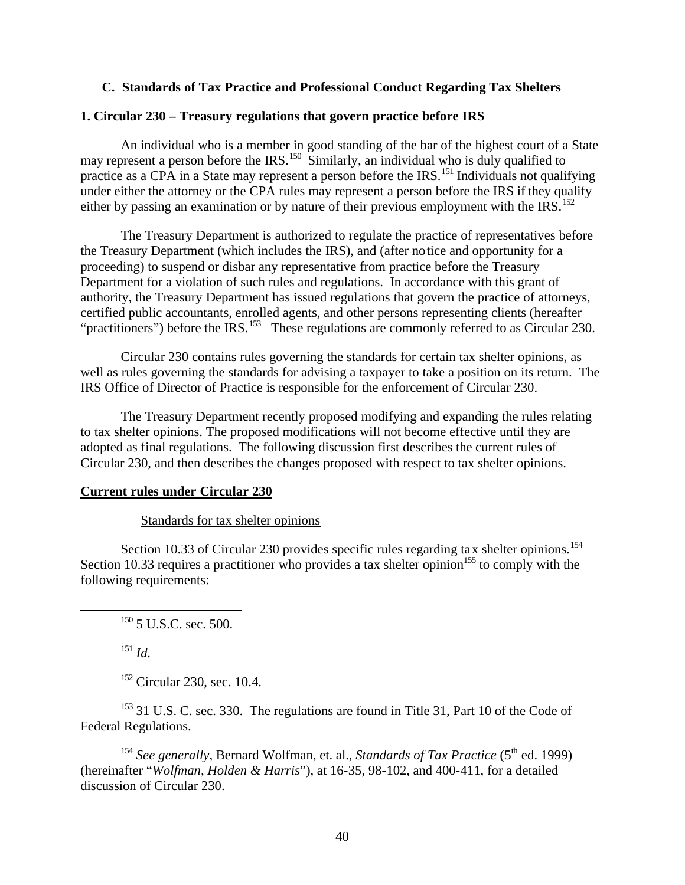### C. Standards of Tax Practice and Professional Conduct Regarding Tax Shelters

#### 1. Circular 230 – Treasury regulations that govern practice before IRS

An individual who is a member in good standing of the bar of the highest court of a State may represent a person before the IRS.[150] Similarly, an individual who is duly qualified to practice as a CPA in a State may represent a person before the IRS.[151] Individuals not qualifying under either the attorney or the CPA rules may represent a person before the IRS if they qualify either by passing an examination or by nature of their previous employment with the IRS.[152]

The Treasury Department is authorized to regulate the practice of representatives before the Treasury Department (which includes the IRS), and (after notice and opportunity for a proceeding) to suspend or disbar any representative from practice before the Treasury Department for a violation of such rules and regulations. In accordance with this grant of authority, the Treasury Department has issued regulations that govern the practice of attorneys, certified public accountants, enrolled agents, and other persons representing clients (hereafter "practitioners") before the IRS.[153] These regulations are commonly referred to as Circular 230.

Circular 230 contains rules governing the standards for certain tax shelter opinions, as well as rules governing the standards for advising a taxpayer to take a position on its return. The IRS Office of Director of Practice is responsible for the enforcement of Circular 230.

The Treasury Department recently proposed modifying and expanding the rules relating to tax shelter opinions. The proposed modifications will not become effective until they are adopted as final regulations. The following discussion first describes the current rules of Circular 230, and then describes the changes proposed with respect to tax shelter opinions.

**Current rules under Circular 230**

Standards for tax shelter opinions

Section 10.33 of Circular 230 provides specific rules regarding tax shelter opinions.[154] Section 10.33 requires a practitioner who provides a tax shelter opinion[155] to comply with the following requirements:

---

[150] 5 U.S.C. sec. 500.

[151] *Id.*

[152] Circular 230, sec. 10.4.

[153] 31 U.S. C. sec. 330. The regulations are found in Title 31, Part 10 of the Code of Federal Regulations.

[154] *See generally*, Bernard Wolfman, et. al., *Standards of Tax Practice* (5th ed. 1999) (hereinafter "*Wolfman, Holden & Harris*"), at 16-35, 98-102, and 400-411, for a detailed discussion of Circular 230.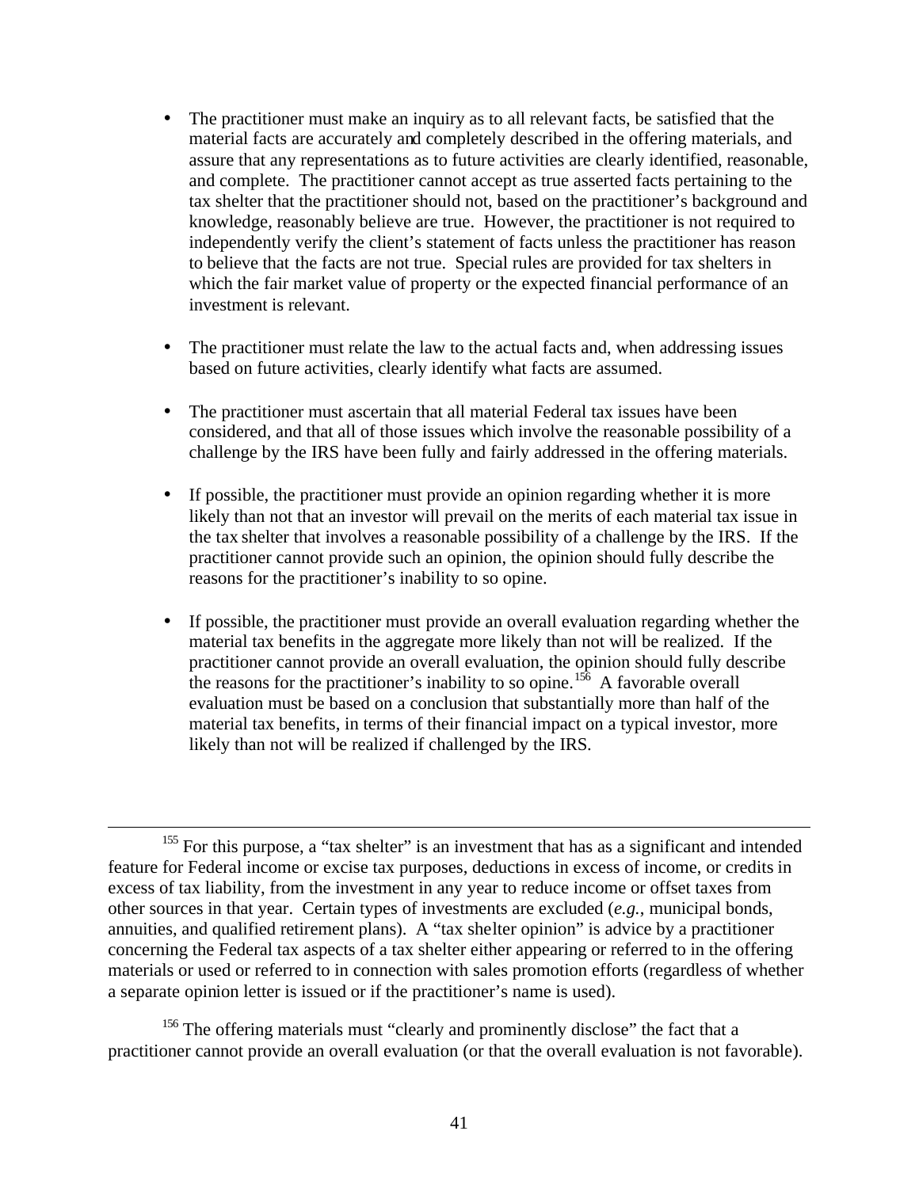- The practitioner must make an inquiry as to all relevant facts, be satisfied that the material facts are accurately and completely described in the offering materials, and assure that any representations as to future activities are clearly identified, reasonable, and complete. The practitioner cannot accept as true asserted facts pertaining to the tax shelter that the practitioner should not, based on the practitioner's background and knowledge, reasonably believe are true. However, the practitioner is not required to independently verify the client's statement of facts unless the practitioner has reason to believe that the facts are not true. Special rules are provided for tax shelters in which the fair market value of property or the expected financial performance of an investment is relevant.

- The practitioner must relate the law to the actual facts and, when addressing issues based on future activities, clearly identify what facts are assumed.

- The practitioner must ascertain that all material Federal tax issues have been considered, and that all of those issues which involve the reasonable possibility of a challenge by the IRS have been fully and fairly addressed in the offering materials.

- If possible, the practitioner must provide an opinion regarding whether it is more likely than not that an investor will prevail on the merits of each material tax issue in the tax shelter that involves a reasonable possibility of a challenge by the IRS. If the practitioner cannot provide such an opinion, the opinion should fully describe the reasons for the practitioner's inability to so opine.

- If possible, the practitioner must provide an overall evaluation regarding whether the material tax benefits in the aggregate more likely than not will be realized. If the practitioner cannot provide an overall evaluation, the opinion should fully describe the reasons for the practitioner's inability to so opine.[156] A favorable overall evaluation must be based on a conclusion that substantially more than half of the material tax benefits, in terms of their financial impact on a typical investor, more likely than not will be realized if challenged by the IRS.

---

[155] For this purpose, a "tax shelter" is an investment that has as a significant and intended feature for Federal income or excise tax purposes, deductions in excess of income, or credits in excess of tax liability, from the investment in any year to reduce income or offset taxes from other sources in that year. Certain types of investments are excluded (*e.g.*, municipal bonds, annuities, and qualified retirement plans). A "tax shelter opinion" is advice by a practitioner concerning the Federal tax aspects of a tax shelter either appearing or referred to in the offering materials or used or referred to in connection with sales promotion efforts (regardless of whether a separate opinion letter is issued or if the practitioner's name is used).

[156] The offering materials must "clearly and prominently disclose" the fact that a practitioner cannot provide an overall evaluation (or that the overall evaluation is not favorable).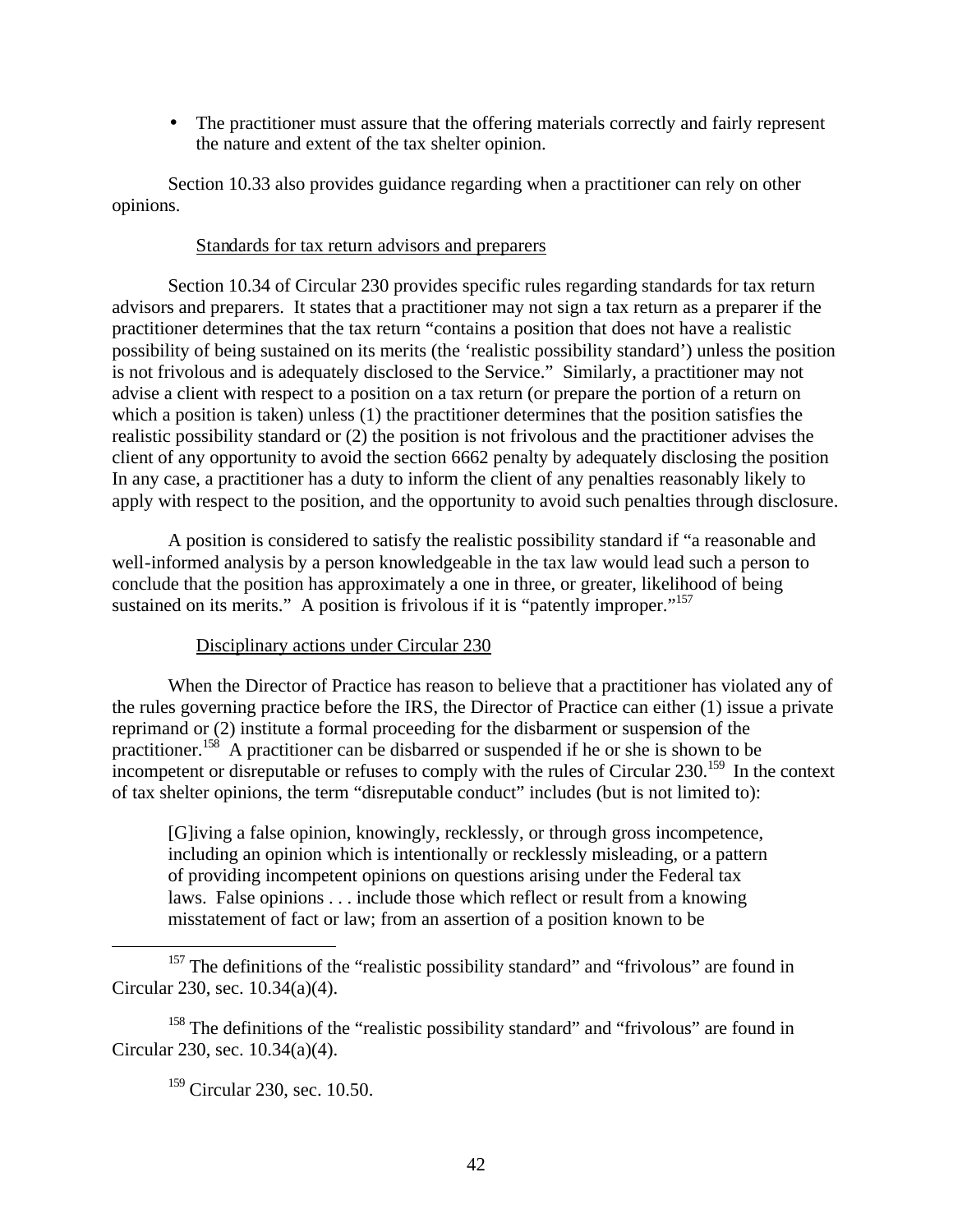- The practitioner must assure that the offering materials correctly and fairly represent the nature and extent of the tax shelter opinion.

Section 10.33 also provides guidance regarding when a practitioner can rely on other opinions.

Standards for tax return advisors and preparers

Section 10.34 of Circular 230 provides specific rules regarding standards for tax return advisors and preparers. It states that a practitioner may not sign a tax return as a preparer if the practitioner determines that the tax return "contains a position that does not have a realistic possibility of being sustained on its merits (the 'realistic possibility standard') unless the position is not frivolous and is adequately disclosed to the Service." Similarly, a practitioner may not advise a client with respect to a position on a tax return (or prepare the portion of a return on which a position is taken) unless (1) the practitioner determines that the position satisfies the realistic possibility standard or (2) the position is not frivolous and the practitioner advises the client of any opportunity to avoid the section 6662 penalty by adequately disclosing the position In any case, a practitioner has a duty to inform the client of any penalties reasonably likely to apply with respect to the position, and the opportunity to avoid such penalties through disclosure.

A position is considered to satisfy the realistic possibility standard if "a reasonable and well-informed analysis by a person knowledgeable in the tax law would lead such a person to conclude that the position has approximately a one in three, or greater, likelihood of being sustained on its merits." A position is frivolous if it is "patently improper."[157]

Disciplinary actions under Circular 230

When the Director of Practice has reason to believe that a practitioner has violated any of the rules governing practice before the IRS, the Director of Practice can either (1) issue a private reprimand or (2) institute a formal proceeding for the disbarment or suspension of the practitioner.[158] A practitioner can be disbarred or suspended if he or she is shown to be incompetent or disreputable or refuses to comply with the rules of Circular 230.[159] In the context of tax shelter opinions, the term "disreputable conduct" includes (but is not limited to):

> [G]iving a false opinion, knowingly, recklessly, or through gross incompetence, including an opinion which is intentionally or recklessly misleading, or a pattern of providing incompetent opinions on questions arising under the Federal tax laws. False opinions . . . include those which reflect or result from a knowing misstatement of fact or law; from an assertion of a position known to be

[157] The definitions of the "realistic possibility standard" and "frivolous" are found in Circular 230, sec. 10.34(a)(4).

[158] The definitions of the "realistic possibility standard" and "frivolous" are found in Circular 230, sec. 10.34(a)(4).

[159] Circular 230, sec. 10.50.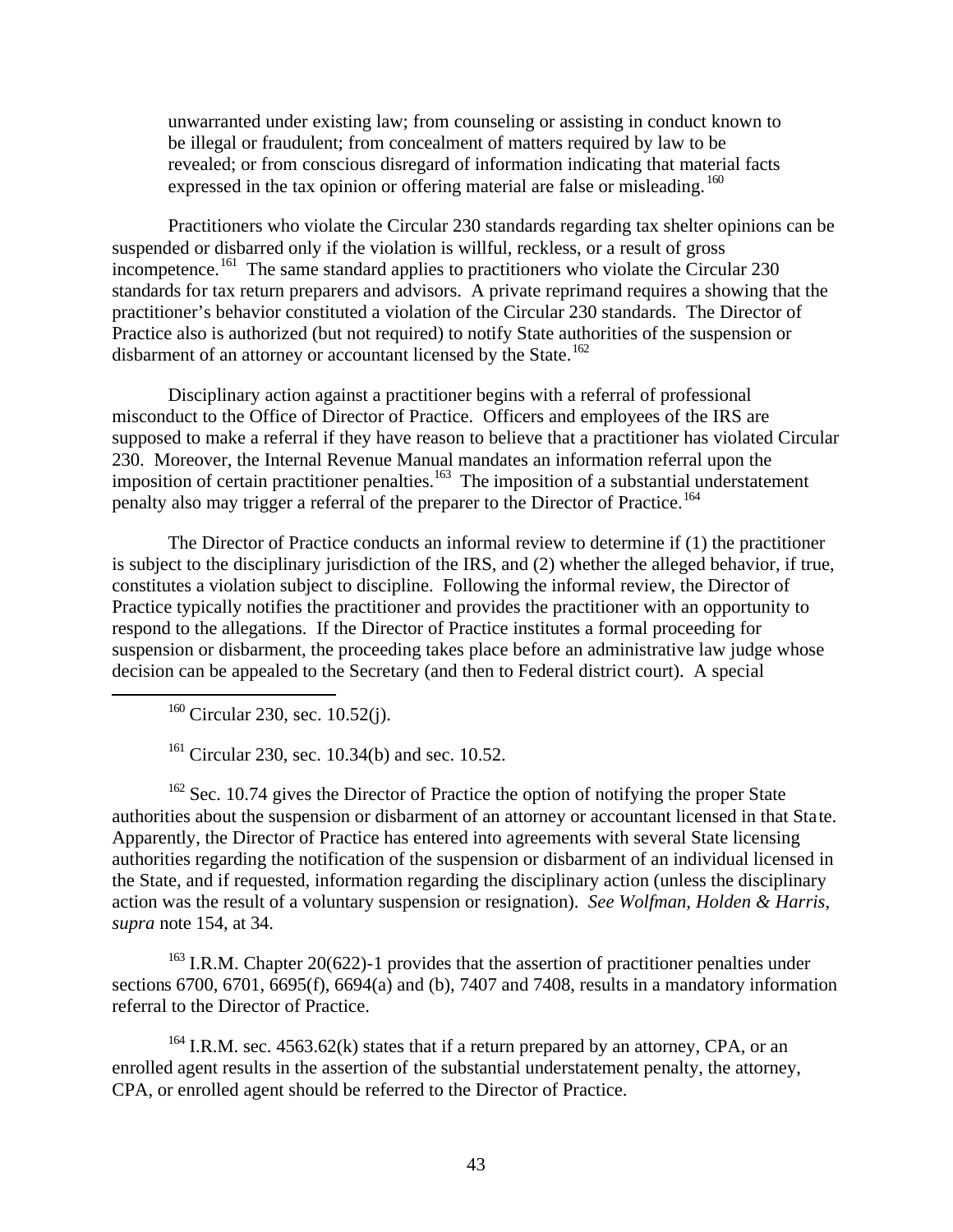unwarranted under existing law; from counseling or assisting in conduct known to be illegal or fraudulent; from concealment of matters required by law to be revealed; or from conscious disregard of information indicating that material facts expressed in the tax opinion or offering material are false or misleading.[160]

Practitioners who violate the Circular 230 standards regarding tax shelter opinions can be suspended or disbarred only if the violation is willful, reckless, or a result of gross incompetence.[161] The same standard applies to practitioners who violate the Circular 230 standards for tax return preparers and advisors. A private reprimand requires a showing that the practitioner's behavior constituted a violation of the Circular 230 standards. The Director of Practice also is authorized (but not required) to notify State authorities of the suspension or disbarment of an attorney or accountant licensed by the State.[162]

Disciplinary action against a practitioner begins with a referral of professional misconduct to the Office of Director of Practice. Officers and employees of the IRS are supposed to make a referral if they have reason to believe that a practitioner has violated Circular 230. Moreover, the Internal Revenue Manual mandates an information referral upon the imposition of certain practitioner penalties.[163] The imposition of a substantial understatement penalty also may trigger a referral of the preparer to the Director of Practice.[164]

The Director of Practice conducts an informal review to determine if (1) the practitioner is subject to the disciplinary jurisdiction of the IRS, and (2) whether the alleged behavior, if true, constitutes a violation subject to discipline. Following the informal review, the Director of Practice typically notifies the practitioner and provides the practitioner with an opportunity to respond to the allegations. If the Director of Practice institutes a formal proceeding for suspension or disbarment, the proceeding takes place before an administrative law judge whose decision can be appealed to the Secretary (and then to Federal district court). A special

---

[160] Circular 230, sec. 10.52(j).

[161] Circular 230, sec. 10.34(b) and sec. 10.52.

[162] Sec. 10.74 gives the Director of Practice the option of notifying the proper State authorities about the suspension or disbarment of an attorney or accountant licensed in that State. Apparently, the Director of Practice has entered into agreements with several State licensing authorities regarding the notification of the suspension or disbarment of an individual licensed in the State, and if requested, information regarding the disciplinary action (unless the disciplinary action was the result of a voluntary suspension or resignation). *See Wolfman, Holden & Harris*, *supra* note 154, at 34.

[163] I.R.M. Chapter 20(622)-1 provides that the assertion of practitioner penalties under sections 6700, 6701, 6695(f), 6694(a) and (b), 7407 and 7408, results in a mandatory information referral to the Director of Practice.

[164] I.R.M. sec. 4563.62(k) states that if a return prepared by an attorney, CPA, or an enrolled agent results in the assertion of the substantial understatement penalty, the attorney, CPA, or enrolled agent should be referred to the Director of Practice.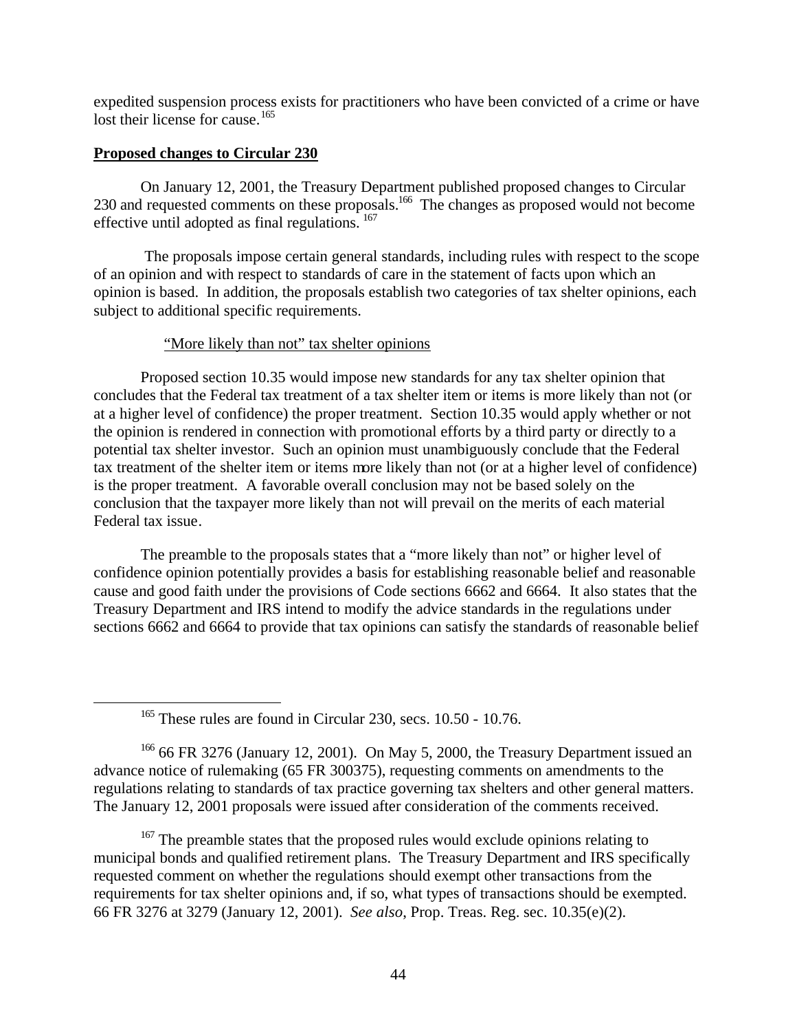expedited suspension process exists for practitioners who have been convicted of a crime or have lost their license for cause.[165]

**Proposed changes to Circular 230**

On January 12, 2001, the Treasury Department published proposed changes to Circular 230 and requested comments on these proposals.[166] The changes as proposed would not become effective until adopted as final regulations.[167]

The proposals impose certain general standards, including rules with respect to the scope of an opinion and with respect to standards of care in the statement of facts upon which an opinion is based. In addition, the proposals establish two categories of tax shelter opinions, each subject to additional specific requirements.

"More likely than not" tax shelter opinions

Proposed section 10.35 would impose new standards for any tax shelter opinion that concludes that the Federal tax treatment of a tax shelter item or items is more likely than not (or at a higher level of confidence) the proper treatment. Section 10.35 would apply whether or not the opinion is rendered in connection with promotional efforts by a third party or directly to a potential tax shelter investor. Such an opinion must unambiguously conclude that the Federal tax treatment of the shelter item or items more likely than not (or at a higher level of confidence) is the proper treatment. A favorable overall conclusion may not be based solely on the conclusion that the taxpayer more likely than not will prevail on the merits of each material Federal tax issue.

The preamble to the proposals states that a "more likely than not" or higher level of confidence opinion potentially provides a basis for establishing reasonable belief and reasonable cause and good faith under the provisions of Code sections 6662 and 6664. It also states that the Treasury Department and IRS intend to modify the advice standards in the regulations under sections 6662 and 6664 to provide that tax opinions can satisfy the standards of reasonable belief

---

[165] These rules are found in Circular 230, secs. 10.50 - 10.76.

[166] 66 FR 3276 (January 12, 2001). On May 5, 2000, the Treasury Department issued an advance notice of rulemaking (65 FR 300375), requesting comments on amendments to the regulations relating to standards of tax practice governing tax shelters and other general matters. The January 12, 2001 proposals were issued after consideration of the comments received.

[167] The preamble states that the proposed rules would exclude opinions relating to municipal bonds and qualified retirement plans. The Treasury Department and IRS specifically requested comment on whether the regulations should exempt other transactions from the requirements for tax shelter opinions and, if so, what types of transactions should be exempted. 66 FR 3276 at 3279 (January 12, 2001). *See also*, Prop. Treas. Reg. sec. 10.35(e)(2).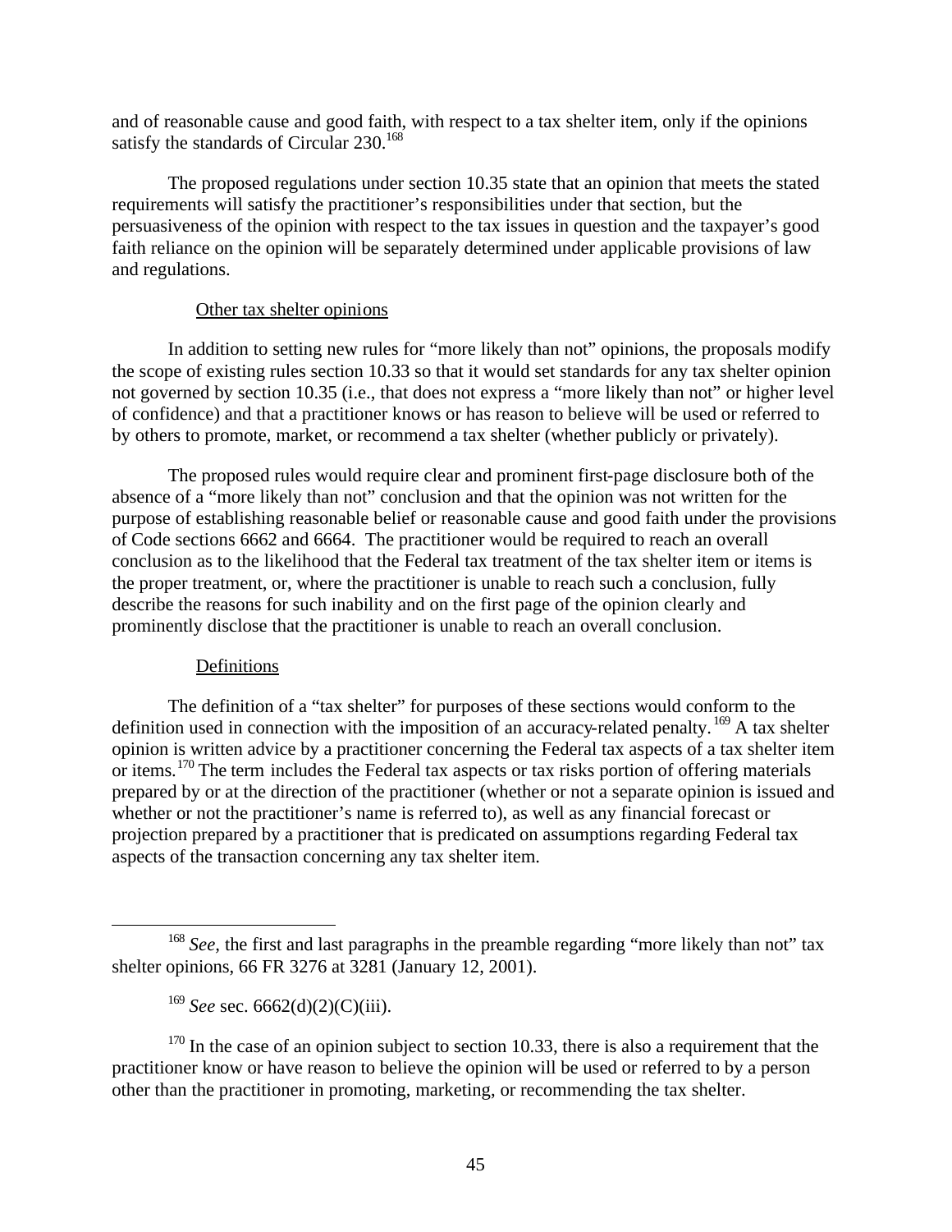and of reasonable cause and good faith, with respect to a tax shelter item, only if the opinions satisfy the standards of Circular 230.[168]

The proposed regulations under section 10.35 state that an opinion that meets the stated requirements will satisfy the practitioner's responsibilities under that section, but the persuasiveness of the opinion with respect to the tax issues in question and the taxpayer's good faith reliance on the opinion will be separately determined under applicable provisions of law and regulations.

Other tax shelter opinions

In addition to setting new rules for "more likely than not" opinions, the proposals modify the scope of existing rules section 10.33 so that it would set standards for any tax shelter opinion not governed by section 10.35 (i.e., that does not express a "more likely than not" or higher level of confidence) and that a practitioner knows or has reason to believe will be used or referred to by others to promote, market, or recommend a tax shelter (whether publicly or privately).

The proposed rules would require clear and prominent first-page disclosure both of the absence of a "more likely than not" conclusion and that the opinion was not written for the purpose of establishing reasonable belief or reasonable cause and good faith under the provisions of Code sections 6662 and 6664. The practitioner would be required to reach an overall conclusion as to the likelihood that the Federal tax treatment of the tax shelter item or items is the proper treatment, or, where the practitioner is unable to reach such a conclusion, fully describe the reasons for such inability and on the first page of the opinion clearly and prominently disclose that the practitioner is unable to reach an overall conclusion.

Definitions

The definition of a "tax shelter" for purposes of these sections would conform to the definition used in connection with the imposition of an accuracy-related penalty.[169] A tax shelter opinion is written advice by a practitioner concerning the Federal tax aspects of a tax shelter item or items.[170] The term includes the Federal tax aspects or tax risks portion of offering materials prepared by or at the direction of the practitioner (whether or not a separate opinion is issued and whether or not the practitioner's name is referred to), as well as any financial forecast or projection prepared by a practitioner that is predicated on assumptions regarding Federal tax aspects of the transaction concerning any tax shelter item.

---

[168] *See*, the first and last paragraphs in the preamble regarding "more likely than not" tax shelter opinions, 66 FR 3276 at 3281 (January 12, 2001).

[169] *See* sec. 6662(d)(2)(C)(iii).

[170] In the case of an opinion subject to section 10.33, there is also a requirement that the practitioner know or have reason to believe the opinion will be used or referred to by a person other than the practitioner in promoting, marketing, or recommending the tax shelter.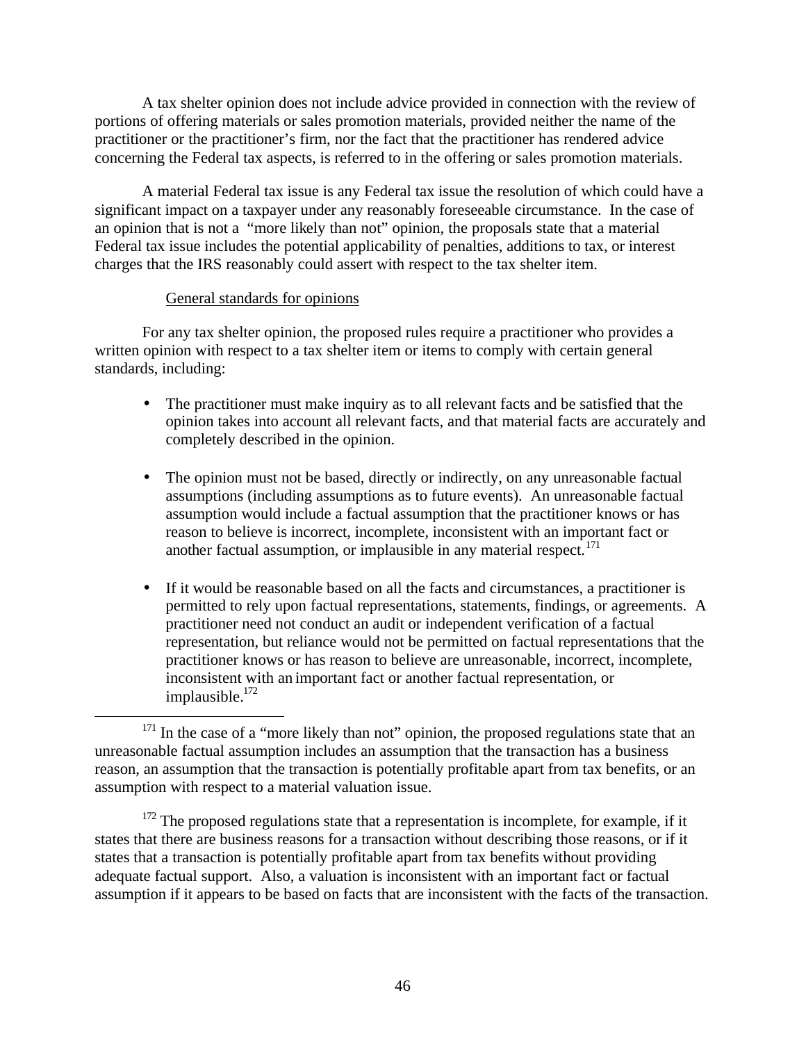A tax shelter opinion does not include advice provided in connection with the review of portions of offering materials or sales promotion materials, provided neither the name of the practitioner or the practitioner's firm, nor the fact that the practitioner has rendered advice concerning the Federal tax aspects, is referred to in the offering or sales promotion materials.

A material Federal tax issue is any Federal tax issue the resolution of which could have a significant impact on a taxpayer under any reasonably foreseeable circumstance. In the case of an opinion that is not a "more likely than not" opinion, the proposals state that a material Federal tax issue includes the potential applicability of penalties, additions to tax, or interest charges that the IRS reasonably could assert with respect to the tax shelter item.

General standards for opinions

For any tax shelter opinion, the proposed rules require a practitioner who provides a written opinion with respect to a tax shelter item or items to comply with certain general standards, including:

- The practitioner must make inquiry as to all relevant facts and be satisfied that the opinion takes into account all relevant facts, and that material facts are accurately and completely described in the opinion.

- The opinion must not be based, directly or indirectly, on any unreasonable factual assumptions (including assumptions as to future events). An unreasonable factual assumption would include a factual assumption that the practitioner knows or has reason to believe is incorrect, incomplete, inconsistent with an important fact or another factual assumption, or implausible in any material respect.[171]

- If it would be reasonable based on all the facts and circumstances, a practitioner is permitted to rely upon factual representations, statements, findings, or agreements. A practitioner need not conduct an audit or independent verification of a factual representation, but reliance would not be permitted on factual representations that the practitioner knows or has reason to believe are unreasonable, incorrect, incomplete, inconsistent with an important fact or another factual representation, or implausible.[172]

---

[171] In the case of a "more likely than not" opinion, the proposed regulations state that an unreasonable factual assumption includes an assumption that the transaction has a business reason, an assumption that the transaction is potentially profitable apart from tax benefits, or an assumption with respect to a material valuation issue.

[172] The proposed regulations state that a representation is incomplete, for example, if it states that there are business reasons for a transaction without describing those reasons, or if it states that a transaction is potentially profitable apart from tax benefits without providing adequate factual support. Also, a valuation is inconsistent with an important fact or factual assumption if it appears to be based on facts that are inconsistent with the facts of the transaction.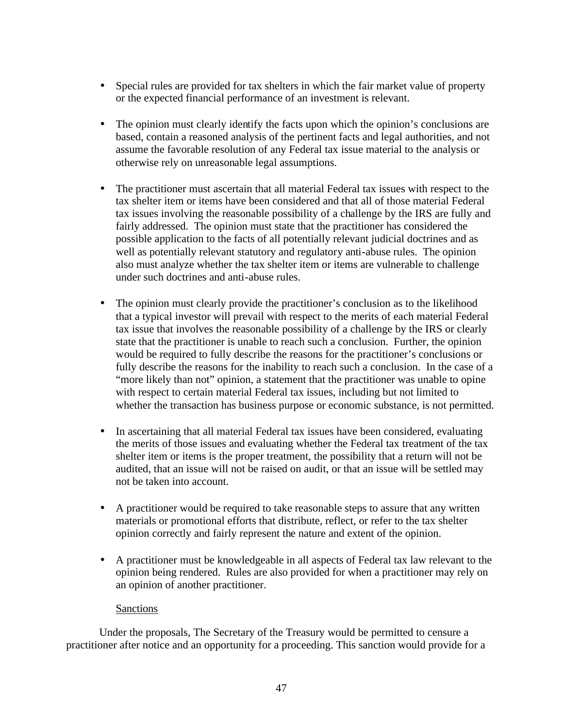- Special rules are provided for tax shelters in which the fair market value of property or the expected financial performance of an investment is relevant.

- The opinion must clearly identify the facts upon which the opinion's conclusions are based, contain a reasoned analysis of the pertinent facts and legal authorities, and not assume the favorable resolution of any Federal tax issue material to the analysis or otherwise rely on unreasonable legal assumptions.

- The practitioner must ascertain that all material Federal tax issues with respect to the tax shelter item or items have been considered and that all of those material Federal tax issues involving the reasonable possibility of a challenge by the IRS are fully and fairly addressed. The opinion must state that the practitioner has considered the possible application to the facts of all potentially relevant judicial doctrines and as well as potentially relevant statutory and regulatory anti-abuse rules. The opinion also must analyze whether the tax shelter item or items are vulnerable to challenge under such doctrines and anti-abuse rules.

- The opinion must clearly provide the practitioner's conclusion as to the likelihood that a typical investor will prevail with respect to the merits of each material Federal tax issue that involves the reasonable possibility of a challenge by the IRS or clearly state that the practitioner is unable to reach such a conclusion. Further, the opinion would be required to fully describe the reasons for the practitioner's conclusions or fully describe the reasons for the inability to reach such a conclusion. In the case of a "more likely than not" opinion, a statement that the practitioner was unable to opine with respect to certain material Federal tax issues, including but not limited to whether the transaction has business purpose or economic substance, is not permitted.

- In ascertaining that all material Federal tax issues have been considered, evaluating the merits of those issues and evaluating whether the Federal tax treatment of the tax shelter item or items is the proper treatment, the possibility that a return will not be audited, that an issue will not be raised on audit, or that an issue will be settled may not be taken into account.

- A practitioner would be required to take reasonable steps to assure that any written materials or promotional efforts that distribute, reflect, or refer to the tax shelter opinion correctly and fairly represent the nature and extent of the opinion.

- A practitioner must be knowledgeable in all aspects of Federal tax law relevant to the opinion being rendered. Rules are also provided for when a practitioner may rely on an opinion of another practitioner.

Sanctions

Under the proposals, The Secretary of the Treasury would be permitted to censure a practitioner after notice and an opportunity for a proceeding. This sanction would provide for a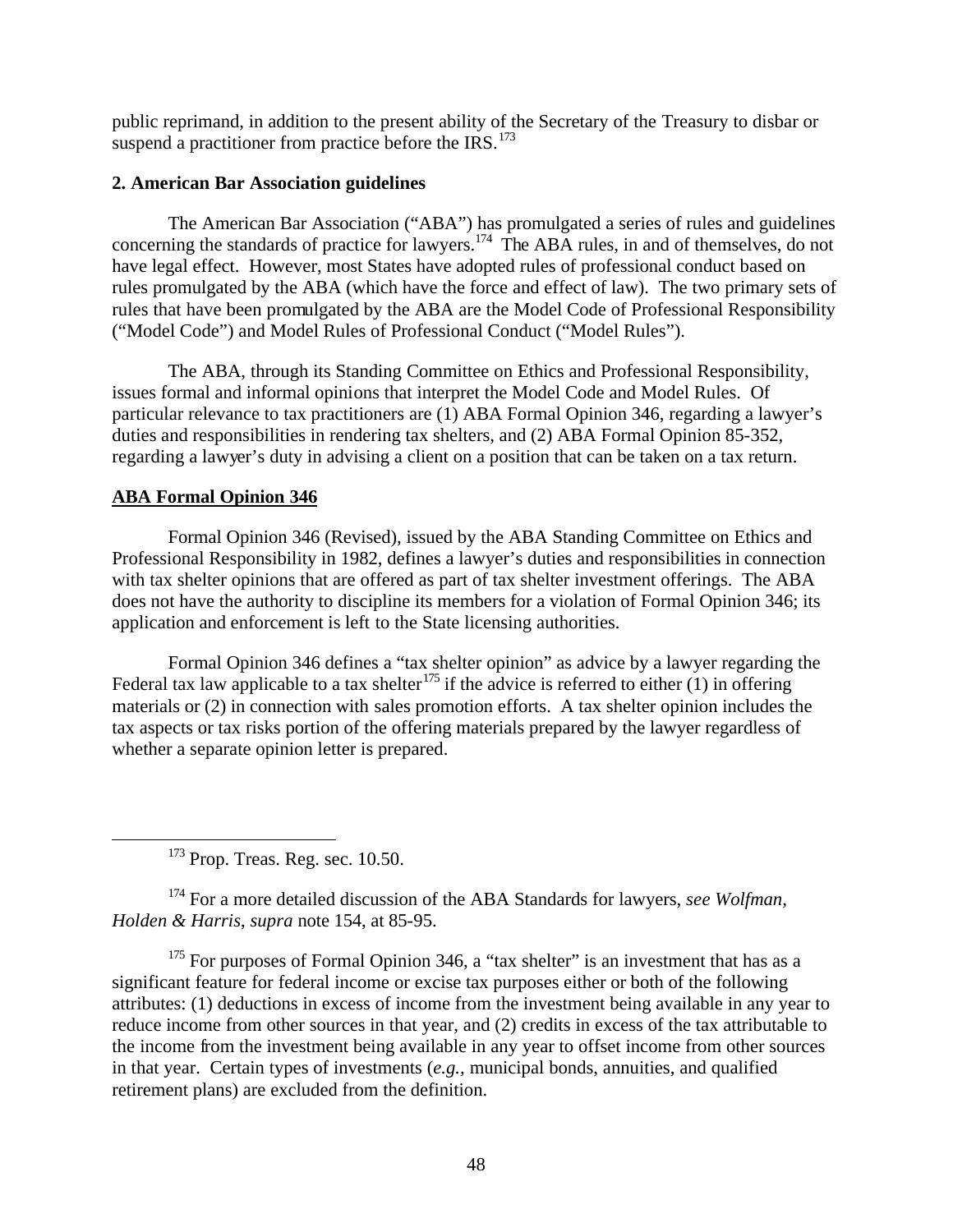public reprimand, in addition to the present ability of the Secretary of the Treasury to disbar or suspend a practitioner from practice before the IRS.[173]

**2. American Bar Association guidelines**

The American Bar Association ("ABA") has promulgated a series of rules and guidelines concerning the standards of practice for lawyers.[174] The ABA rules, in and of themselves, do not have legal effect. However, most States have adopted rules of professional conduct based on rules promulgated by the ABA (which have the force and effect of law). The two primary sets of rules that have been promulgated by the ABA are the Model Code of Professional Responsibility ("Model Code") and Model Rules of Professional Conduct ("Model Rules").

The ABA, through its Standing Committee on Ethics and Professional Responsibility, issues formal and informal opinions that interpret the Model Code and Model Rules. Of particular relevance to tax practitioners are (1) ABA Formal Opinion 346, regarding a lawyer's duties and responsibilities in rendering tax shelters, and (2) ABA Formal Opinion 85-352, regarding a lawyer's duty in advising a client on a position that can be taken on a tax return.

**ABA Formal Opinion 346**

Formal Opinion 346 (Revised), issued by the ABA Standing Committee on Ethics and Professional Responsibility in 1982, defines a lawyer's duties and responsibilities in connection with tax shelter opinions that are offered as part of tax shelter investment offerings. The ABA does not have the authority to discipline its members for a violation of Formal Opinion 346; its application and enforcement is left to the State licensing authorities.

Formal Opinion 346 defines a "tax shelter opinion" as advice by a lawyer regarding the Federal tax law applicable to a tax shelter[175] if the advice is referred to either (1) in offering materials or (2) in connection with sales promotion efforts. A tax shelter opinion includes the tax aspects or tax risks portion of the offering materials prepared by the lawyer regardless of whether a separate opinion letter is prepared.

---

[173] Prop. Treas. Reg. sec. 10.50.

[174] For a more detailed discussion of the ABA Standards for lawyers, *see Wolfman, Holden & Harris, supra* note 154, at 85-95.

[175] For purposes of Formal Opinion 346, a "tax shelter" is an investment that has as a significant feature for federal income or excise tax purposes either or both of the following attributes: (1) deductions in excess of income from the investment being available in any year to reduce income from other sources in that year, and (2) credits in excess of the tax attributable to the income from the investment being available in any year to offset income from other sources in that year. Certain types of investments (*e.g.,* municipal bonds, annuities, and qualified retirement plans) are excluded from the definition.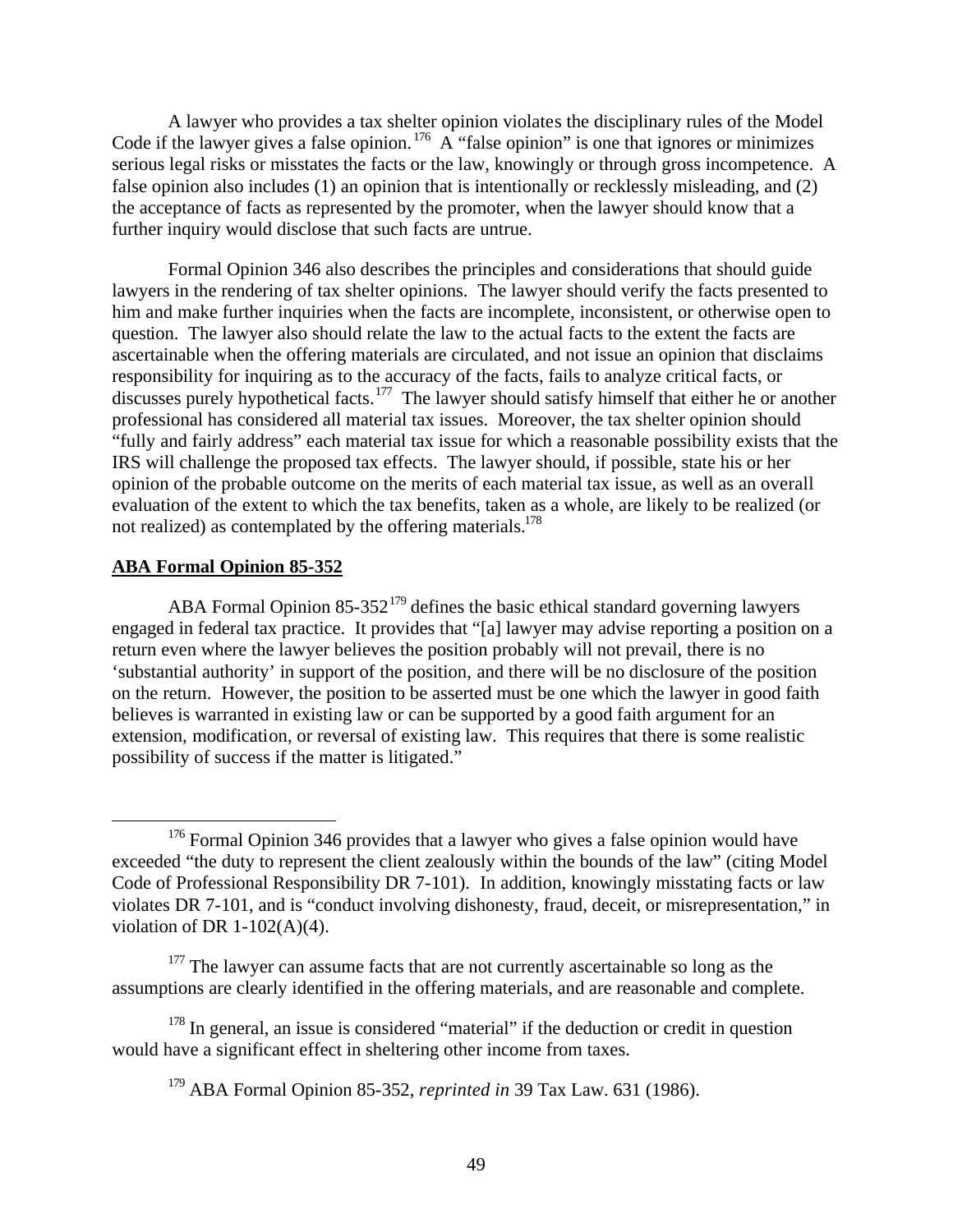A lawyer who provides a tax shelter opinion violates the disciplinary rules of the Model Code if the lawyer gives a false opinion.[176] A "false opinion" is one that ignores or minimizes serious legal risks or misstates the facts or the law, knowingly or through gross incompetence. A false opinion also includes (1) an opinion that is intentionally or recklessly misleading, and (2) the acceptance of facts as represented by the promoter, when the lawyer should know that a further inquiry would disclose that such facts are untrue.

Formal Opinion 346 also describes the principles and considerations that should guide lawyers in the rendering of tax shelter opinions. The lawyer should verify the facts presented to him and make further inquiries when the facts are incomplete, inconsistent, or otherwise open to question. The lawyer also should relate the law to the actual facts to the extent the facts are ascertainable when the offering materials are circulated, and not issue an opinion that disclaims responsibility for inquiring as to the accuracy of the facts, fails to analyze critical facts, or discusses purely hypothetical facts.[177] The lawyer should satisfy himself that either he or another professional has considered all material tax issues. Moreover, the tax shelter opinion should "fully and fairly address" each material tax issue for which a reasonable possibility exists that the IRS will challenge the proposed tax effects. The lawyer should, if possible, state his or her opinion of the probable outcome on the merits of each material tax issue, as well as an overall evaluation of the extent to which the tax benefits, taken as a whole, are likely to be realized (or not realized) as contemplated by the offering materials.[178]

**ABA Formal Opinion 85-352**

ABA Formal Opinion 85-352[179] defines the basic ethical standard governing lawyers engaged in federal tax practice. It provides that "[a] lawyer may advise reporting a position on a return even where the lawyer believes the position probably will not prevail, there is no 'substantial authority' in support of the position, and there will be no disclosure of the position on the return. However, the position to be asserted must be one which the lawyer in good faith believes is warranted in existing law or can be supported by a good faith argument for an extension, modification, or reversal of existing law. This requires that there is some realistic possibility of success if the matter is litigated."

---

[176] Formal Opinion 346 provides that a lawyer who gives a false opinion would have exceeded "the duty to represent the client zealously within the bounds of the law" (citing Model Code of Professional Responsibility DR 7-101). In addition, knowingly misstating facts or law violates DR 7-101, and is "conduct involving dishonesty, fraud, deceit, or misrepresentation," in violation of DR 1-102(A)(4).

[177] The lawyer can assume facts that are not currently ascertainable so long as the assumptions are clearly identified in the offering materials, and are reasonable and complete.

[178] In general, an issue is considered "material" if the deduction or credit in question would have a significant effect in sheltering other income from taxes.

[179] ABA Formal Opinion 85-352, *reprinted in* 39 Tax Law. 631 (1986).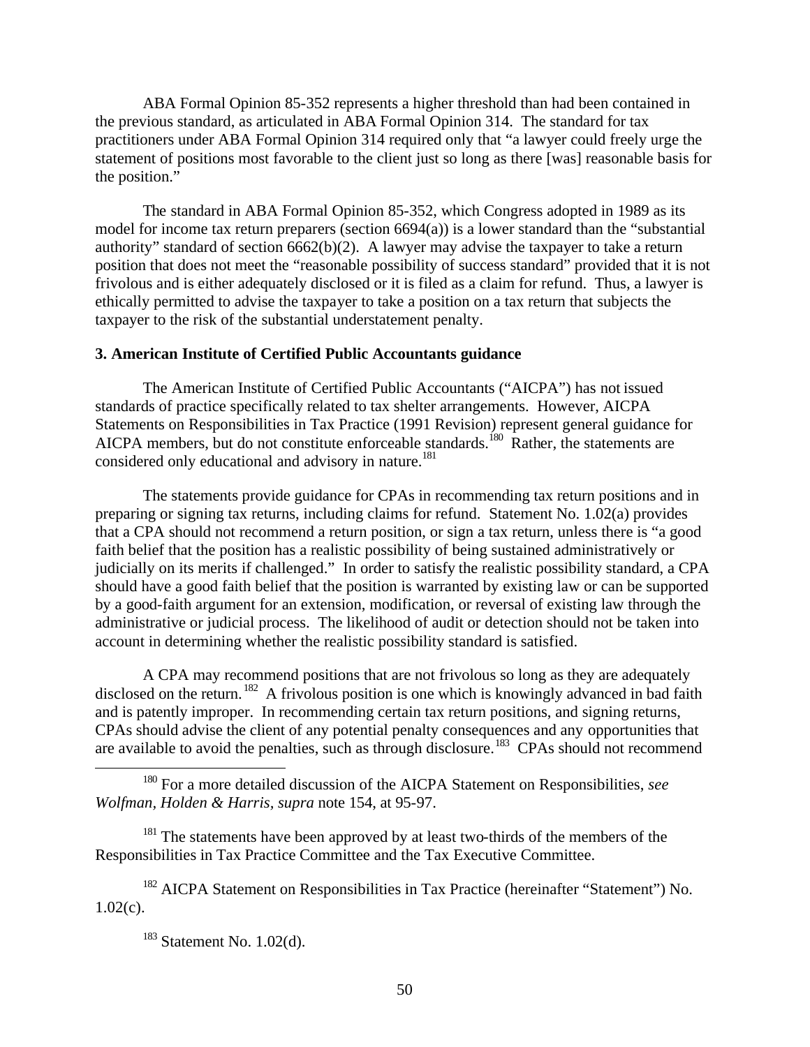ABA Formal Opinion 85-352 represents a higher threshold than had been contained in the previous standard, as articulated in ABA Formal Opinion 314. The standard for tax practitioners under ABA Formal Opinion 314 required only that "a lawyer could freely urge the statement of positions most favorable to the client just so long as there [was] reasonable basis for the position."

The standard in ABA Formal Opinion 85-352, which Congress adopted in 1989 as its model for income tax return preparers (section 6694(a)) is a lower standard than the "substantial authority" standard of section 6662(b)(2). A lawyer may advise the taxpayer to take a return position that does not meet the "reasonable possibility of success standard" provided that it is not frivolous and is either adequately disclosed or it is filed as a claim for refund. Thus, a lawyer is ethically permitted to advise the taxpayer to take a position on a tax return that subjects the taxpayer to the risk of the substantial understatement penalty.

### 3. American Institute of Certified Public Accountants guidance

The American Institute of Certified Public Accountants ("AICPA") has not issued standards of practice specifically related to tax shelter arrangements. However, AICPA Statements on Responsibilities in Tax Practice (1991 Revision) represent general guidance for AICPA members, but do not constitute enforceable standards.[180] Rather, the statements are considered only educational and advisory in nature.[181]

The statements provide guidance for CPAs in recommending tax return positions and in preparing or signing tax returns, including claims for refund. Statement No. 1.02(a) provides that a CPA should not recommend a return position, or sign a tax return, unless there is "a good faith belief that the position has a realistic possibility of being sustained administratively or judicially on its merits if challenged." In order to satisfy the realistic possibility standard, a CPA should have a good faith belief that the position is warranted by existing law or can be supported by a good-faith argument for an extension, modification, or reversal of existing law through the administrative or judicial process. The likelihood of audit or detection should not be taken into account in determining whether the realistic possibility standard is satisfied.

A CPA may recommend positions that are not frivolous so long as they are adequately disclosed on the return.[182] A frivolous position is one which is knowingly advanced in bad faith and is patently improper. In recommending certain tax return positions, and signing returns, CPAs should advise the client of any potential penalty consequences and any opportunities that are available to avoid the penalties, such as through disclosure.[183] CPAs should not recommend

[180] For a more detailed discussion of the AICPA Statement on Responsibilities, *see Wolfman, Holden & Harris*, *supra* note 154, at 95-97.

[181] The statements have been approved by at least two-thirds of the members of the Responsibilities in Tax Practice Committee and the Tax Executive Committee.

[182] AICPA Statement on Responsibilities in Tax Practice (hereinafter "Statement") No. 1.02(c).

[183] Statement No. 1.02(d).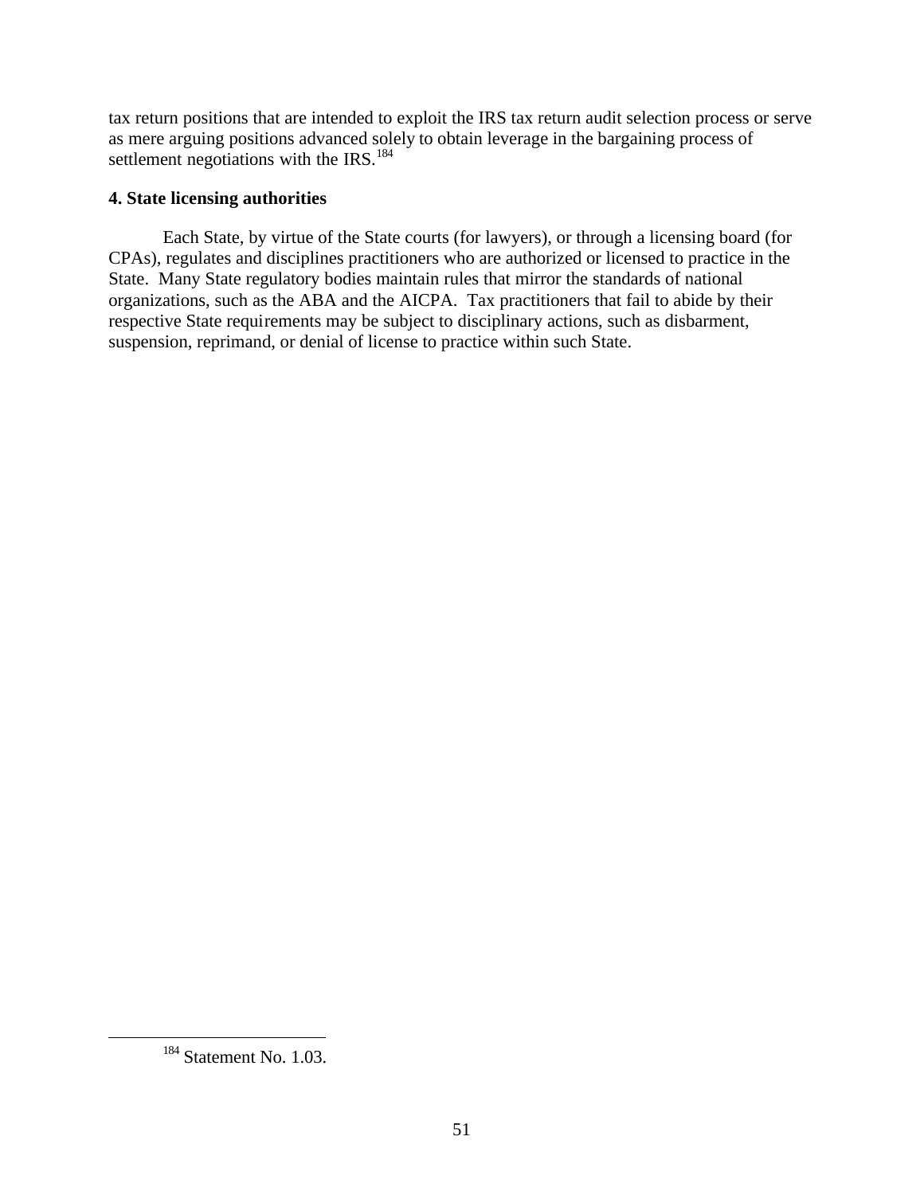tax return positions that are intended to exploit the IRS tax return audit selection process or serve as mere arguing positions advanced solely to obtain leverage in the bargaining process of settlement negotiations with the IRS.[184]

**4. State licensing authorities**

Each State, by virtue of the State courts (for lawyers), or through a licensing board (for CPAs), regulates and disciplines practitioners who are authorized or licensed to practice in the State. Many State regulatory bodies maintain rules that mirror the standards of national organizations, such as the ABA and the AICPA. Tax practitioners that fail to abide by their respective State requirements may be subject to disciplinary actions, such as disbarment, suspension, reprimand, or denial of license to practice within such State.

---

[184] Statement No. 1.03.